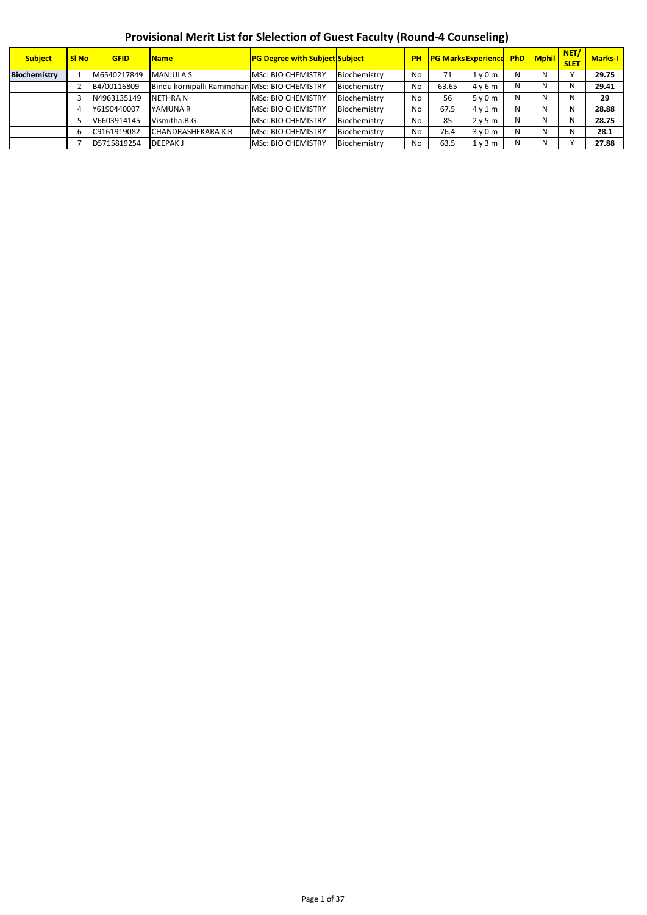# Provisional Merit List for Slelection of Guest Faculty (Round-4 Counseling)

| Subject | Sl No | GFID | Name | PG Degree with Subject | Subject | PH | PG Marks | Experience | PhD | Mphil | NET/ SLET | Marks-I |
|---|---|---|---|---|---|---|---|---|---|---|---|---|
| Biochemistry | 1 | M6540217849 | MANJULA S | MSc: BIO CHEMISTRY | Biochemistry | No | 71 | 1 y 0 m | N | N | Y | 29.75 |
| | 2 | B4/00116809 | Bindu kornipalli Rammohan | MSc: BIO CHEMISTRY | Biochemistry | No | 63.65 | 4 y 6 m | N | N | N | 29.41 |
| | 3 | N4963135149 | NETHRA N | MSc: BIO CHEMISTRY | Biochemistry | No | 56 | 5 y 0 m | N | N | N | 29 |
| | 4 | Y6190440007 | YAMUNA R | MSc: BIO CHEMISTRY | Biochemistry | No | 67.5 | 4 y 1 m | N | N | N | 28.88 |
| | 5 | V6603914145 | Vismitha.B.G | MSc: BIO CHEMISTRY | Biochemistry | No | 85 | 2 y 5 m | N | N | N | 28.75 |
| | 6 | C9161919082 | CHANDRASHEKARA K B | MSc: BIO CHEMISTRY | Biochemistry | No | 76.4 | 3 y 0 m | N | N | N | 28.1 |
| | 7 | D5715819254 | DEEPAK J | MSc: BIO CHEMISTRY | Biochemistry | No | 63.5 | 1 y 3 m | N | N | Y | 27.88 |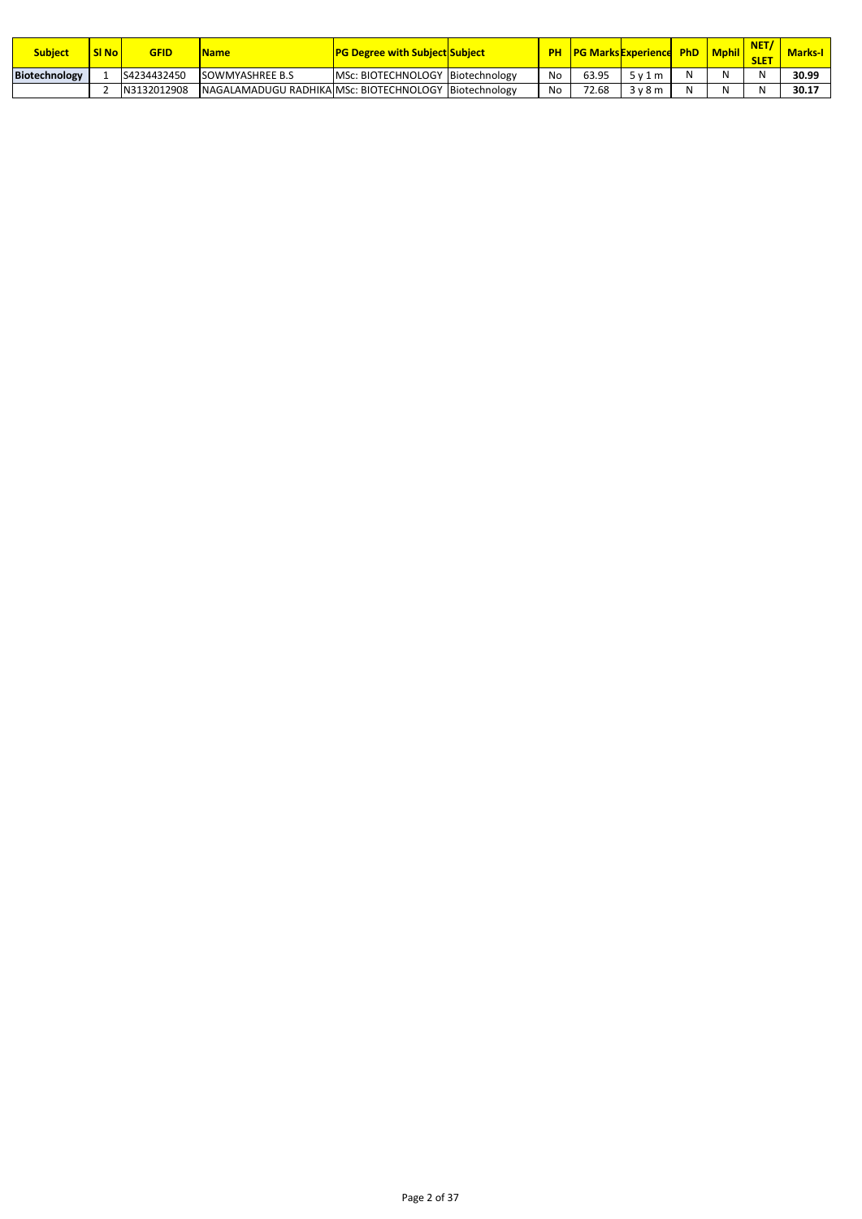| Subject | Sl No | GFID | Name | PG Degree with Subject | Subject | PH | PG Marks | Experience | PhD | Mphil | NET/ SLET | Marks-I |
|---|---|---|---|---|---|---|---|---|---|---|---|---|
| **Biotechnology** | 1 | S4234432450 | SOWMYASHREE B.S | MSc: BIOTECHNOLOGY | Biotechnology | No | 63.95 | 5 y 1 m | N | N | N | **30.99** |
| | 2 | N3132012908 | NAGALAMADUGU RADHIKA | MSc: BIOTECHNOLOGY | Biotechnology | No | 72.68 | 3 y 8 m | N | N | N | **30.17** |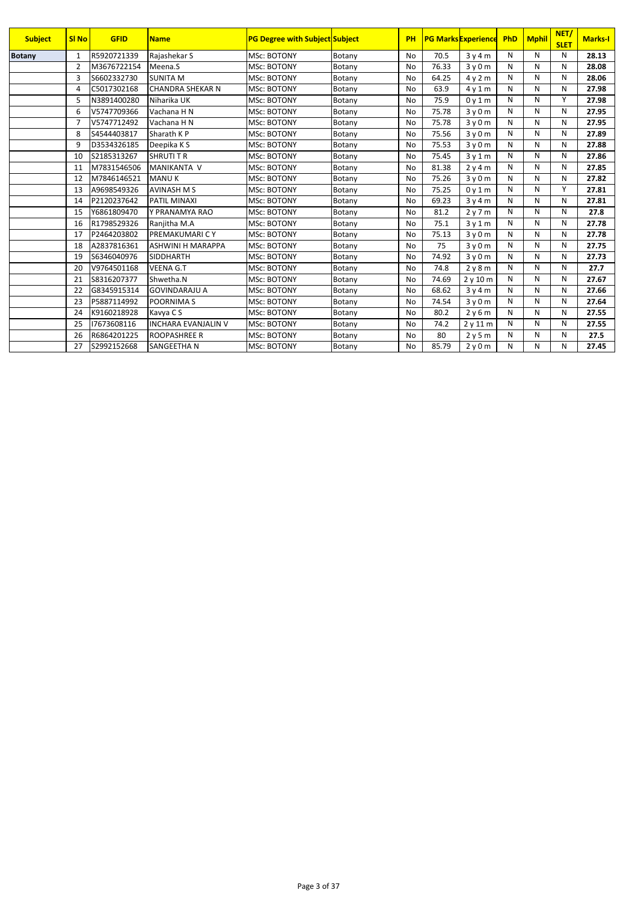| Subject | Sl No | GFID | Name | PG Degree with Subject | Subject | PH | PG Marks | Experience | PhD | Mphil | NET/ SLET | Marks-I |
|---|---|---|---|---|---|---|---|---|---|---|---|---|
| Botany | 1 | R5920721339 | Rajashekar S | MSc: BOTONY | Botany | No | 70.5 | 3 y 4 m | N | N | N | 28.13 |
| | 2 | M3676722154 | Meena.S | MSc: BOTONY | Botany | No | 76.33 | 3 y 0 m | N | N | N | 28.08 |
| | 3 | S6602332730 | SUNITA M | MSc: BOTONY | Botany | No | 64.25 | 4 y 2 m | N | N | N | 28.06 |
| | 4 | C5017302168 | CHANDRA SHEKAR N | MSc: BOTONY | Botany | No | 63.9 | 4 y 1 m | N | N | N | 27.98 |
| | 5 | N3891400280 | Niharika UK | MSc: BOTONY | Botany | No | 75.9 | 0 y 1 m | N | N | Y | 27.98 |
| | 6 | V5747709366 | Vachana H N | MSc: BOTONY | Botany | No | 75.78 | 3 y 0 m | N | N | N | 27.95 |
| | 7 | V5747712492 | Vachana H N | MSc: BOTONY | Botany | No | 75.78 | 3 y 0 m | N | N | N | 27.95 |
| | 8 | S4544403817 | Sharath K P | MSc: BOTONY | Botany | No | 75.56 | 3 y 0 m | N | N | N | 27.89 |
| | 9 | D3534326185 | Deepika K S | MSc: BOTONY | Botany | No | 75.53 | 3 y 0 m | N | N | N | 27.88 |
| | 10 | S2185313267 | SHRUTI T R | MSc: BOTONY | Botany | No | 75.45 | 3 y 1 m | N | N | N | 27.86 |
| | 11 | M7831546506 | MANIKANTA V | MSc: BOTONY | Botany | No | 81.38 | 2 y 4 m | N | N | N | 27.85 |
| | 12 | M7846146521 | MANU K | MSc: BOTONY | Botany | No | 75.26 | 3 y 0 m | N | N | N | 27.82 |
| | 13 | A9698549326 | AVINASH M S | MSc: BOTONY | Botany | No | 75.25 | 0 y 1 m | N | N | Y | 27.81 |
| | 14 | P2120237642 | PATIL MINAXI | MSc: BOTONY | Botany | No | 69.23 | 3 y 4 m | N | N | N | 27.81 |
| | 15 | Y6861809470 | Y PRANAMYA RAO | MSc: BOTONY | Botany | No | 81.2 | 2 y 7 m | N | N | N | 27.8 |
| | 16 | R1798529326 | Ranjitha M.A | MSc: BOTONY | Botany | No | 75.1 | 3 y 1 m | N | N | N | 27.78 |
| | 17 | P2464203802 | PREMAKUMARI C Y | MSc: BOTONY | Botany | No | 75.13 | 3 y 0 m | N | N | N | 27.78 |
| | 18 | A2837816361 | ASHWINI H MARAPPA | MSc: BOTONY | Botany | No | 75 | 3 y 0 m | N | N | N | 27.75 |
| | 19 | S6346040976 | SIDDHARTH | MSc: BOTONY | Botany | No | 74.92 | 3 y 0 m | N | N | N | 27.73 |
| | 20 | V9764501168 | VEENA G.T | MSc: BOTONY | Botany | No | 74.8 | 2 y 8 m | N | N | N | 27.7 |
| | 21 | S8316207377 | Shwetha.N | MSc: BOTONY | Botany | No | 74.69 | 2 y 10 m | N | N | N | 27.67 |
| | 22 | G8345915314 | GOVINDARAJU A | MSc: BOTONY | Botany | No | 68.62 | 3 y 4 m | N | N | N | 27.66 |
| | 23 | P5887114992 | POORNIMA S | MSc: BOTONY | Botany | No | 74.54 | 3 y 0 m | N | N | N | 27.64 |
| | 24 | K9160218928 | Kavya C S | MSc: BOTONY | Botany | No | 80.2 | 2 y 6 m | N | N | N | 27.55 |
| | 25 | I7673608116 | INCHARA EVANJALIN V | MSc: BOTONY | Botany | No | 74.2 | 2 y 11 m | N | N | N | 27.55 |
| | 26 | R6864201225 | ROOPASHREE R | MSc: BOTONY | Botany | No | 80 | 2 y 5 m | N | N | N | 27.5 |
| | 27 | S2992152668 | SANGEETHA N | MSc: BOTONY | Botany | No | 85.79 | 2 y 0 m | N | N | N | 27.45 |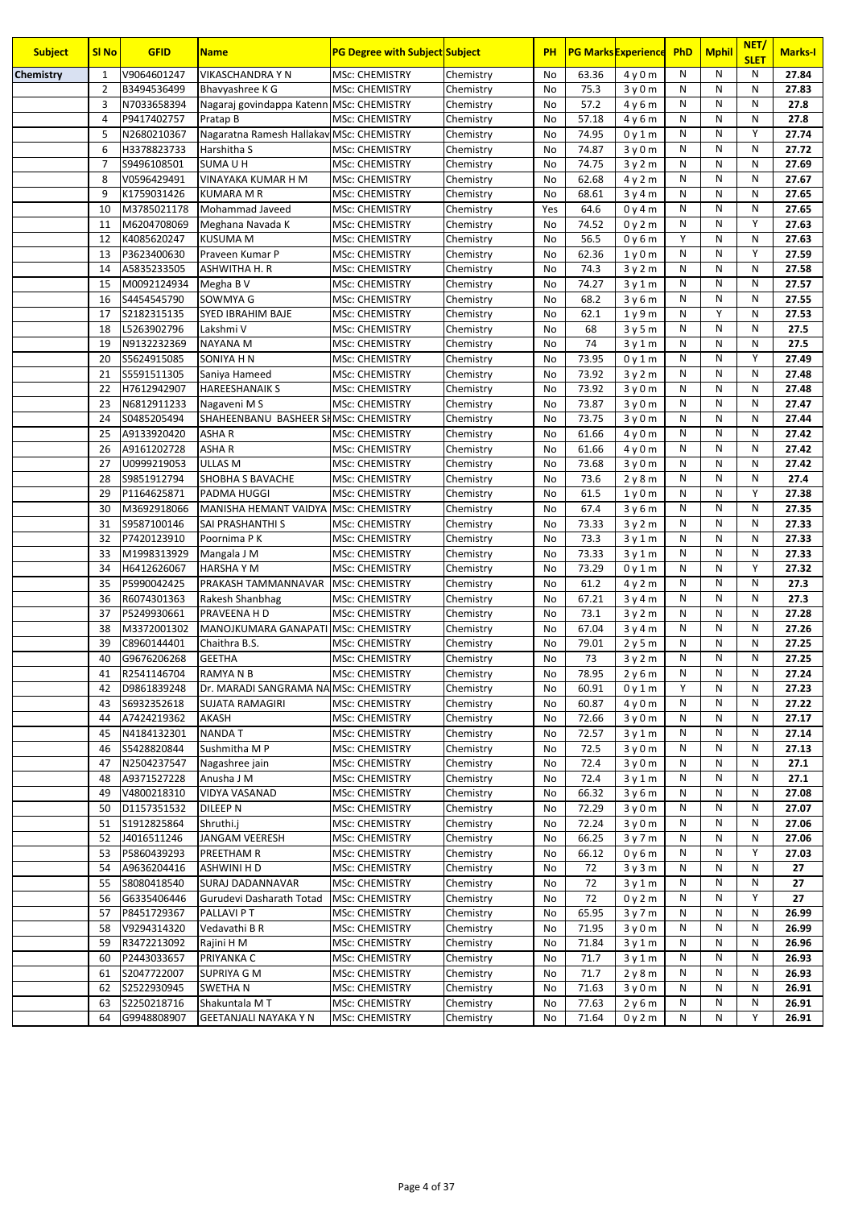| Subject | Sl No | GFID | Name | PG Degree with Subject | Subject | PH | PG Marks | Experience | PhD | Mphil | NET/ SLET | Marks-I |
|---|---|---|---|---|---|---|---|---|---|---|---|---|
| Chemistry | 1 | V9064601247 | VIKASCHANDRA Y N | MSc: CHEMISTRY | Chemistry | No | 63.36 | 4 y 0 m | N | N | N | 27.84 |
| | 2 | B3494536499 | Bhavyashree K G | MSc: CHEMISTRY | Chemistry | No | 75.3 | 3 y 0 m | N | N | N | 27.83 |
| | 3 | N7033658394 | Nagaraj govindappa Katenn | MSc: CHEMISTRY | Chemistry | No | 57.2 | 4 y 6 m | N | N | N | 27.8 |
| | 4 | P9417402757 | Pratap B | MSc: CHEMISTRY | Chemistry | No | 57.18 | 4 y 6 m | N | N | N | 27.8 |
| | 5 | N2680210367 | Nagaratna Ramesh Hallakav | MSc: CHEMISTRY | Chemistry | No | 74.95 | 0 y 1 m | N | N | Y | 27.74 |
| | 6 | H3378823733 | Harshitha S | MSc: CHEMISTRY | Chemistry | No | 74.87 | 3 y 0 m | N | N | N | 27.72 |
| | 7 | S9496108501 | SUMA U H | MSc: CHEMISTRY | Chemistry | No | 74.75 | 3 y 2 m | N | N | N | 27.69 |
| | 8 | V0596429491 | VINAYAKA KUMAR H M | MSc: CHEMISTRY | Chemistry | No | 62.68 | 4 y 2 m | N | N | N | 27.67 |
| | 9 | K1759031426 | KUMARA M R | MSc: CHEMISTRY | Chemistry | No | 68.61 | 3 y 4 m | N | N | N | 27.65 |
| | 10 | M3785021178 | Mohammad Javeed | MSc: CHEMISTRY | Chemistry | Yes | 64.6 | 0 y 4 m | N | N | N | 27.65 |
| | 11 | M6204708069 | Meghana Navada K | MSc: CHEMISTRY | Chemistry | No | 74.52 | 0 y 2 m | N | N | Y | 27.63 |
| | 12 | K4085620247 | KUSUMA M | MSc: CHEMISTRY | Chemistry | No | 56.5 | 0 y 6 m | Y | N | N | 27.63 |
| | 13 | P3623400630 | Praveen Kumar P | MSc: CHEMISTRY | Chemistry | No | 62.36 | 1 y 0 m | N | N | Y | 27.59 |
| | 14 | A5835233505 | ASHWITHA H. R | MSc: CHEMISTRY | Chemistry | No | 74.3 | 3 y 2 m | N | N | N | 27.58 |
| | 15 | M0092124934 | Megha B V | MSc: CHEMISTRY | Chemistry | No | 74.27 | 3 y 1 m | N | N | N | 27.57 |
| | 16 | S4454545790 | SOWMYA G | MSc: CHEMISTRY | Chemistry | No | 68.2 | 3 y 6 m | N | N | N | 27.55 |
| | 17 | S2182315135 | SYED IBRAHIM BAJE | MSc: CHEMISTRY | Chemistry | No | 62.1 | 1 y 9 m | N | Y | N | 27.53 |
| | 18 | L5263902796 | Lakshmi V | MSc: CHEMISTRY | Chemistry | No | 68 | 3 y 5 m | N | N | N | 27.5 |
| | 19 | N9132232369 | NAYANA M | MSc: CHEMISTRY | Chemistry | No | 74 | 3 y 1 m | N | N | N | 27.5 |
| | 20 | S5624915085 | SONIYA H N | MSc: CHEMISTRY | Chemistry | No | 73.95 | 0 y 1 m | N | N | Y | 27.49 |
| | 21 | S5591511305 | Saniya Hameed | MSc: CHEMISTRY | Chemistry | No | 73.92 | 3 y 2 m | N | N | N | 27.48 |
| | 22 | H7612942907 | HAREESHANAIK S | MSc: CHEMISTRY | Chemistry | No | 73.92 | 3 y 0 m | N | N | N | 27.48 |
| | 23 | N6812911233 | Nagaveni M S | MSc: CHEMISTRY | Chemistry | No | 73.87 | 3 y 0 m | N | N | N | 27.47 |
| | 24 | S0485205494 | SHAHEENBANU BASHEER SH | MSc: CHEMISTRY | Chemistry | No | 73.75 | 3 y 0 m | N | N | N | 27.44 |
| | 25 | A9133920420 | ASHA R | MSc: CHEMISTRY | Chemistry | No | 61.66 | 4 y 0 m | N | N | N | 27.42 |
| | 26 | A9161202728 | ASHA R | MSc: CHEMISTRY | Chemistry | No | 61.66 | 4 y 0 m | N | N | N | 27.42 |
| | 27 | U0999219053 | ULLAS M | MSc: CHEMISTRY | Chemistry | No | 73.68 | 3 y 0 m | N | N | N | 27.42 |
| | 28 | S9851912794 | SHOBHA S BAVACHE | MSc: CHEMISTRY | Chemistry | No | 73.6 | 2 y 8 m | N | N | N | 27.4 |
| | 29 | P1164625871 | PADMA HUGGI | MSc: CHEMISTRY | Chemistry | No | 61.5 | 1 y 0 m | N | N | Y | 27.38 |
| | 30 | M3692918066 | MANISHA HEMANT VAIDYA | MSc: CHEMISTRY | Chemistry | No | 67.4 | 3 y 6 m | N | N | N | 27.35 |
| | 31 | S9587100146 | SAI PRASHANTHI S | MSc: CHEMISTRY | Chemistry | No | 73.33 | 3 y 2 m | N | N | N | 27.33 |
| | 32 | P7420123910 | Poornima P K | MSc: CHEMISTRY | Chemistry | No | 73.3 | 3 y 1 m | N | N | N | 27.33 |
| | 33 | M1998313929 | Mangala J M | MSc: CHEMISTRY | Chemistry | No | 73.33 | 3 y 1 m | N | N | N | 27.33 |
| | 34 | H6412626067 | HARSHA Y M | MSc: CHEMISTRY | Chemistry | No | 73.29 | 0 y 1 m | N | N | Y | 27.32 |
| | 35 | P5990042425 | PRAKASH TAMMANNAVAR | MSc: CHEMISTRY | Chemistry | No | 61.2 | 4 y 2 m | N | N | N | 27.3 |
| | 36 | R6074301363 | Rakesh Shanbhag | MSc: CHEMISTRY | Chemistry | No | 67.21 | 3 y 4 m | N | N | N | 27.3 |
| | 37 | P5249930661 | PRAVEENA H D | MSc: CHEMISTRY | Chemistry | No | 73.1 | 3 y 2 m | N | N | N | 27.28 |
| | 38 | M3372001302 | MANOJKUMARA GANAPATI | MSc: CHEMISTRY | Chemistry | No | 67.04 | 3 y 4 m | N | N | N | 27.26 |
| | 39 | C8960144401 | Chaithra B.S. | MSc: CHEMISTRY | Chemistry | No | 79.01 | 2 y 5 m | N | N | N | 27.25 |
| | 40 | G9676206268 | GEETHA | MSc: CHEMISTRY | Chemistry | No | 73 | 3 y 2 m | N | N | N | 27.25 |
| | 41 | R2541146704 | RAMYA N B | MSc: CHEMISTRY | Chemistry | No | 78.95 | 2 y 6 m | N | N | N | 27.24 |
| | 42 | D9861839248 | Dr. MARADI SANGRAMA NA | MSc: CHEMISTRY | Chemistry | No | 60.91 | 0 y 1 m | Y | N | N | 27.23 |
| | 43 | S6932352618 | SUJATA RAMAGIRI | MSc: CHEMISTRY | Chemistry | No | 60.87 | 4 y 0 m | N | N | N | 27.22 |
| | 44 | A7424219362 | AKASH | MSc: CHEMISTRY | Chemistry | No | 72.66 | 3 y 0 m | N | N | N | 27.17 |
| | 45 | N4184132301 | NANDA T | MSc: CHEMISTRY | Chemistry | No | 72.57 | 3 y 1 m | N | N | N | 27.14 |
| | 46 | S5428820844 | Sushmitha M P | MSc: CHEMISTRY | Chemistry | No | 72.5 | 3 y 0 m | N | N | N | 27.13 |
| | 47 | N2504237547 | Nagashree jain | MSc: CHEMISTRY | Chemistry | No | 72.4 | 3 y 0 m | N | N | N | 27.1 |
| | 48 | A9371527228 | Anusha J M | MSc: CHEMISTRY | Chemistry | No | 72.4 | 3 y 1 m | N | N | N | 27.1 |
| | 49 | V4800218310 | VIDYA VASANAD | MSc: CHEMISTRY | Chemistry | No | 66.32 | 3 y 6 m | N | N | N | 27.08 |
| | 50 | D1157351532 | DILEEP N | MSc: CHEMISTRY | Chemistry | No | 72.29 | 3 y 0 m | N | N | N | 27.07 |
| | 51 | S1912825864 | Shruthi.j | MSc: CHEMISTRY | Chemistry | No | 72.24 | 3 y 0 m | N | N | N | 27.06 |
| | 52 | J4016511246 | JANGAM VEERESH | MSc: CHEMISTRY | Chemistry | No | 66.25 | 3 y 7 m | N | N | N | 27.06 |
| | 53 | P5860439293 | PREETHAM R | MSc: CHEMISTRY | Chemistry | No | 66.12 | 0 y 6 m | N | N | Y | 27.03 |
| | 54 | A9636204416 | ASHWINI H D | MSc: CHEMISTRY | Chemistry | No | 72 | 3 y 3 m | N | N | N | 27 |
| | 55 | S8080418540 | SURAJ DADANNAVAR | MSc: CHEMISTRY | Chemistry | No | 72 | 3 y 1 m | N | N | N | 27 |
| | 56 | G6335406446 | Gurudevi Dasharath Totad | MSc: CHEMISTRY | Chemistry | No | 72 | 0 y 2 m | N | N | Y | 27 |
| | 57 | P8451729367 | PALLAVI P T | MSc: CHEMISTRY | Chemistry | No | 65.95 | 3 y 7 m | N | N | N | 26.99 |
| | 58 | V9294314320 | Vedavathi B R | MSc: CHEMISTRY | Chemistry | No | 71.95 | 3 y 0 m | N | N | N | 26.99 |
| | 59 | R3472213092 | Rajini H M | MSc: CHEMISTRY | Chemistry | No | 71.84 | 3 y 1 m | N | N | N | 26.96 |
| | 60 | P2443033657 | PRIYANKA C | MSc: CHEMISTRY | Chemistry | No | 71.7 | 3 y 1 m | N | N | N | 26.93 |
| | 61 | S2047722007 | SUPRIYA G M | MSc: CHEMISTRY | Chemistry | No | 71.7 | 2 y 8 m | N | N | N | 26.93 |
| | 62 | S2522930945 | SWETHA N | MSc: CHEMISTRY | Chemistry | No | 71.63 | 3 y 0 m | N | N | N | 26.91 |
| | 63 | S2250218716 | Shakuntala M T | MSc: CHEMISTRY | Chemistry | No | 77.63 | 2 y 6 m | N | N | N | 26.91 |
| | 64 | G9948808907 | GEETANJALI NAYAKA Y N | MSc: CHEMISTRY | Chemistry | No | 71.64 | 0 y 2 m | N | N | Y | 26.91 |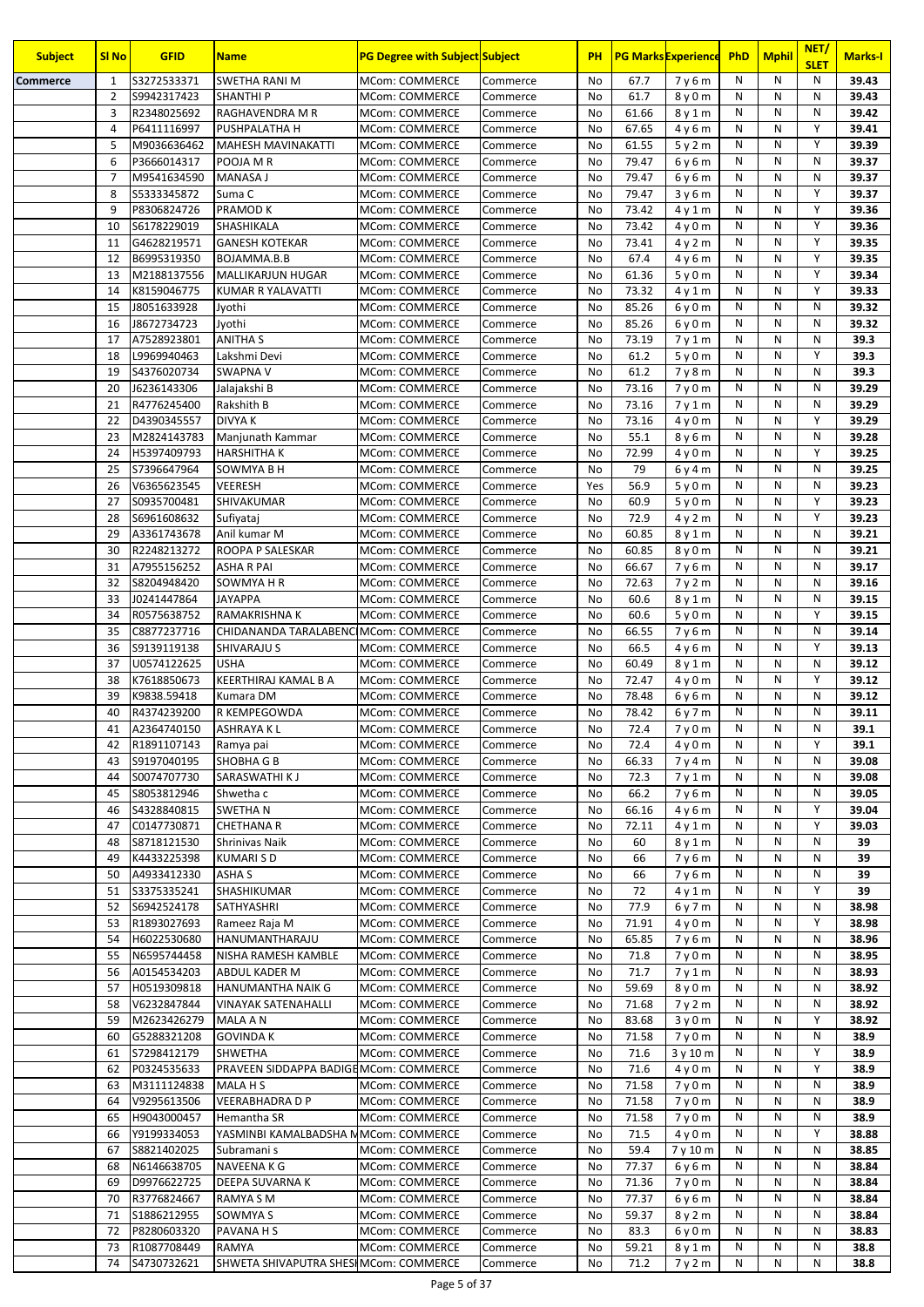| Subject | Sl No | GFID | Name | PG Degree with Subject | Subject | PH | PG Marks | Experience | PhD | Mphil | NET/ SLET | Marks-I |
|---|---|---|---|---|---|---|---|---|---|---|---|---|
| Commerce | 1 | S3272533371 | SWETHA RANI M | MCom: COMMERCE | Commerce | No | 67.7 | 7 y 6 m | N | N | N | 39.43 |
| | 2 | S9942317423 | SHANTHI P | MCom: COMMERCE | Commerce | No | 61.7 | 8 y 0 m | N | N | N | 39.43 |
| | 3 | R2348025692 | RAGHAVENDRA M R | MCom: COMMERCE | Commerce | No | 61.66 | 8 y 1 m | N | N | N | 39.42 |
| | 4 | P6411116997 | PUSHPALATHA H | MCom: COMMERCE | Commerce | No | 67.65 | 4 y 6 m | N | N | Y | 39.41 |
| | 5 | M9036636462 | MAHESH MAVINAKATTI | MCom: COMMERCE | Commerce | No | 61.55 | 5 y 2 m | N | N | Y | 39.39 |
| | 6 | P3666014317 | POOJA M R | MCom: COMMERCE | Commerce | No | 79.47 | 6 y 6 m | N | N | N | 39.37 |
| | 7 | M9541634590 | MANASA J | MCom: COMMERCE | Commerce | No | 79.47 | 6 y 6 m | N | N | N | 39.37 |
| | 8 | S5333345872 | Suma C | MCom: COMMERCE | Commerce | No | 79.47 | 3 y 6 m | N | N | Y | 39.37 |
| | 9 | P8306824726 | PRAMOD K | MCom: COMMERCE | Commerce | No | 73.42 | 4 y 1 m | N | N | Y | 39.36 |
| | 10 | S6178229019 | SHASHIKALA | MCom: COMMERCE | Commerce | No | 73.42 | 4 y 0 m | N | N | Y | 39.36 |
| | 11 | G4628219571 | GANESH KOTEKAR | MCom: COMMERCE | Commerce | No | 73.41 | 4 y 2 m | N | N | Y | 39.35 |
| | 12 | B6995319350 | BOJAMMA.B.B | MCom: COMMERCE | Commerce | No | 67.4 | 4 y 6 m | N | N | Y | 39.35 |
| | 13 | M2188137556 | MALLIKARJUN HUGAR | MCom: COMMERCE | Commerce | No | 61.36 | 5 y 0 m | N | N | Y | 39.34 |
| | 14 | K8159046775 | KUMAR R YALAVATTI | MCom: COMMERCE | Commerce | No | 73.32 | 4 y 1 m | N | N | Y | 39.33 |
| | 15 | J8051633928 | Jyothi | MCom: COMMERCE | Commerce | No | 85.26 | 6 y 0 m | N | N | N | 39.32 |
| | 16 | J8672734723 | Jyothi | MCom: COMMERCE | Commerce | No | 85.26 | 6 y 0 m | N | N | N | 39.32 |
| | 17 | A7528923801 | ANITHA S | MCom: COMMERCE | Commerce | No | 73.19 | 7 y 1 m | N | N | N | 39.3 |
| | 18 | L9969940463 | Lakshmi Devi | MCom: COMMERCE | Commerce | No | 61.2 | 5 y 0 m | N | N | Y | 39.3 |
| | 19 | S4376020734 | SWAPNA V | MCom: COMMERCE | Commerce | No | 61.2 | 7 y 8 m | N | N | N | 39.3 |
| | 20 | J6236143306 | Jalajakshi B | MCom: COMMERCE | Commerce | No | 73.16 | 7 y 0 m | N | N | N | 39.29 |
| | 21 | R4776245400 | Rakshith B | MCom: COMMERCE | Commerce | No | 73.16 | 7 y 1 m | N | N | N | 39.29 |
| | 22 | D4390345557 | DIVYA K | MCom: COMMERCE | Commerce | No | 73.16 | 4 y 0 m | N | N | Y | 39.29 |
| | 23 | M2824143783 | Manjunath Kammar | MCom: COMMERCE | Commerce | No | 55.1 | 8 y 6 m | N | N | N | 39.28 |
| | 24 | H5397409793 | HARSHITHA K | MCom: COMMERCE | Commerce | No | 72.99 | 4 y 0 m | N | N | Y | 39.25 |
| | 25 | S7396647964 | SOWMYA B H | MCom: COMMERCE | Commerce | No | 79 | 6 y 4 m | N | N | N | 39.25 |
| | 26 | V6365623545 | VEERESH | MCom: COMMERCE | Commerce | Yes | 56.9 | 5 y 0 m | N | N | N | 39.23 |
| | 27 | S0935700481 | SHIVAKUMAR | MCom: COMMERCE | Commerce | No | 60.9 | 5 y 0 m | N | N | Y | 39.23 |
| | 28 | S6961608632 | Sufiyataj | MCom: COMMERCE | Commerce | No | 72.9 | 4 y 2 m | N | N | Y | 39.23 |
| | 29 | A3361743678 | Anil kumar M | MCom: COMMERCE | Commerce | No | 60.85 | 8 y 1 m | N | N | N | 39.21 |
| | 30 | R2248213272 | ROOPA P SALESKAR | MCom: COMMERCE | Commerce | No | 60.85 | 8 y 0 m | N | N | N | 39.21 |
| | 31 | A7955156252 | ASHA R PAI | MCom: COMMERCE | Commerce | No | 66.67 | 7 y 6 m | N | N | N | 39.17 |
| | 32 | S8204948420 | SOWMYA H R | MCom: COMMERCE | Commerce | No | 72.63 | 7 y 2 m | N | N | N | 39.16 |
| | 33 | J0241447864 | JAYAPPA | MCom: COMMERCE | Commerce | No | 60.6 | 8 y 1 m | N | N | N | 39.15 |
| | 34 | R0575638752 | RAMAKRISHNA K | MCom: COMMERCE | Commerce | No | 60.6 | 5 y 0 m | N | N | Y | 39.15 |
| | 35 | C8877237716 | CHIDANANDA TARALABENC | MCom: COMMERCE | Commerce | No | 66.55 | 7 y 6 m | N | N | N | 39.14 |
| | 36 | S9139119138 | SHIVARAJU S | MCom: COMMERCE | Commerce | No | 66.5 | 4 y 6 m | N | N | Y | 39.13 |
| | 37 | U0574122625 | USHA | MCom: COMMERCE | Commerce | No | 60.49 | 8 y 1 m | N | N | N | 39.12 |
| | 38 | K7618850673 | KEERTHIRAJ KAMAL B A | MCom: COMMERCE | Commerce | No | 72.47 | 4 y 0 m | N | N | Y | 39.12 |
| | 39 | K9838.59418 | Kumara DM | MCom: COMMERCE | Commerce | No | 78.48 | 6 y 6 m | N | N | N | 39.12 |
| | 40 | R4374239200 | R KEMPEGOWDA | MCom: COMMERCE | Commerce | No | 78.42 | 6 y 7 m | N | N | N | 39.11 |
| | 41 | A2364740150 | ASHRAYA K L | MCom: COMMERCE | Commerce | No | 72.4 | 7 y 0 m | N | N | N | 39.1 |
| | 42 | R1891107143 | Ramya pai | MCom: COMMERCE | Commerce | No | 72.4 | 4 y 0 m | N | N | Y | 39.1 |
| | 43 | S9197040195 | SHOBHA G B | MCom: COMMERCE | Commerce | No | 66.33 | 7 y 4 m | N | N | N | 39.08 |
| | 44 | S0074707730 | SARASWATHI K J | MCom: COMMERCE | Commerce | No | 72.3 | 7 y 1 m | N | N | N | 39.08 |
| | 45 | S8053812946 | Shwetha c | MCom: COMMERCE | Commerce | No | 66.2 | 7 y 6 m | N | N | N | 39.05 |
| | 46 | S4328840815 | SWETHA N | MCom: COMMERCE | Commerce | No | 66.16 | 4 y 6 m | N | N | Y | 39.04 |
| | 47 | C0147730871 | CHETHANA R | MCom: COMMERCE | Commerce | No | 72.11 | 4 y 1 m | N | N | Y | 39.03 |
| | 48 | S8718121530 | Shrinivas Naik | MCom: COMMERCE | Commerce | No | 60 | 8 y 1 m | N | N | N | 39 |
| | 49 | K4433225398 | KUMARI S D | MCom: COMMERCE | Commerce | No | 66 | 7 y 6 m | N | N | N | 39 |
| | 50 | A4933412330 | ASHA S | MCom: COMMERCE | Commerce | No | 66 | 7 y 6 m | N | N | N | 39 |
| | 51 | S3375335241 | SHASHIKUMAR | MCom: COMMERCE | Commerce | No | 72 | 4 y 1 m | N | N | Y | 39 |
| | 52 | S6942524178 | SATHYASHRI | MCom: COMMERCE | Commerce | No | 77.9 | 6 y 7 m | N | N | N | 38.98 |
| | 53 | R1893027693 | Rameez Raja M | MCom: COMMERCE | Commerce | No | 71.91 | 4 y 0 m | N | N | Y | 38.98 |
| | 54 | H6022530680 | HANUMANTHARAJU | MCom: COMMERCE | Commerce | No | 65.85 | 7 y 6 m | N | N | N | 38.96 |
| | 55 | N6595744458 | NISHA RAMESH KAMBLE | MCom: COMMERCE | Commerce | No | 71.8 | 7 y 0 m | N | N | N | 38.95 |
| | 56 | A0154534203 | ABDUL KADER M | MCom: COMMERCE | Commerce | No | 71.7 | 7 y 1 m | N | N | N | 38.93 |
| | 57 | H0519309818 | HANUMANTHA NAIK G | MCom: COMMERCE | Commerce | No | 59.69 | 8 y 0 m | N | N | N | 38.92 |
| | 58 | V6232847844 | VINAYAK SATENAHALLI | MCom: COMMERCE | Commerce | No | 71.68 | 7 y 2 m | N | N | N | 38.92 |
| | 59 | M2623426279 | MALA A N | MCom: COMMERCE | Commerce | No | 83.68 | 3 y 0 m | N | N | Y | 38.92 |
| | 60 | G5288321208 | GOVINDA K | MCom: COMMERCE | Commerce | No | 71.58 | 7 y 0 m | N | N | N | 38.9 |
| | 61 | S7298412179 | SHWETHA | MCom: COMMERCE | Commerce | No | 71.6 | 3 y 10 m | N | N | Y | 38.9 |
| | 62 | P0324535633 | PRAVEEN SIDDAPPA BADIGE | MCom: COMMERCE | Commerce | No | 71.6 | 4 y 0 m | N | N | Y | 38.9 |
| | 63 | M3111124838 | MALA H S | MCom: COMMERCE | Commerce | No | 71.58 | 7 y 0 m | N | N | N | 38.9 |
| | 64 | V9295613506 | VEERABHADRA D P | MCom: COMMERCE | Commerce | No | 71.58 | 7 y 0 m | N | N | N | 38.9 |
| | 65 | H9043000457 | Hemantha SR | MCom: COMMERCE | Commerce | No | 71.58 | 7 y 0 m | N | N | N | 38.9 |
| | 66 | Y9199334053 | YASMINBI KAMALBADSHA N | MCom: COMMERCE | Commerce | No | 71.5 | 4 y 0 m | N | N | Y | 38.88 |
| | 67 | S8821402025 | Subramani s | MCom: COMMERCE | Commerce | No | 59.4 | 7 y 10 m | N | N | N | 38.85 |
| | 68 | N6146638705 | NAVEENA K G | MCom: COMMERCE | Commerce | No | 77.37 | 6 y 6 m | N | N | N | 38.84 |
| | 69 | D9976622725 | DEEPA SUVARNA K | MCom: COMMERCE | Commerce | No | 71.36 | 7 y 0 m | N | N | N | 38.84 |
| | 70 | R3776824667 | RAMYA S M | MCom: COMMERCE | Commerce | No | 77.37 | 6 y 6 m | N | N | N | 38.84 |
| | 71 | S1886212955 | SOWMYA S | MCom: COMMERCE | Commerce | No | 59.37 | 8 y 2 m | N | N | N | 38.84 |
| | 72 | P8280603320 | PAVANA H S | MCom: COMMERCE | Commerce | No | 83.3 | 6 y 0 m | N | N | N | 38.83 |
| | 73 | R1087708449 | RAMYA | MCom: COMMERCE | Commerce | No | 59.21 | 8 y 1 m | N | N | N | 38.8 |
| | 74 | S4730732621 | SHWETA SHIVAPUTRA SHES | MCom: COMMERCE | Commerce | No | 71.2 | 7 y 2 m | N | N | N | 38.8 |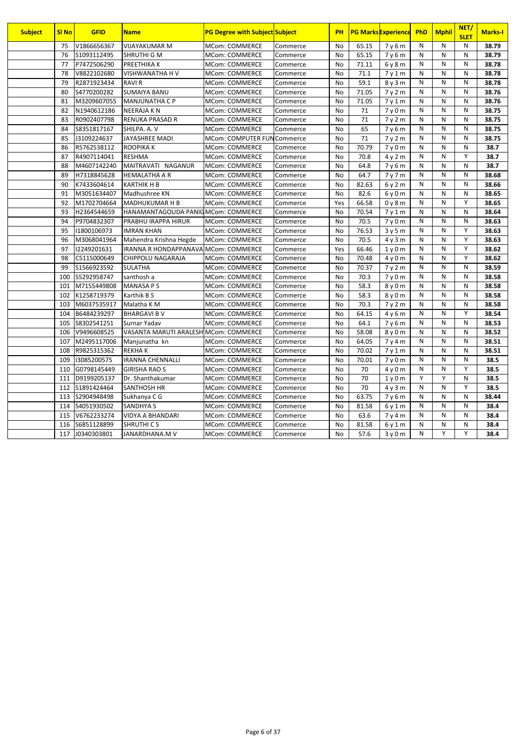| Subject | Sl No | GFID | Name | PG Degree with Subject | Subject | PH | PG Marks | Experience | PhD | Mphil | NET/ SLET | Marks-I |
|---|---|---|---|---|---|---|---|---|---|---|---|---|
| | 75 | V1866656367 | VIJAYAKUMAR M | MCom: COMMERCE | Commerce | No | 65.15 | 7 y 6 m | N | N | N | 38.79 |
| | 76 | S1093112495 | SHRUTHI G M | MCom: COMMERCE | Commerce | No | 65.15 | 7 y 6 m | N | N | N | 38.79 |
| | 77 | P7472506290 | PREETHIKA K | MCom: COMMERCE | Commerce | No | 71.11 | 6 y 8 m | N | N | N | 38.78 |
| | 78 | V8822102680 | VISHWANATHA H V | MCom: COMMERCE | Commerce | No | 71.1 | 7 y 1 m | N | N | N | 38.78 |
| | 79 | R2871923434 | RAVI R | MCom: COMMERCE | Commerce | No | 59.1 | 8 y 3 m | N | N | N | 38.78 |
| | 80 | S4770200282 | SUMAIYA BANU | MCom: COMMERCE | Commerce | No | 71.05 | 7 y 2 m | N | N | N | 38.76 |
| | 81 | M3209607055 | MANJUNATHA C P | MCom: COMMERCE | Commerce | No | 71.05 | 7 y 1 m | N | N | N | 38.76 |
| | 82 | N1940612186 | NEERAJA K N | MCom: COMMERCE | Commerce | No | 71 | 7 y 0 m | N | N | N | 38.75 |
| | 83 | R0902407798 | RENUKA PRASAD R | MCom: COMMERCE | Commerce | No | 71 | 7 y 2 m | N | N | N | 38.75 |
| | 84 | S8351817167 | SHILPA. A. V | MCom: COMMERCE | Commerce | No | 65 | 7 y 6 m | N | N | N | 38.75 |
| | 85 | J3109224637 | JAYASHREE MADI | MCom: COMPUTER FUN | Commerce | No | 71 | 7 y 2 m | N | N | N | 38.75 |
| | 86 | R5762538112 | ROOPIKA K | MCom: COMMERCE | Commerce | No | 70.79 | 7 y 0 m | N | N | N | 38.7 |
| | 87 | R4907114041 | RESHMA | MCom: COMMERCE | Commerce | No | 70.8 | 4 y 2 m | N | N | Y | 38.7 |
| | 88 | M4607142240 | MAITRAVATI NAGANUR | MCom: COMMERCE | Commerce | No | 64.8 | 7 y 6 m | N | N | N | 38.7 |
| | 89 | H7318845628 | HEMALATHA A R | MCom: COMMERCE | Commerce | No | 64.7 | 7 y 7 m | N | N | N | 38.68 |
| | 90 | K7433604614 | KARTHIK H B | MCom: COMMERCE | Commerce | No | 82.63 | 6 y 2 m | N | N | N | 38.66 |
| | 91 | M3051634407 | Madhushree KN | MCom: COMMERCE | Commerce | No | 82.6 | 6 y 0 m | N | N | N | 38.65 |
| | 92 | M1702704664 | MADHUKUMAR H B | MCom: COMMERCE | Commerce | Yes | 66.58 | 0 y 8 m | N | N | Y | 38.65 |
| | 93 | H2364544659 | HANAMANTAGOUDA PANIG | MCom: COMMERCE | Commerce | No | 70.54 | 7 y 1 m | N | N | N | 38.64 |
| | 94 | P9704832307 | PRABHU IRAPPA HIRUR | MCom: COMMERCE | Commerce | No | 70.5 | 7 y 0 m | N | N | N | 38.63 |
| | 95 | I1800106973 | IMRAN KHAN | MCom: COMMERCE | Commerce | No | 76.53 | 3 y 5 m | N | N | Y | 38.63 |
| | 96 | M3068041964 | Mahendra Krishna Hegde | MCom: COMMERCE | Commerce | No | 70.5 | 4 y 3 m | N | N | Y | 38.63 |
| | 97 | I2249201631 | IRANNA R HONDAPPANAVA | MCom: COMMERCE | Commerce | Yes | 66.46 | 1 y 0 m | N | N | Y | 38.62 |
| | 98 | C5115000649 | CHIPPOLU NAGARAJA | MCom: COMMERCE | Commerce | No | 70.48 | 4 y 0 m | N | N | Y | 38.62 |
| | 99 | S1566923592 | SULATHA | MCom: COMMERCE | Commerce | No | 70.37 | 7 y 2 m | N | N | N | 38.59 |
| | 100 | S5292958747 | santhosh a | MCom: COMMERCE | Commerce | No | 70.3 | 7 y 0 m | N | N | N | 38.58 |
| | 101 | M7155449808 | MANASA P S | MCom: COMMERCE | Commerce | No | 58.3 | 8 y 0 m | N | N | N | 38.58 |
| | 102 | K1258719379 | Karthik B S | MCom: COMMERCE | Commerce | No | 58.3 | 8 y 0 m | N | N | N | 38.58 |
| | 103 | M6037535917 | Malatha K M | MCom: COMMERCE | Commerce | No | 70.3 | 7 y 2 m | N | N | N | 38.58 |
| | 104 | B6484239297 | BHARGAVI B V | MCom: COMMERCE | Commerce | No | 64.15 | 4 y 6 m | N | N | Y | 38.54 |
| | 105 | S8302541251 | Surnar Yadav | MCom: COMMERCE | Commerce | No | 64.1 | 7 y 6 m | N | N | N | 38.53 |
| | 106 | V9496608525 | VASANTA MARUTI ARALESH | MCom: COMMERCE | Commerce | No | 58.08 | 8 y 0 m | N | N | N | 38.52 |
| | 107 | M2495117006 | Manjunatha kn | MCom: COMMERCE | Commerce | No | 64.05 | 7 y 4 m | N | N | N | 38.51 |
| | 108 | R9825315362 | REKHA K | MCom: COMMERCE | Commerce | No | 70.02 | 7 y 1 m | N | N | N | 38.51 |
| | 109 | I3085200575 | IRANNA CHENNALLI | MCom: COMMERCE | Commerce | No | 70.01 | 7 y 0 m | N | N | N | 38.5 |
| | 110 | G0798145449 | GIRISHA RAO S | MCom: COMMERCE | Commerce | No | 70 | 4 y 0 m | N | N | Y | 38.5 |
| | 111 | D9199205137 | Dr. Shanthakumar | MCom: COMMERCE | Commerce | No | 70 | 1 y 0 m | Y | Y | N | 38.5 |
| | 112 | S1891424464 | SANTHOSH HR | MCom: COMMERCE | Commerce | No | 70 | 4 y 3 m | N | N | Y | 38.5 |
| | 113 | S2904948498 | Sukhanya C G | MCom: COMMERCE | Commerce | No | 63.75 | 7 y 6 m | N | N | N | 38.44 |
| | 114 | S4051930502 | SANDHYA S | MCom: COMMERCE | Commerce | No | 81.58 | 6 y 1 m | N | N | N | 38.4 |
| | 115 | V6762233274 | VIDYA A BHANDARI | MCom: COMMERCE | Commerce | No | 63.6 | 7 y 4 m | N | N | N | 38.4 |
| | 116 | S6851128899 | SHRUTHI C S | MCom: COMMERCE | Commerce | No | 81.58 | 6 y 1 m | N | N | N | 38.4 |
| | 117 | J0340303801 | JANARDHANA.M V | MCom: COMMERCE | Commerce | No | 57.6 | 3 y 0 m | N | Y | Y | 38.4 |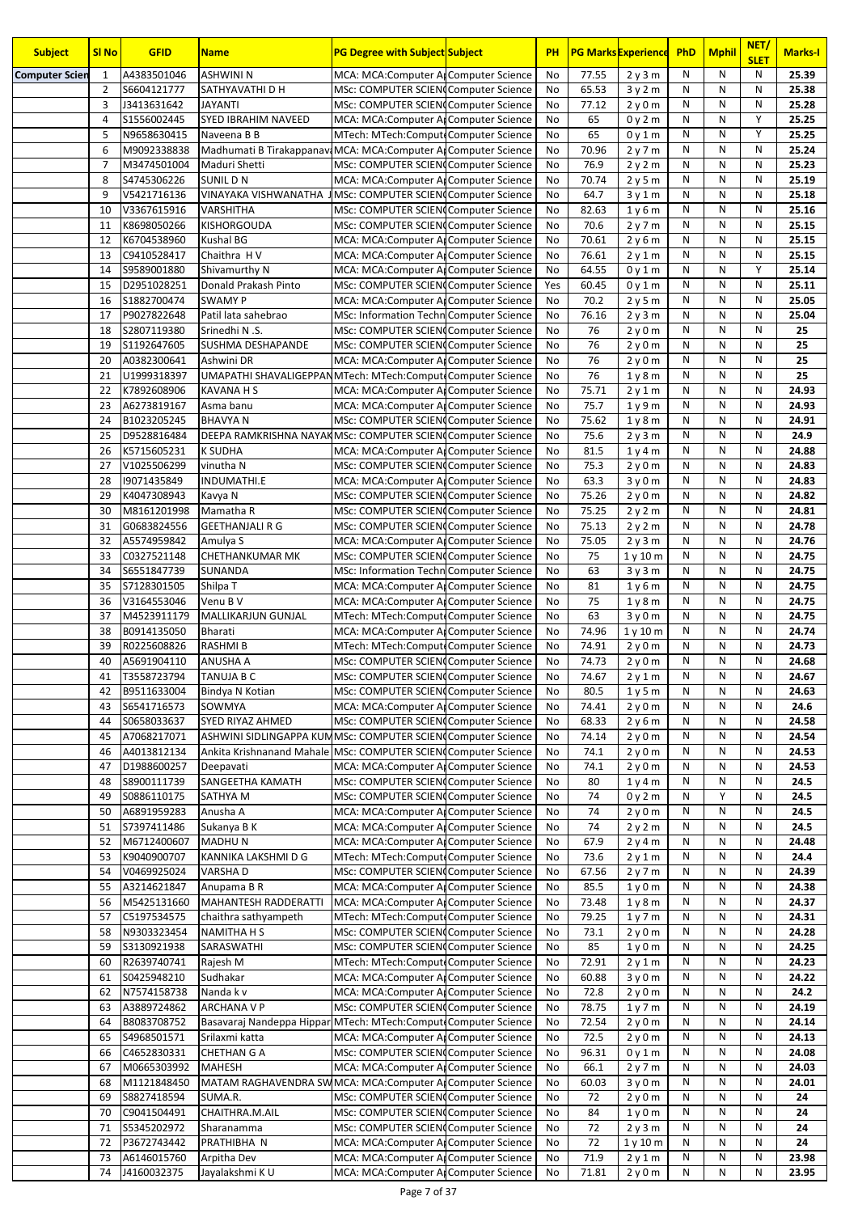| Subject | Sl No | GFID | Name | PG Degree with Subject | Subject | PH | PG Marks | Experience | PhD | Mphil | NET/ SLET | Marks-I |
|---|---|---|---|---|---|---|---|---|---|---|---|---|
| Computer Scien | 1 | A4383501046 | ASHWINI N | MCA: MCA:Computer Ap | Computer Science | No | 77.55 | 2 y 3 m | N | N | N | 25.39 |
| | 2 | S6604121777 | SATHYAVATHI D H | MSc: COMPUTER SCIEN | Computer Science | No | 65.53 | 3 y 2 m | N | N | N | 25.38 |
| | 3 | J3413631642 | JAYANTI | MSc: COMPUTER SCIEN | Computer Science | No | 77.12 | 2 y 0 m | N | N | N | 25.28 |
| | 4 | S1556002445 | SYED IBRAHIM NAVEED | MCA: MCA:Computer Ap | Computer Science | No | 65 | 0 y 2 m | N | N | Y | 25.25 |
| | 5 | N9658630415 | Naveena B B | MTech: MTech:Compute | Computer Science | No | 65 | 0 y 1 m | N | N | Y | 25.25 |
| | 6 | M9092338838 | Madhumati B Tirakappanav | MCA: MCA:Computer Ap | Computer Science | No | 70.96 | 2 y 7 m | N | N | N | 25.24 |
| | 7 | M3474501004 | Maduri Shetti | MSc: COMPUTER SCIEN | Computer Science | No | 76.9 | 2 y 2 m | N | N | N | 25.23 |
| | 8 | S4745306226 | SUNIL D N | MCA: MCA:Computer Ap | Computer Science | No | 70.74 | 2 y 5 m | N | N | N | 25.19 |
| | 9 | V5421716136 | VINAYAKA VISHWANATHA J | MSc: COMPUTER SCIEN | Computer Science | No | 64.7 | 3 y 1 m | N | N | N | 25.18 |
| | 10 | V3367615916 | VARSHITHA | MSc: COMPUTER SCIEN | Computer Science | No | 82.63 | 1 y 6 m | N | N | N | 25.16 |
| | 11 | K8698050266 | KISHORGOUDA | MSc: COMPUTER SCIEN | Computer Science | No | 70.6 | 2 y 7 m | N | N | N | 25.15 |
| | 12 | K6704538960 | Kushal BG | MCA: MCA:Computer Ap | Computer Science | No | 70.61 | 2 y 6 m | N | N | N | 25.15 |
| | 13 | C9410528417 | Chaithra H V | MCA: MCA:Computer Ap | Computer Science | No | 76.61 | 2 y 1 m | N | N | N | 25.15 |
| | 14 | S9589001880 | Shivamurthy N | MCA: MCA:Computer Ap | Computer Science | No | 64.55 | 0 y 1 m | N | N | Y | 25.14 |
| | 15 | D2951028251 | Donald Prakash Pinto | MSc: COMPUTER SCIEN | Computer Science | Yes | 60.45 | 0 y 1 m | N | N | N | 25.11 |
| | 16 | S1882700474 | SWAMY P | MCA: MCA:Computer Ap | Computer Science | No | 70.2 | 2 y 5 m | N | N | N | 25.05 |
| | 17 | P9027822648 | Patil lata sahebrao | MSc: Information Techn | Computer Science | No | 76.16 | 2 y 3 m | N | N | N | 25.04 |
| | 18 | S2807119380 | Srinedhi N .S. | MSc: COMPUTER SCIEN | Computer Science | No | 76 | 2 y 0 m | N | N | N | 25 |
| | 19 | S1192647605 | SUSHMA DESHAPANDE | MSc: COMPUTER SCIEN | Computer Science | No | 76 | 2 y 0 m | N | N | N | 25 |
| | 20 | A0382300641 | Ashwini DR | MCA: MCA:Computer Ap | Computer Science | No | 76 | 2 y 0 m | N | N | N | 25 |
| | 21 | U1999318397 | UMAPATHI SHAVALIGEPPAN | MTech: MTech:Compute | Computer Science | No | 76 | 1 y 8 m | N | N | N | 25 |
| | 22 | K7892608906 | KAVANA H S | MCA: MCA:Computer Ap | Computer Science | No | 75.71 | 2 y 1 m | N | N | N | 24.93 |
| | 23 | A6273819167 | Asma banu | MCA: MCA:Computer Ap | Computer Science | No | 75.7 | 1 y 9 m | N | N | N | 24.93 |
| | 24 | B1023205245 | BHAVYA N | MSc: COMPUTER SCIEN | Computer Science | No | 75.62 | 1 y 8 m | N | N | N | 24.91 |
| | 25 | D9528816484 | DEEPA RAMKRISHNA NAYAK | MSc: COMPUTER SCIEN | Computer Science | No | 75.6 | 2 y 3 m | N | N | N | 24.9 |
| | 26 | K5715605231 | K SUDHA | MCA: MCA:Computer Ap | Computer Science | No | 81.5 | 1 y 4 m | N | N | N | 24.88 |
| | 27 | V1025506299 | vinutha N | MSc: COMPUTER SCIEN | Computer Science | No | 75.3 | 2 y 0 m | N | N | N | 24.83 |
| | 28 | I9071435849 | INDUMATHI.E | MCA: MCA:Computer Ap | Computer Science | No | 63.3 | 3 y 0 m | N | N | N | 24.83 |
| | 29 | K4047308943 | Kavya N | MSc: COMPUTER SCIEN | Computer Science | No | 75.26 | 2 y 0 m | N | N | N | 24.82 |
| | 30 | M8161201998 | Mamatha R | MSc: COMPUTER SCIEN | Computer Science | No | 75.25 | 2 y 2 m | N | N | N | 24.81 |
| | 31 | G0683824556 | GEETHANJALI R G | MSc: COMPUTER SCIEN | Computer Science | No | 75.13 | 2 y 2 m | N | N | N | 24.78 |
| | 32 | A5574959842 | Amulya S | MCA: MCA:Computer Ap | Computer Science | No | 75.05 | 2 y 3 m | N | N | N | 24.76 |
| | 33 | C0327521148 | CHETHANKUMAR MK | MSc: COMPUTER SCIEN | Computer Science | No | 75 | 1 y 10 m | N | N | N | 24.75 |
| | 34 | S6551847739 | SUNANDA | MSc: Information Techn | Computer Science | No | 63 | 3 y 3 m | N | N | N | 24.75 |
| | 35 | S7128301505 | Shilpa T | MCA: MCA:Computer Ap | Computer Science | No | 81 | 1 y 6 m | N | N | N | 24.75 |
| | 36 | V3164553046 | Venu B V | MCA: MCA:Computer Ap | Computer Science | No | 75 | 1 y 8 m | N | N | N | 24.75 |
| | 37 | M4523911179 | MALLIKARJUN GUNJAL | MTech: MTech:Compute | Computer Science | No | 63 | 3 y 0 m | N | N | N | 24.75 |
| | 38 | B0914135050 | Bharati | MCA: MCA:Computer Ap | Computer Science | No | 74.96 | 1 y 10 m | N | N | N | 24.74 |
| | 39 | R0225608826 | RASHMI B | MTech: MTech:Compute | Computer Science | No | 74.91 | 2 y 0 m | N | N | N | 24.73 |
| | 40 | A5691904110 | ANUSHA A | MSc: COMPUTER SCIEN | Computer Science | No | 74.73 | 2 y 0 m | N | N | N | 24.68 |
| | 41 | T3558723794 | TANUJA B C | MSc: COMPUTER SCIEN | Computer Science | No | 74.67 | 2 y 1 m | N | N | N | 24.67 |
| | 42 | B9511633004 | Bindya N Kotian | MSc: COMPUTER SCIEN | Computer Science | No | 80.5 | 1 y 5 m | N | N | N | 24.63 |
| | 43 | S6541716573 | SOWMYA | MCA: MCA:Computer Ap | Computer Science | No | 74.41 | 2 y 0 m | N | N | N | 24.6 |
| | 44 | S0658033637 | SYED RIYAZ AHMED | MSc: COMPUTER SCIEN | Computer Science | No | 68.33 | 2 y 6 m | N | N | N | 24.58 |
| | 45 | A7068217071 | ASHWINI SIDLINGAPPA KUM | MSc: COMPUTER SCIEN | Computer Science | No | 74.14 | 2 y 0 m | N | N | N | 24.54 |
| | 46 | A4013812134 | Ankita Krishnanand Mahale | MSc: COMPUTER SCIEN | Computer Science | No | 74.1 | 2 y 0 m | N | N | N | 24.53 |
| | 47 | D1988600257 | Deepavati | MCA: MCA:Computer Ap | Computer Science | No | 74.1 | 2 y 0 m | N | N | N | 24.53 |
| | 48 | S8900111739 | SANGEETHA KAMATH | MSc: COMPUTER SCIEN | Computer Science | No | 80 | 1 y 4 m | N | N | N | 24.5 |
| | 49 | S0886110175 | SATHYA M | MSc: COMPUTER SCIEN | Computer Science | No | 74 | 0 y 2 m | N | Y | N | 24.5 |
| | 50 | A6891959283 | Anusha A | MCA: MCA:Computer Ap | Computer Science | No | 74 | 2 y 0 m | N | N | N | 24.5 |
| | 51 | S7397411486 | Sukanya B K | MCA: MCA:Computer Ap | Computer Science | No | 74 | 2 y 2 m | N | N | N | 24.5 |
| | 52 | M6712400607 | MADHU N | MCA: MCA:Computer Ap | Computer Science | No | 67.9 | 2 y 4 m | N | N | N | 24.48 |
| | 53 | K9040900707 | KANNIKA LAKSHMI D G | MTech: MTech:Compute | Computer Science | No | 73.6 | 2 y 1 m | N | N | N | 24.4 |
| | 54 | V0469925024 | VARSHA D | MSc: COMPUTER SCIEN | Computer Science | No | 67.56 | 2 y 7 m | N | N | N | 24.39 |
| | 55 | A3214621847 | Anupama B R | MCA: MCA:Computer Ap | Computer Science | No | 85.5 | 1 y 0 m | N | N | N | 24.38 |
| | 56 | M5425131660 | MAHANTESH RADDERATTI | MCA: MCA:Computer Ap | Computer Science | No | 73.48 | 1 y 8 m | N | N | N | 24.37 |
| | 57 | C5197534575 | chaithra sathyampeth | MTech: MTech:Compute | Computer Science | No | 79.25 | 1 y 7 m | N | N | N | 24.31 |
| | 58 | N9303323454 | NAMITHA H S | MSc: COMPUTER SCIEN | Computer Science | No | 73.1 | 2 y 0 m | N | N | N | 24.28 |
| | 59 | S3130921938 | SARASWATHI | MSc: COMPUTER SCIEN | Computer Science | No | 85 | 1 y 0 m | N | N | N | 24.25 |
| | 60 | R2639740741 | Rajesh M | MTech: MTech:Compute | Computer Science | No | 72.91 | 2 y 1 m | N | N | N | 24.23 |
| | 61 | S0425948210 | Sudhakar | MCA: MCA:Computer Ap | Computer Science | No | 60.88 | 3 y 0 m | N | N | N | 24.22 |
| | 62 | N7574158738 | Nanda k v | MCA: MCA:Computer Ap | Computer Science | No | 72.8 | 2 y 0 m | N | N | N | 24.2 |
| | 63 | A3889724862 | ARCHANA V P | MSc: COMPUTER SCIEN | Computer Science | No | 78.75 | 1 y 7 m | N | N | N | 24.19 |
| | 64 | B8083708752 | Basavaraj Nandeppa Hippar | MTech: MTech:Compute | Computer Science | No | 72.54 | 2 y 0 m | N | N | N | 24.14 |
| | 65 | S4968501571 | Srilaxmi katta | MCA: MCA:Computer Ap | Computer Science | No | 72.5 | 2 y 0 m | N | N | N | 24.13 |
| | 66 | C4652830331 | CHETHAN G A | MSc: COMPUTER SCIEN | Computer Science | No | 96.31 | 0 y 1 m | N | N | N | 24.08 |
| | 67 | M0665303992 | MAHESH | MCA: MCA:Computer Ap | Computer Science | No | 66.1 | 2 y 7 m | N | N | N | 24.03 |
| | 68 | M1121848450 | MATAM RAGHAVENDRA SW | MCA: MCA:Computer Ap | Computer Science | No | 60.03 | 3 y 0 m | N | N | N | 24.01 |
| | 69 | S8827418594 | SUMA.R. | MSc: COMPUTER SCIEN | Computer Science | No | 72 | 2 y 0 m | N | N | N | 24 |
| | 70 | C9041504491 | CHAITHRA.M.AIL | MSc: COMPUTER SCIEN | Computer Science | No | 84 | 1 y 0 m | N | N | N | 24 |
| | 71 | S5345202972 | Sharanamma | MSc: COMPUTER SCIEN | Computer Science | No | 72 | 2 y 3 m | N | N | N | 24 |
| | 72 | P3672743442 | PRATHIBHA N | MCA: MCA:Computer Ap | Computer Science | No | 72 | 1 y 10 m | N | N | N | 24 |
| | 73 | A6146015760 | Arpitha Dev | MCA: MCA:Computer Ap | Computer Science | No | 71.9 | 2 y 1 m | N | N | N | 23.98 |
| | 74 | J4160032375 | Jayalakshmi K U | MCA: MCA:Computer Ap | Computer Science | No | 71.81 | 2 y 0 m | N | N | N | 23.95 |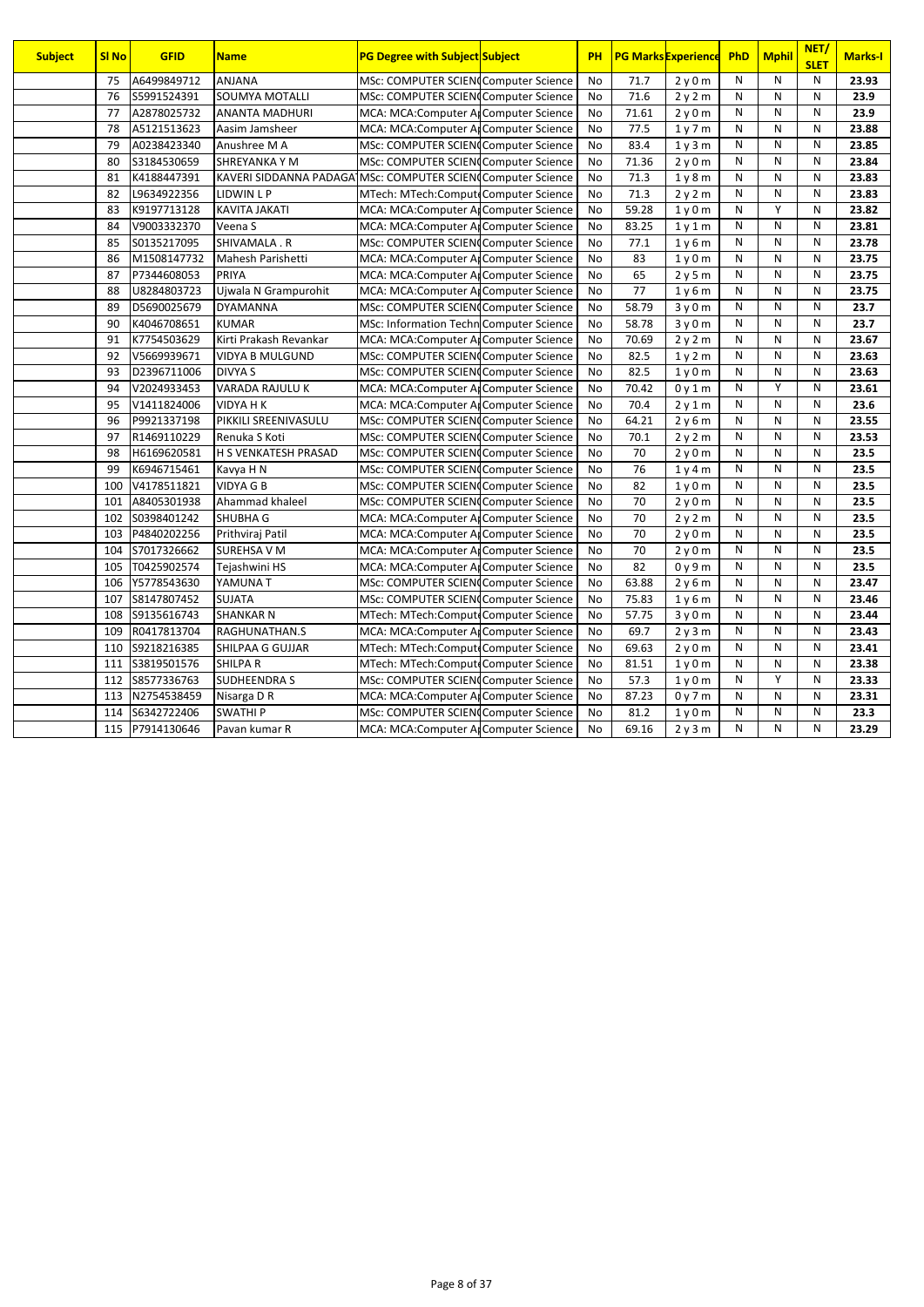| Subject | Sl No | GFID | Name | PG Degree with Subject | Subject | PH | PG Marks | Experience | PhD | Mphil | NET/ SLET | Marks-I |
|---|---|---|---|---|---|---|---|---|---|---|---|---|
| | 75 | A6499849712 | ANJANA | MSc: COMPUTER SCIEN( | Computer Science | No | 71.7 | 2 y 0 m | N | N | N | 23.93 |
| | 76 | S5991524391 | SOUMYA MOTALLI | MSc: COMPUTER SCIEN( | Computer Science | No | 71.6 | 2 y 2 m | N | N | N | 23.9 |
| | 77 | A2878025732 | ANANTA MADHURI | MCA: MCA:Computer A | Computer Science | No | 71.61 | 2 y 0 m | N | N | N | 23.9 |
| | 78 | A5121513623 | Aasim Jamsheer | MCA: MCA:Computer A | Computer Science | No | 77.5 | 1 y 7 m | N | N | N | 23.88 |
| | 79 | A0238423340 | Anushree M A | MSc: COMPUTER SCIEN( | Computer Science | No | 83.4 | 1 y 3 m | N | N | N | 23.85 |
| | 80 | S3184530659 | SHREYANKA Y M | MSc: COMPUTER SCIEN( | Computer Science | No | 71.36 | 2 y 0 m | N | N | N | 23.84 |
| | 81 | K4188447391 | KAVERI SIDDANNA PADAGA | MSc: COMPUTER SCIEN( | Computer Science | No | 71.3 | 1 y 8 m | N | N | N | 23.83 |
| | 82 | L9634922356 | LIDWIN L P | MTech: MTech:Comput | Computer Science | No | 71.3 | 2 y 2 m | N | N | N | 23.83 |
| | 83 | K9197713128 | KAVITA JAKATI | MCA: MCA:Computer A | Computer Science | No | 59.28 | 1 y 0 m | N | Y | N | 23.82 |
| | 84 | V9003332370 | Veena S | MCA: MCA:Computer A | Computer Science | No | 83.25 | 1 y 1 m | N | N | N | 23.81 |
| | 85 | S0135217095 | SHIVAMALA . R | MSc: COMPUTER SCIEN( | Computer Science | No | 77.1 | 1 y 6 m | N | N | N | 23.78 |
| | 86 | M1508147732 | Mahesh Parishetti | MCA: MCA:Computer A | Computer Science | No | 83 | 1 y 0 m | N | N | N | 23.75 |
| | 87 | P7344608053 | PRIYA | MCA: MCA:Computer A | Computer Science | No | 65 | 2 y 5 m | N | N | N | 23.75 |
| | 88 | U8284803723 | Ujwala N Grampurohit | MCA: MCA:Computer A | Computer Science | No | 77 | 1 y 6 m | N | N | N | 23.75 |
| | 89 | D5690025679 | DYAMANNA | MSc: COMPUTER SCIEN( | Computer Science | No | 58.79 | 3 y 0 m | N | N | N | 23.7 |
| | 90 | K4046708651 | KUMAR | MSc: Information Techn | Computer Science | No | 58.78 | 3 y 0 m | N | N | N | 23.7 |
| | 91 | K7754503629 | Kirti Prakash Revankar | MCA: MCA:Computer A | Computer Science | No | 70.69 | 2 y 2 m | N | N | N | 23.67 |
| | 92 | V5669939671 | VIDYA B MULGUND | MSc: COMPUTER SCIEN( | Computer Science | No | 82.5 | 1 y 2 m | N | N | N | 23.63 |
| | 93 | D2396711006 | DIVYA S | MSc: COMPUTER SCIEN( | Computer Science | No | 82.5 | 1 y 0 m | N | N | N | 23.63 |
| | 94 | V2024933453 | VARADA RAJULU K | MCA: MCA:Computer A | Computer Science | No | 70.42 | 0 y 1 m | N | Y | N | 23.61 |
| | 95 | V1411824006 | VIDYA H K | MCA: MCA:Computer A | Computer Science | No | 70.4 | 2 y 1 m | N | N | N | 23.6 |
| | 96 | P9921337198 | PIKKILI SREENIVASULU | MSc: COMPUTER SCIEN( | Computer Science | No | 64.21 | 2 y 6 m | N | N | N | 23.55 |
| | 97 | R1469110229 | Renuka S Koti | MSc: COMPUTER SCIEN( | Computer Science | No | 70.1 | 2 y 2 m | N | N | N | 23.53 |
| | 98 | H6169620581 | H S VENKATESH PRASAD | MSc: COMPUTER SCIEN( | Computer Science | No | 70 | 2 y 0 m | N | N | N | 23.5 |
| | 99 | K6946715461 | Kavya H N | MSc: COMPUTER SCIEN( | Computer Science | No | 76 | 1 y 4 m | N | N | N | 23.5 |
| | 100 | V4178511821 | VIDYA G B | MSc: COMPUTER SCIEN( | Computer Science | No | 82 | 1 y 0 m | N | N | N | 23.5 |
| | 101 | A8405301938 | Ahammad khaleel | MSc: COMPUTER SCIEN( | Computer Science | No | 70 | 2 y 0 m | N | N | N | 23.5 |
| | 102 | S0398401242 | SHUBHA G | MCA: MCA:Computer A | Computer Science | No | 70 | 2 y 2 m | N | N | N | 23.5 |
| | 103 | P4840202256 | Prithviraj Patil | MCA: MCA:Computer A | Computer Science | No | 70 | 2 y 0 m | N | N | N | 23.5 |
| | 104 | S7017326662 | SUREHSA V M | MCA: MCA:Computer A | Computer Science | No | 70 | 2 y 0 m | N | N | N | 23.5 |
| | 105 | T0425902574 | Tejashwini HS | MCA: MCA:Computer A | Computer Science | No | 82 | 0 y 9 m | N | N | N | 23.5 |
| | 106 | Y5778543630 | YAMUNA T | MSc: COMPUTER SCIEN( | Computer Science | No | 63.88 | 2 y 6 m | N | N | N | 23.47 |
| | 107 | S8147807452 | SUJATA | MSc: COMPUTER SCIEN( | Computer Science | No | 75.83 | 1 y 6 m | N | N | N | 23.46 |
| | 108 | S9135616743 | SHANKAR N | MTech: MTech:Comput | Computer Science | No | 57.75 | 3 y 0 m | N | N | N | 23.44 |
| | 109 | R0417813704 | RAGHUNATHAN.S | MCA: MCA:Computer A | Computer Science | No | 69.7 | 2 y 3 m | N | N | N | 23.43 |
| | 110 | S9218216385 | SHILPAA G GUJJAR | MTech: MTech:Comput | Computer Science | No | 69.63 | 2 y 0 m | N | N | N | 23.41 |
| | 111 | S3819501576 | SHILPA R | MTech: MTech:Comput | Computer Science | No | 81.51 | 1 y 0 m | N | N | N | 23.38 |
| | 112 | S8577336763 | SUDHEENDRA S | MSc: COMPUTER SCIEN( | Computer Science | No | 57.3 | 1 y 0 m | N | Y | N | 23.33 |
| | 113 | N2754538459 | Nisarga D R | MCA: MCA:Computer A | Computer Science | No | 87.23 | 0 y 7 m | N | N | N | 23.31 |
| | 114 | S6342722406 | SWATHI P | MSc: COMPUTER SCIEN( | Computer Science | No | 81.2 | 1 y 0 m | N | N | N | 23.3 |
| | 115 | P7914130646 | Pavan kumar R | MCA: MCA:Computer A | Computer Science | No | 69.16 | 2 y 3 m | N | N | N | 23.29 |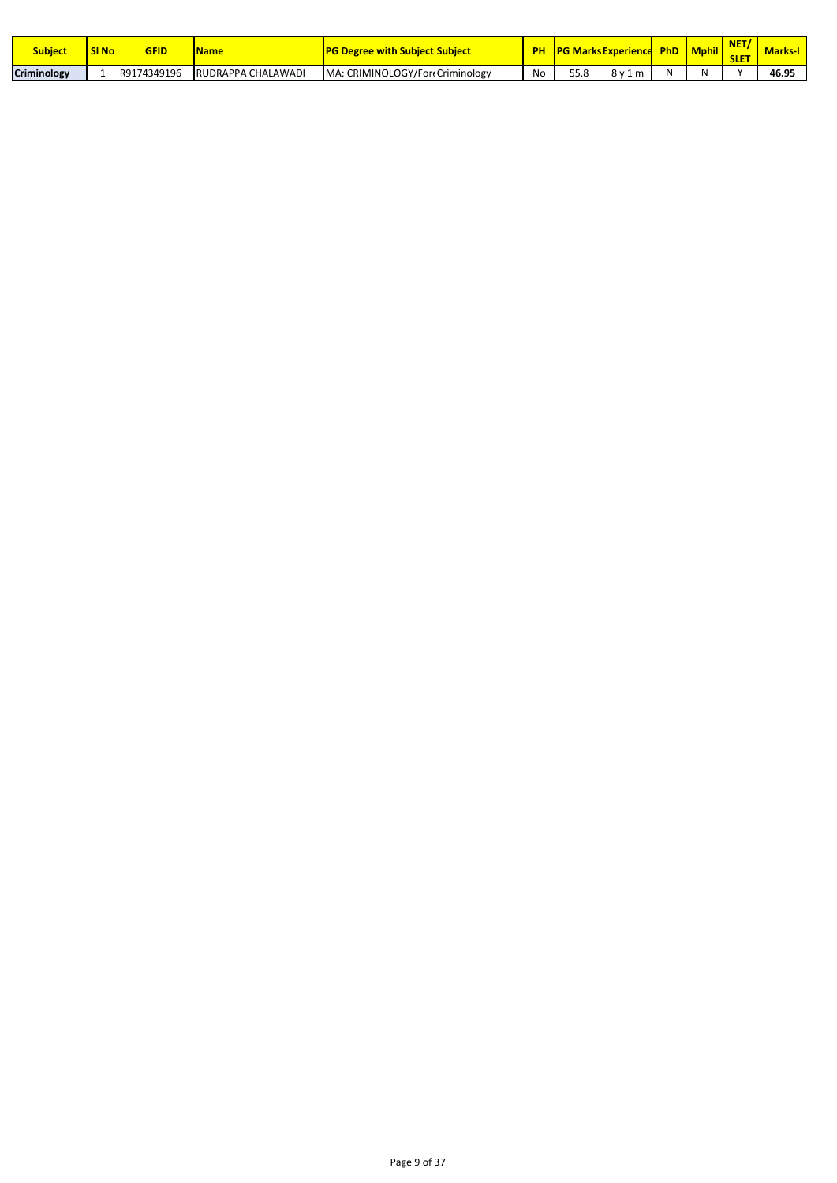| Subject | Sl No | GFID | Name | PG Degree with Subject | Subject | PH | PG Marks | Experience | PhD | Mphil | NET/ SLET | Marks-I |
|---|---|---|---|---|---|---|---|---|---|---|---|---|
| Criminology | 1 | R9174349196 | RUDRAPPA CHALAWADI | MA: CRIMINOLOGY/Fore | Criminology | No | 55.8 | 8 y 1 m | N | N | Y | 46.95 |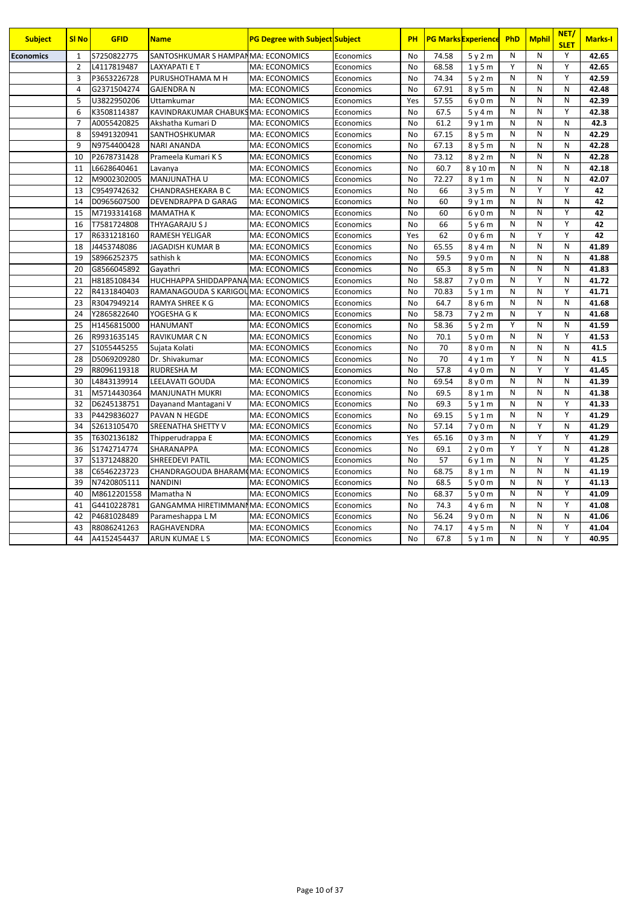| Subject | Sl No | GFID | Name | PG Degree with Subject | Subject | PH | PG Marks | Experience | PhD | Mphil | NET/ SLET | Marks-I |
|---|---|---|---|---|---|---|---|---|---|---|---|---|
| Economics | 1 | S7250822775 | SANTOSHKUMAR S HAMPAN | MA: ECONOMICS | Economics | No | 74.58 | 5 y 2 m | N | N | Y | 42.65 |
| | 2 | L4117819487 | LAXYAPATI E T | MA: ECONOMICS | Economics | No | 68.58 | 1 y 5 m | Y | N | Y | 42.65 |
| | 3 | P3653226728 | PURUSHOTHAMA M H | MA: ECONOMICS | Economics | No | 74.34 | 5 y 2 m | N | N | Y | 42.59 |
| | 4 | G2371504274 | GAJENDRA N | MA: ECONOMICS | Economics | No | 67.91 | 8 y 5 m | N | N | N | 42.48 |
| | 5 | U3822950206 | Uttamkumar | MA: ECONOMICS | Economics | Yes | 57.55 | 6 y 0 m | N | N | N | 42.39 |
| | 6 | K3508114387 | KAVINDRAKUMAR CHABUKS | MA: ECONOMICS | Economics | No | 67.5 | 5 y 4 m | N | N | Y | 42.38 |
| | 7 | A0055420825 | Akshatha Kumari D | MA: ECONOMICS | Economics | No | 61.2 | 9 y 1 m | N | N | N | 42.3 |
| | 8 | S9491320941 | SANTHOSHKUMAR | MA: ECONOMICS | Economics | No | 67.15 | 8 y 5 m | N | N | N | 42.29 |
| | 9 | N9754400428 | NARI ANANDA | MA: ECONOMICS | Economics | No | 67.13 | 8 y 5 m | N | N | N | 42.28 |
| | 10 | P2678731428 | Prameela Kumari K S | MA: ECONOMICS | Economics | No | 73.12 | 8 y 2 m | N | N | N | 42.28 |
| | 11 | L6628640461 | Lavanya | MA: ECONOMICS | Economics | No | 60.7 | 8 y 10 m | N | N | N | 42.18 |
| | 12 | M9002302005 | MANJUNATHA U | MA: ECONOMICS | Economics | No | 72.27 | 8 y 1 m | N | N | N | 42.07 |
| | 13 | C9549742632 | CHANDRASHEKARA B C | MA: ECONOMICS | Economics | No | 66 | 3 y 5 m | N | Y | Y | 42 |
| | 14 | D0965607500 | DEVENDRAPPA D GARAG | MA: ECONOMICS | Economics | No | 60 | 9 y 1 m | N | N | N | 42 |
| | 15 | M7193314168 | MAMATHA K | MA: ECONOMICS | Economics | No | 60 | 6 y 0 m | N | N | Y | 42 |
| | 16 | T7581724808 | THYAGARAJU S J | MA: ECONOMICS | Economics | No | 66 | 5 y 6 m | N | N | Y | 42 |
| | 17 | R6331218160 | RAMESH YELIGAR | MA: ECONOMICS | Economics | Yes | 62 | 0 y 6 m | N | Y | Y | 42 |
| | 18 | J4453748086 | JAGADISH KUMAR B | MA: ECONOMICS | Economics | No | 65.55 | 8 y 4 m | N | N | N | 41.89 |
| | 19 | S8966252375 | sathish k | MA: ECONOMICS | Economics | No | 59.5 | 9 y 0 m | N | N | N | 41.88 |
| | 20 | G8566045892 | Gayathri | MA: ECONOMICS | Economics | No | 65.3 | 8 y 5 m | N | N | N | 41.83 |
| | 21 | H8185108434 | HUCHHAPPA SHIDDAPPANA | MA: ECONOMICS | Economics | No | 58.87 | 7 y 0 m | N | Y | N | 41.72 |
| | 22 | R4131840403 | RAMANAGOUDA S KARIGOU | MA: ECONOMICS | Economics | No | 70.83 | 5 y 1 m | N | N | Y | 41.71 |
| | 23 | R3047949214 | RAMYA SHREE K G | MA: ECONOMICS | Economics | No | 64.7 | 8 y 6 m | N | N | N | 41.68 |
| | 24 | Y2865822640 | YOGESHA G K | MA: ECONOMICS | Economics | No | 58.73 | 7 y 2 m | N | Y | N | 41.68 |
| | 25 | H1456815000 | HANUMANT | MA: ECONOMICS | Economics | No | 58.36 | 5 y 2 m | Y | N | N | 41.59 |
| | 26 | R9931635145 | RAVIKUMAR C N | MA: ECONOMICS | Economics | No | 70.1 | 5 y 0 m | N | N | Y | 41.53 |
| | 27 | S1055445255 | Sujata Kolati | MA: ECONOMICS | Economics | No | 70 | 8 y 0 m | N | N | N | 41.5 |
| | 28 | D5069209280 | Dr. Shivakumar | MA: ECONOMICS | Economics | No | 70 | 4 y 1 m | Y | N | N | 41.5 |
| | 29 | R8096119318 | RUDRESHA M | MA: ECONOMICS | Economics | No | 57.8 | 4 y 0 m | N | Y | Y | 41.45 |
| | 30 | L4843139914 | LEELAVATI GOUDA | MA: ECONOMICS | Economics | No | 69.54 | 8 y 0 m | N | N | N | 41.39 |
| | 31 | M5714430364 | MANJUNATH MUKRI | MA: ECONOMICS | Economics | No | 69.5 | 8 y 1 m | N | N | N | 41.38 |
| | 32 | D6245138751 | Dayanand Mantagani V | MA: ECONOMICS | Economics | No | 69.3 | 5 y 1 m | N | N | Y | 41.33 |
| | 33 | P4429836027 | PAVAN N HEGDE | MA: ECONOMICS | Economics | No | 69.15 | 5 y 1 m | N | N | Y | 41.29 |
| | 34 | S2613105470 | SREENATHA SHETTY V | MA: ECONOMICS | Economics | No | 57.14 | 7 y 0 m | N | Y | N | 41.29 |
| | 35 | T6302136182 | Thipperudrappa E | MA: ECONOMICS | Economics | Yes | 65.16 | 0 y 3 m | N | Y | Y | 41.29 |
| | 36 | S1742714774 | SHARANAPPA | MA: ECONOMICS | Economics | No | 69.1 | 2 y 0 m | Y | Y | N | 41.28 |
| | 37 | S1371248820 | SHREEDEVI PATIL | MA: ECONOMICS | Economics | No | 57 | 6 y 1 m | N | N | Y | 41.25 |
| | 38 | C6546223723 | CHANDRAGOUDA BHARAM | MA: ECONOMICS | Economics | No | 68.75 | 8 y 1 m | N | N | N | 41.19 |
| | 39 | N7420805111 | NANDINI | MA: ECONOMICS | Economics | No | 68.5 | 5 y 0 m | N | N | Y | 41.13 |
| | 40 | M8612201558 | Mamatha N | MA: ECONOMICS | Economics | No | 68.37 | 5 y 0 m | N | N | Y | 41.09 |
| | 41 | G4410228781 | GANGAMMA HIRETIMMANN | MA: ECONOMICS | Economics | No | 74.3 | 4 y 6 m | N | N | Y | 41.08 |
| | 42 | P4681028489 | Parameshappa L M | MA: ECONOMICS | Economics | No | 56.24 | 9 y 0 m | N | N | N | 41.06 |
| | 43 | R8086241263 | RAGHAVENDRA | MA: ECONOMICS | Economics | No | 74.17 | 4 y 5 m | N | N | Y | 41.04 |
| | 44 | A4152454437 | ARUN KUMAE L S | MA: ECONOMICS | Economics | No | 67.8 | 5 y 1 m | N | N | Y | 40.95 |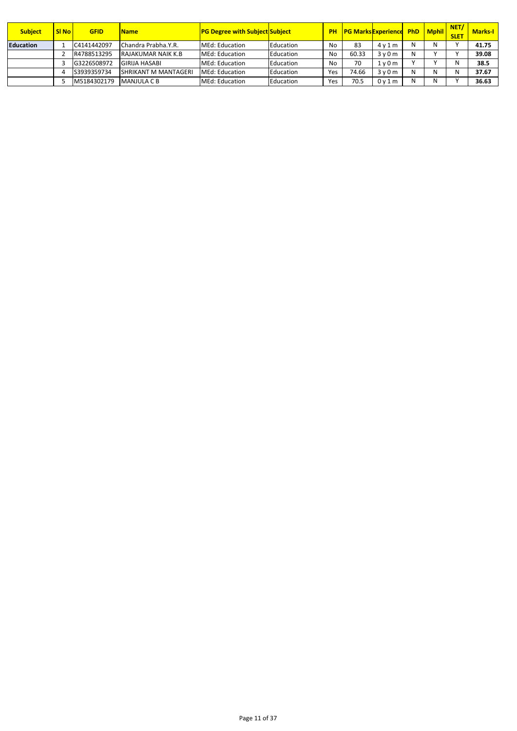| Subject | Sl No | GFID | Name | PG Degree with Subject | Subject | PH | PG Marks | Experience | PhD | Mphil | NET/SLET | Marks-I |
|---|---|---|---|---|---|---|---|---|---|---|---|---|
| **Education** | 1 | C4141442097 | Chandra Prabha.Y.R. | MEd: Education | Education | No | 83 | 4 y 1 m | N | N | Y | **41.75** |
| | 2 | R4788513295 | RAJAKUMAR NAIK K.B | MEd: Education | Education | No | 60.33 | 3 y 0 m | N | Y | Y | **39.08** |
| | 3 | G3226508972 | GIRIJA HASABI | MEd: Education | Education | No | 70 | 1 y 0 m | Y | Y | N | **38.5** |
| | 4 | S3939359734 | SHRIKANT M MANTAGERI | MEd: Education | Education | Yes | 74.66 | 3 y 0 m | N | N | N | **37.67** |
| | 5 | M5184302179 | MANJULA C B | MEd: Education | Education | Yes | 70.5 | 0 y 1 m | N | N | Y | **36.63** |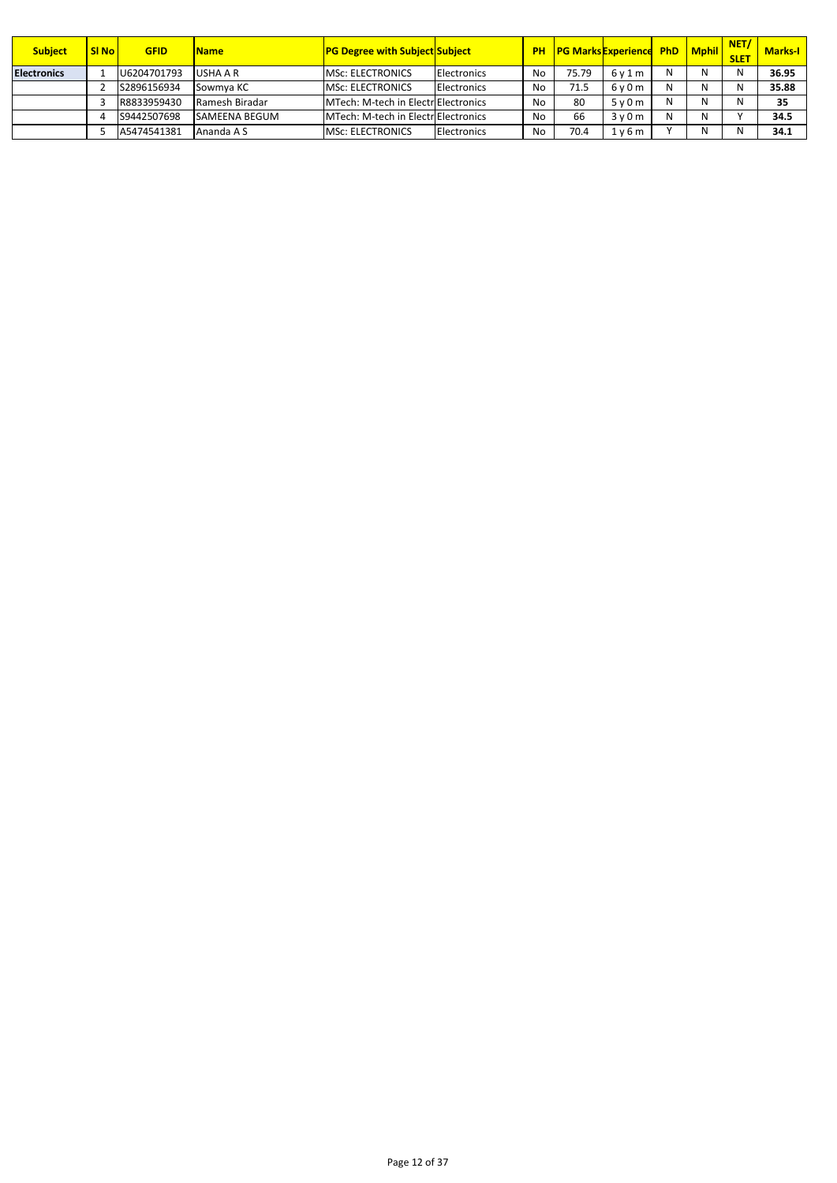| Subject | Sl No | GFID | Name | PG Degree with Subject | Subject | PH | PG Marks | Experience | PhD | Mphil | NET/ SLET | Marks-I |
|---|---|---|---|---|---|---|---|---|---|---|---|---|
| Electronics | 1 | U6204701793 | USHA A R | MSc: ELECTRONICS | Electronics | No | 75.79 | 6 y 1 m | N | N | N | **36.95** |
| | 2 | S2896156934 | Sowmya KC | MSc: ELECTRONICS | Electronics | No | 71.5 | 6 y 0 m | N | N | N | **35.88** |
| | 3 | R8833959430 | Ramesh Biradar | MTech: M-tech in Electr | Electronics | No | 80 | 5 y 0 m | N | N | N | **35** |
| | 4 | S9442507698 | SAMEENA BEGUM | MTech: M-tech in Electr | Electronics | No | 66 | 3 y 0 m | N | N | Y | **34.5** |
| | 5 | A5474541381 | Ananda A S | MSc: ELECTRONICS | Electronics | No | 70.4 | 1 y 6 m | Y | N | N | **34.1** |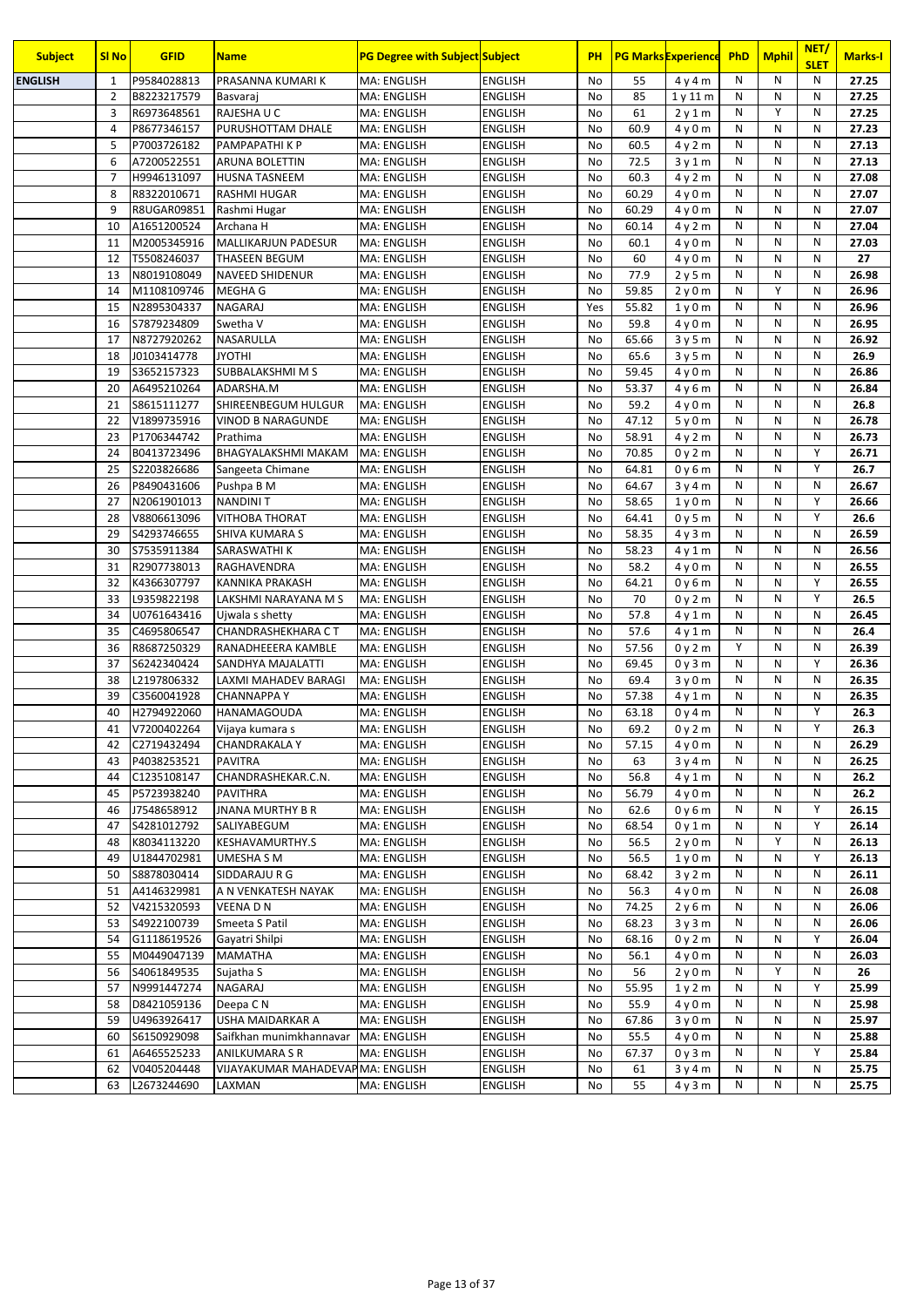| Subject | Sl No | GFID | Name | PG Degree with Subject | Subject | PH | PG Marks | Experience | PhD | Mphil | NET/ SLET | Marks-I |
|---|---|---|---|---|---|---|---|---|---|---|---|---|
| ENGLISH | 1 | P9584028813 | PRASANNA KUMARI K | MA: ENGLISH | ENGLISH | No | 55 | 4 y 4 m | N | N | N | 27.25 |
| | 2 | B8223217579 | Basvaraj | MA: ENGLISH | ENGLISH | No | 85 | 1 y 11 m | N | N | N | 27.25 |
| | 3 | R6973648561 | RAJESHA U C | MA: ENGLISH | ENGLISH | No | 61 | 2 y 1 m | N | Y | N | 27.25 |
| | 4 | P8677346157 | PURUSHOTTAM DHALE | MA: ENGLISH | ENGLISH | No | 60.9 | 4 y 0 m | N | N | N | 27.23 |
| | 5 | P7003726182 | PAMPAPATHI K P | MA: ENGLISH | ENGLISH | No | 60.5 | 4 y 2 m | N | N | N | 27.13 |
| | 6 | A7200522551 | ARUNA BOLETTIN | MA: ENGLISH | ENGLISH | No | 72.5 | 3 y 1 m | N | N | N | 27.13 |
| | 7 | H9946131097 | HUSNA TASNEEM | MA: ENGLISH | ENGLISH | No | 60.3 | 4 y 2 m | N | N | N | 27.08 |
| | 8 | R8322010671 | RASHMI HUGAR | MA: ENGLISH | ENGLISH | No | 60.29 | 4 y 0 m | N | N | N | 27.07 |
| | 9 | R8UGAR09851 | Rashmi Hugar | MA: ENGLISH | ENGLISH | No | 60.29 | 4 y 0 m | N | N | N | 27.07 |
| | 10 | A1651200524 | Archana H | MA: ENGLISH | ENGLISH | No | 60.14 | 4 y 2 m | N | N | N | 27.04 |
| | 11 | M2005345916 | MALLIKARJUN PADESUR | MA: ENGLISH | ENGLISH | No | 60.1 | 4 y 0 m | N | N | N | 27.03 |
| | 12 | T5508246037 | THASEEN BEGUM | MA: ENGLISH | ENGLISH | No | 60 | 4 y 0 m | N | N | N | 27 |
| | 13 | N8019108049 | NAVEED SHIDENUR | MA: ENGLISH | ENGLISH | No | 77.9 | 2 y 5 m | N | N | N | 26.98 |
| | 14 | M1108109746 | MEGHA G | MA: ENGLISH | ENGLISH | No | 59.85 | 2 y 0 m | N | Y | N | 26.96 |
| | 15 | N2895304337 | NAGARAJ | MA: ENGLISH | ENGLISH | Yes | 55.82 | 1 y 0 m | N | N | N | 26.96 |
| | 16 | S7879234809 | Swetha V | MA: ENGLISH | ENGLISH | No | 59.8 | 4 y 0 m | N | N | N | 26.95 |
| | 17 | N8727920262 | NASARULLA | MA: ENGLISH | ENGLISH | No | 65.66 | 3 y 5 m | N | N | N | 26.92 |
| | 18 | J0103414778 | JYOTHI | MA: ENGLISH | ENGLISH | No | 65.6 | 3 y 5 m | N | N | N | 26.9 |
| | 19 | S3652157323 | SUBBALAKSHMI M S | MA: ENGLISH | ENGLISH | No | 59.45 | 4 y 0 m | N | N | N | 26.86 |
| | 20 | A6495210264 | ADARSHA.M | MA: ENGLISH | ENGLISH | No | 53.37 | 4 y 6 m | N | N | N | 26.84 |
| | 21 | S8615111277 | SHIREENBEGUM HULGUR | MA: ENGLISH | ENGLISH | No | 59.2 | 4 y 0 m | N | N | N | 26.8 |
| | 22 | V1899735916 | VINOD B NARAGUNDE | MA: ENGLISH | ENGLISH | No | 47.12 | 5 y 0 m | N | N | N | 26.78 |
| | 23 | P1706344742 | Prathima | MA: ENGLISH | ENGLISH | No | 58.91 | 4 y 2 m | N | N | N | 26.73 |
| | 24 | B0413723496 | BHAGYALAKSHMI MAKAM | MA: ENGLISH | ENGLISH | No | 70.85 | 0 y 2 m | N | N | Y | 26.71 |
| | 25 | S2203826686 | Sangeeta Chimane | MA: ENGLISH | ENGLISH | No | 64.81 | 0 y 6 m | N | N | Y | 26.7 |
| | 26 | P8490431606 | Pushpa B M | MA: ENGLISH | ENGLISH | No | 64.67 | 3 y 4 m | N | N | N | 26.67 |
| | 27 | N2061901013 | NANDINI T | MA: ENGLISH | ENGLISH | No | 58.65 | 1 y 0 m | N | N | Y | 26.66 |
| | 28 | V8806613096 | VITHOBA THORAT | MA: ENGLISH | ENGLISH | No | 64.41 | 0 y 5 m | N | N | Y | 26.6 |
| | 29 | S4293746655 | SHIVA KUMARA S | MA: ENGLISH | ENGLISH | No | 58.35 | 4 y 3 m | N | N | N | 26.59 |
| | 30 | S7535911384 | SARASWATHI K | MA: ENGLISH | ENGLISH | No | 58.23 | 4 y 1 m | N | N | N | 26.56 |
| | 31 | R2907738013 | RAGHAVENDRA | MA: ENGLISH | ENGLISH | No | 58.2 | 4 y 0 m | N | N | N | 26.55 |
| | 32 | K4366307797 | KANNIKA PRAKASH | MA: ENGLISH | ENGLISH | No | 64.21 | 0 y 6 m | N | N | Y | 26.55 |
| | 33 | L9359822198 | LAKSHMI NARAYANA M S | MA: ENGLISH | ENGLISH | No | 70 | 0 y 2 m | N | N | Y | 26.5 |
| | 34 | U0761643416 | Ujwala s shetty | MA: ENGLISH | ENGLISH | No | 57.8 | 4 y 1 m | N | N | N | 26.45 |
| | 35 | C4695806547 | CHANDRASHEKHARA C T | MA: ENGLISH | ENGLISH | No | 57.6 | 4 y 1 m | N | N | N | 26.4 |
| | 36 | R8687250329 | RANADHEEERA KAMBLE | MA: ENGLISH | ENGLISH | No | 57.56 | 0 y 2 m | Y | N | N | 26.39 |
| | 37 | S6242340424 | SANDHYA MAJALATTI | MA: ENGLISH | ENGLISH | No | 69.45 | 0 y 3 m | N | N | Y | 26.36 |
| | 38 | L2197806332 | LAXMI MAHADEV BARAGI | MA: ENGLISH | ENGLISH | No | 69.4 | 3 y 0 m | N | N | N | 26.35 |
| | 39 | C3560041928 | CHANNAPPA Y | MA: ENGLISH | ENGLISH | No | 57.38 | 4 y 1 m | N | N | N | 26.35 |
| | 40 | H2794922060 | HANAMAGOUDA | MA: ENGLISH | ENGLISH | No | 63.18 | 0 y 4 m | N | N | Y | 26.3 |
| | 41 | V7200402264 | Vijaya kumara s | MA: ENGLISH | ENGLISH | No | 69.2 | 0 y 2 m | N | N | Y | 26.3 |
| | 42 | C2719432494 | CHANDRAKALA Y | MA: ENGLISH | ENGLISH | No | 57.15 | 4 y 0 m | N | N | N | 26.29 |
| | 43 | P4038253521 | PAVITRA | MA: ENGLISH | ENGLISH | No | 63 | 3 y 4 m | N | N | N | 26.25 |
| | 44 | C1235108147 | CHANDRASHEKAR.C.N. | MA: ENGLISH | ENGLISH | No | 56.8 | 4 y 1 m | N | N | N | 26.2 |
| | 45 | P5723938240 | PAVITHRA | MA: ENGLISH | ENGLISH | No | 56.79 | 4 y 0 m | N | N | N | 26.2 |
| | 46 | J7548658912 | JNANA MURTHY B R | MA: ENGLISH | ENGLISH | No | 62.6 | 0 y 6 m | N | N | Y | 26.15 |
| | 47 | S4281012792 | SALIYABEGUM | MA: ENGLISH | ENGLISH | No | 68.54 | 0 y 1 m | N | N | Y | 26.14 |
| | 48 | K8034113220 | KESHAVAMURTHY.S | MA: ENGLISH | ENGLISH | No | 56.5 | 2 y 0 m | N | Y | N | 26.13 |
| | 49 | U1844702981 | UMESHA S M | MA: ENGLISH | ENGLISH | No | 56.5 | 1 y 0 m | N | N | Y | 26.13 |
| | 50 | S8878030414 | SIDDARAJU R G | MA: ENGLISH | ENGLISH | No | 68.42 | 3 y 2 m | N | N | N | 26.11 |
| | 51 | A4146329981 | A N VENKATESH NAYAK | MA: ENGLISH | ENGLISH | No | 56.3 | 4 y 0 m | N | N | N | 26.08 |
| | 52 | V4215320593 | VEENA D N | MA: ENGLISH | ENGLISH | No | 74.25 | 2 y 6 m | N | N | N | 26.06 |
| | 53 | S4922100739 | Smeeta S Patil | MA: ENGLISH | ENGLISH | No | 68.23 | 3 y 3 m | N | N | N | 26.06 |
| | 54 | G1118619526 | Gayatri Shilpi | MA: ENGLISH | ENGLISH | No | 68.16 | 0 y 2 m | N | N | Y | 26.04 |
| | 55 | M0449047139 | MAMATHA | MA: ENGLISH | ENGLISH | No | 56.1 | 4 y 0 m | N | N | N | 26.03 |
| | 56 | S4061849535 | Sujatha S | MA: ENGLISH | ENGLISH | No | 56 | 2 y 0 m | N | Y | N | 26 |
| | 57 | N9991447274 | NAGARAJ | MA: ENGLISH | ENGLISH | No | 55.95 | 1 y 2 m | N | N | Y | 25.99 |
| | 58 | D8421059136 | Deepa C N | MA: ENGLISH | ENGLISH | No | 55.9 | 4 y 0 m | N | N | N | 25.98 |
| | 59 | U4963926417 | USHA MAIDARKAR A | MA: ENGLISH | ENGLISH | No | 67.86 | 3 y 0 m | N | N | N | 25.97 |
| | 60 | S6150929098 | Saifkhan munimkhannavar | MA: ENGLISH | ENGLISH | No | 55.5 | 4 y 0 m | N | N | N | 25.88 |
| | 61 | A6465525233 | ANILKUMARA S R | MA: ENGLISH | ENGLISH | No | 67.37 | 0 y 3 m | N | N | Y | 25.84 |
| | 62 | V0405204448 | VIJAYAKUMAR MAHADEVAP | MA: ENGLISH | ENGLISH | No | 61 | 3 y 4 m | N | N | N | 25.75 |
| | 63 | L2673244690 | LAXMAN | MA: ENGLISH | ENGLISH | No | 55 | 4 y 3 m | N | N | N | 25.75 |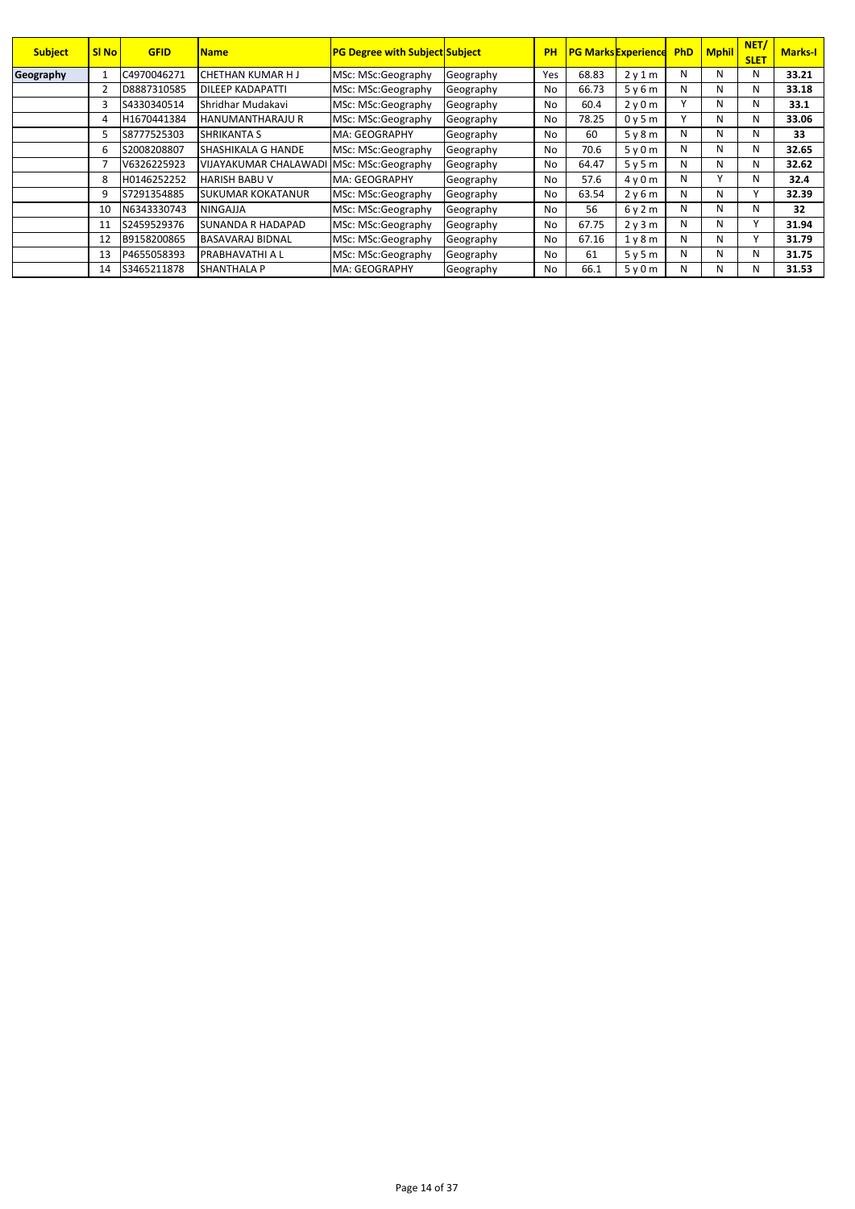| Subject | Sl No | GFID | Name | PG Degree with Subject | Subject | PH | PG Marks | Experience | PhD | Mphil | NET/ SLET | Marks-I |
|---|---|---|---|---|---|---|---|---|---|---|---|---|
| Geography | 1 | C4970046271 | CHETHAN KUMAR H J | MSc: MSc:Geography | Geography | Yes | 68.83 | 2 y 1 m | N | N | N | **33.21** |
| | 2 | D8887310585 | DILEEP KADAPATTI | MSc: MSc:Geography | Geography | No | 66.73 | 5 y 6 m | N | N | N | **33.18** |
| | 3 | S4330340514 | Shridhar Mudakavi | MSc: MSc:Geography | Geography | No | 60.4 | 2 y 0 m | Y | N | N | **33.1** |
| | 4 | H1670441384 | HANUMANTHARAJU R | MSc: MSc:Geography | Geography | No | 78.25 | 0 y 5 m | Y | N | N | **33.06** |
| | 5 | S8777525303 | SHRIKANTA S | MA: GEOGRAPHY | Geography | No | 60 | 5 y 8 m | N | N | N | **33** |
| | 6 | S2008208807 | SHASHIKALA G HANDE | MSc: MSc:Geography | Geography | No | 70.6 | 5 y 0 m | N | N | N | **32.65** |
| | 7 | V6326225923 | VIJAYAKUMAR CHALAWADI | MSc: MSc:Geography | Geography | No | 64.47 | 5 y 5 m | N | N | N | **32.62** |
| | 8 | H0146252252 | HARISH BABU V | MA: GEOGRAPHY | Geography | No | 57.6 | 4 y 0 m | N | Y | N | **32.4** |
| | 9 | S7291354885 | SUKUMAR KOKATANUR | MSc: MSc:Geography | Geography | No | 63.54 | 2 y 6 m | N | N | Y | **32.39** |
| | 10 | N6343330743 | NINGAJJA | MSc: MSc:Geography | Geography | No | 56 | 6 y 2 m | N | N | N | **32** |
| | 11 | S2459529376 | SUNANDA R HADAPAD | MSc: MSc:Geography | Geography | No | 67.75 | 2 y 3 m | N | N | Y | **31.94** |
| | 12 | B9158200865 | BASAVARAJ BIDNAL | MSc: MSc:Geography | Geography | No | 67.16 | 1 y 8 m | N | N | Y | **31.79** |
| | 13 | P4655058393 | PRABHAVATHI A L | MSc: MSc:Geography | Geography | No | 61 | 5 y 5 m | N | N | N | **31.75** |
| | 14 | S3465211878 | SHANTHALA P | MA: GEOGRAPHY | Geography | No | 66.1 | 5 y 0 m | N | N | N | **31.53** |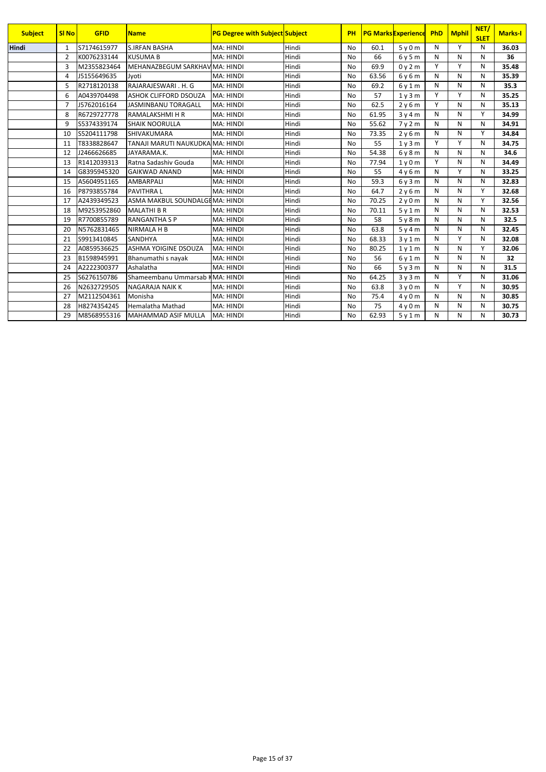| Subject | Sl No | GFID | Name | PG Degree with Subject | Subject | PH | PG Marks | Experience | PhD | Mphil | NET/ SLET | Marks-I |
|---|---|---|---|---|---|---|---|---|---|---|---|---|
| **Hindi** | 1 | S7174615977 | S.IRFAN BASHA | MA: HINDI | Hindi | No | 60.1 | 5 y 0 m | N | Y | N | **36.03** |
| | 2 | K0076233144 | KUSUMA B | MA: HINDI | Hindi | No | 66 | 6 y 5 m | N | N | N | **36** |
| | 3 | M2355823464 | MEHANAZBEGUM SARKHAV | MA: HINDI | Hindi | No | 69.9 | 0 y 2 m | Y | Y | N | **35.48** |
| | 4 | J5155649635 | Jyoti | MA: HINDI | Hindi | No | 63.56 | 6 y 6 m | N | N | N | **35.39** |
| | 5 | R2718120138 | RAJARAJESWARI . H. G | MA: HINDI | Hindi | No | 69.2 | 6 y 1 m | N | N | N | **35.3** |
| | 6 | A0439704498 | ASHOK CLIFFORD DSOUZA | MA: HINDI | Hindi | No | 57 | 1 y 3 m | Y | Y | N | **35.25** |
| | 7 | J5762016164 | JASMINBANU TORAGALL | MA: HINDI | Hindi | No | 62.5 | 2 y 6 m | Y | N | N | **35.13** |
| | 8 | R6729727778 | RAMALAKSHMI H R | MA: HINDI | Hindi | No | 61.95 | 3 y 4 m | N | N | Y | **34.99** |
| | 9 | S5374339174 | SHAIK NOORULLA | MA: HINDI | Hindi | No | 55.62 | 7 y 2 m | N | N | N | **34.91** |
| | 10 | S5204111798 | SHIVAKUMARA | MA: HINDI | Hindi | No | 73.35 | 2 y 6 m | N | N | Y | **34.84** |
| | 11 | T8338828647 | TANAJI MARUTI NAUKUDKA | MA: HINDI | Hindi | No | 55 | 1 y 3 m | Y | Y | N | **34.75** |
| | 12 | J2466626685 | JAYARAMA.K. | MA: HINDI | Hindi | No | 54.38 | 6 y 8 m | N | N | N | **34.6** |
| | 13 | R1412039313 | Ratna Sadashiv Gouda | MA: HINDI | Hindi | No | 77.94 | 1 y 0 m | Y | N | N | **34.49** |
| | 14 | G8395945320 | GAIKWAD ANAND | MA: HINDI | Hindi | No | 55 | 4 y 6 m | N | Y | N | **33.25** |
| | 15 | A5604951165 | AMBARPALI | MA: HINDI | Hindi | No | 59.3 | 6 y 3 m | N | N | N | **32.83** |
| | 16 | P8793855784 | PAVITHRA L | MA: HINDI | Hindi | No | 64.7 | 2 y 6 m | N | N | Y | **32.68** |
| | 17 | A2439349523 | ASMA MAKBUL SOUNDALGE | MA: HINDI | Hindi | No | 70.25 | 2 y 0 m | N | N | Y | **32.56** |
| | 18 | M9253952860 | MALATHI B R | MA: HINDI | Hindi | No | 70.11 | 5 y 1 m | N | N | N | **32.53** |
| | 19 | R7700855789 | RANGANTHA S P | MA: HINDI | Hindi | No | 58 | 5 y 8 m | N | N | N | **32.5** |
| | 20 | N5762831465 | NIRMALA H B | MA: HINDI | Hindi | No | 63.8 | 5 y 4 m | N | N | N | **32.45** |
| | 21 | S9913410845 | SANDHYA | MA: HINDI | Hindi | No | 68.33 | 3 y 1 m | N | Y | N | **32.08** |
| | 22 | A0859536625 | ASHMA YOIGINE DSOUZA | MA: HINDI | Hindi | No | 80.25 | 1 y 1 m | N | N | Y | **32.06** |
| | 23 | B1598945991 | Bhanumathi s nayak | MA: HINDI | Hindi | No | 56 | 6 y 1 m | N | N | N | **32** |
| | 24 | A2222300377 | Ashalatha | MA: HINDI | Hindi | No | 66 | 5 y 3 m | N | N | N | **31.5** |
| | 25 | S6276150786 | Shameembanu Ummarsab K | MA: HINDI | Hindi | No | 64.25 | 3 y 3 m | N | Y | N | **31.06** |
| | 26 | N2632729505 | NAGARAJA NAIK K | MA: HINDI | Hindi | No | 63.8 | 3 y 0 m | N | Y | N | **30.95** |
| | 27 | M2112504361 | Monisha | MA: HINDI | Hindi | No | 75.4 | 4 y 0 m | N | N | N | **30.85** |
| | 28 | H8274354245 | Hemalatha Mathad | MA: HINDI | Hindi | No | 75 | 4 y 0 m | N | N | N | **30.75** |
| | 29 | M8568955316 | MAHAMMAD ASIF MULLA | MA: HINDI | Hindi | No | 62.93 | 5 y 1 m | N | N | N | **30.73** |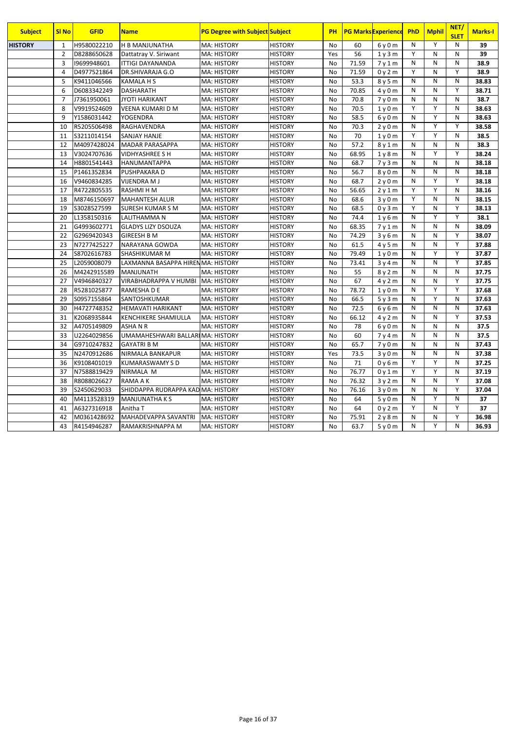| Subject | Sl No | GFID | Name | PG Degree with Subject | Subject | PH | PG Marks | Experience | PhD | Mphil | NET/ SLET | Marks-I |
|---|---|---|---|---|---|---|---|---|---|---|---|---|
| HISTORY | 1 | H9580022210 | H B MANJUNATHA | MA: HISTORY | HISTORY | No | 60 | 6 y 0 m | N | Y | N | 39 |
| | 2 | D8288650628 | Dattatray V. Siriwant | MA: HISTORY | HISTORY | Yes | 56 | 1 y 3 m | Y | N | N | 39 |
| | 3 | I9699948601 | ITTIGI DAYANANDA | MA: HISTORY | HISTORY | No | 71.59 | 7 y 1 m | N | N | N | 38.9 |
| | 4 | D4977521864 | DR.SHIVARAJA G.O | MA: HISTORY | HISTORY | No | 71.59 | 0 y 2 m | Y | N | Y | 38.9 |
| | 5 | K9411046566 | KAMALA H S | MA: HISTORY | HISTORY | No | 53.3 | 8 y 5 m | N | N | N | 38.83 |
| | 6 | D6083342249 | DASHARATH | MA: HISTORY | HISTORY | No | 70.85 | 4 y 0 m | N | N | Y | 38.71 |
| | 7 | J7361950061 | JYOTI HARIKANT | MA: HISTORY | HISTORY | No | 70.8 | 7 y 0 m | N | N | N | 38.7 |
| | 8 | V9919524609 | VEENA KUMARI D M | MA: HISTORY | HISTORY | No | 70.5 | 1 y 0 m | Y | Y | N | 38.63 |
| | 9 | Y1586031442 | YOGENDRA | MA: HISTORY | HISTORY | No | 58.5 | 6 y 0 m | N | Y | N | 38.63 |
| | 10 | R5205506498 | RAGHAVENDRA | MA: HISTORY | HISTORY | No | 70.3 | 2 y 0 m | N | Y | Y | 38.58 |
| | 11 | S3211014154 | SANJAY HANJE | MA: HISTORY | HISTORY | No | 70 | 1 y 0 m | Y | Y | N | 38.5 |
| | 12 | M4097428024 | MADAR PARASAPPA | MA: HISTORY | HISTORY | No | 57.2 | 8 y 1 m | N | N | N | 38.3 |
| | 13 | V3024707636 | VIDHYASHREE S H | MA: HISTORY | HISTORY | No | 68.95 | 1 y 8 m | N | Y | Y | 38.24 |
| | 14 | H8801541443 | HANUMANTAPPA | MA: HISTORY | HISTORY | No | 68.7 | 7 y 3 m | N | N | N | 38.18 |
| | 15 | P1461352834 | PUSHPAKARA D | MA: HISTORY | HISTORY | No | 56.7 | 8 y 0 m | N | N | N | 38.18 |
| | 16 | V9460834285 | VIJENDRA M J | MA: HISTORY | HISTORY | No | 68.7 | 2 y 0 m | N | Y | Y | 38.18 |
| | 17 | R4722805535 | RASHMI H M | MA: HISTORY | HISTORY | No | 56.65 | 2 y 1 m | Y | Y | N | 38.16 |
| | 18 | M8746150697 | MAHANTESH ALUR | MA: HISTORY | HISTORY | No | 68.6 | 3 y 0 m | Y | N | N | 38.15 |
| | 19 | S3028527599 | SURESH KUMAR S M | MA: HISTORY | HISTORY | No | 68.5 | 0 y 3 m | Y | N | Y | 38.13 |
| | 20 | L1358150316 | LALITHAMMA N | MA: HISTORY | HISTORY | No | 74.4 | 1 y 6 m | N | Y | Y | 38.1 |
| | 21 | G4993602771 | GLADYS LIZY DSOUZA | MA: HISTORY | HISTORY | No | 68.35 | 7 y 1 m | N | N | N | 38.09 |
| | 22 | G2969420343 | GIREESH B M | MA: HISTORY | HISTORY | No | 74.29 | 3 y 6 m | N | N | Y | 38.07 |
| | 23 | N7277425227 | NARAYANA GOWDA | MA: HISTORY | HISTORY | No | 61.5 | 4 y 5 m | N | N | Y | 37.88 |
| | 24 | S8702616783 | SHASHIKUMAR M | MA: HISTORY | HISTORY | No | 79.49 | 1 y 0 m | N | Y | Y | 37.87 |
| | 25 | L2059008079 | LAXMANNA BASAPPA HIREN | MA: HISTORY | HISTORY | No | 73.41 | 3 y 4 m | N | N | Y | 37.85 |
| | 26 | M4242915589 | MANJUNATH | MA: HISTORY | HISTORY | No | 55 | 8 y 2 m | N | N | N | 37.75 |
| | 27 | V4946840327 | VIRABHADRAPPA V HUMBI | MA: HISTORY | HISTORY | No | 67 | 4 y 2 m | N | N | Y | 37.75 |
| | 28 | R5281025877 | RAMESHA D E | MA: HISTORY | HISTORY | No | 78.72 | 1 y 0 m | N | Y | Y | 37.68 |
| | 29 | S0957155864 | SANTOSHKUMAR | MA: HISTORY | HISTORY | No | 66.5 | 5 y 3 m | N | Y | N | 37.63 |
| | 30 | H4727748352 | HEMAVATI HARIKANT | MA: HISTORY | HISTORY | No | 72.5 | 6 y 6 m | N | N | N | 37.63 |
| | 31 | K2068935844 | KENCHIKERE SHAMIULLA | MA: HISTORY | HISTORY | No | 66.12 | 4 y 2 m | N | N | Y | 37.53 |
| | 32 | A4705149809 | ASHA N R | MA: HISTORY | HISTORY | No | 78 | 6 y 0 m | N | N | N | 37.5 |
| | 33 | U2264029856 | UMAMAHESHWARI BALLARI | MA: HISTORY | HISTORY | No | 60 | 7 y 4 m | N | N | N | 37.5 |
| | 34 | G9710247832 | GAYATRI B M | MA: HISTORY | HISTORY | No | 65.7 | 7 y 0 m | N | N | N | 37.43 |
| | 35 | N2470912686 | NIRMALA BANKAPUR | MA: HISTORY | HISTORY | Yes | 73.5 | 3 y 0 m | N | N | N | 37.38 |
| | 36 | K9108401019 | KUMARASWAMY S D | MA: HISTORY | HISTORY | No | 71 | 0 y 6 m | Y | Y | N | 37.25 |
| | 37 | N7588819429 | NIRMALA M | MA: HISTORY | HISTORY | No | 76.77 | 0 y 1 m | Y | Y | N | 37.19 |
| | 38 | R8088026627 | RAMA A K | MA: HISTORY | HISTORY | No | 76.32 | 3 y 2 m | N | N | Y | 37.08 |
| | 39 | S2450629033 | SHIDDAPPA RUDRAPPA KAD | MA: HISTORY | HISTORY | No | 76.16 | 3 y 0 m | N | N | Y | 37.04 |
| | 40 | M4113528319 | MANJUNATHA K S | MA: HISTORY | HISTORY | No | 64 | 5 y 0 m | N | Y | N | 37 |
| | 41 | A6327316918 | Anitha T | MA: HISTORY | HISTORY | No | 64 | 0 y 2 m | Y | N | Y | 37 |
| | 42 | M0361428692 | MAHADEVAPPA SAVANTRI | MA: HISTORY | HISTORY | No | 75.91 | 2 y 8 m | N | N | Y | 36.98 |
| | 43 | R4154946287 | RAMAKRISHNAPPA M | MA: HISTORY | HISTORY | No | 63.7 | 5 y 0 m | N | Y | N | 36.93 |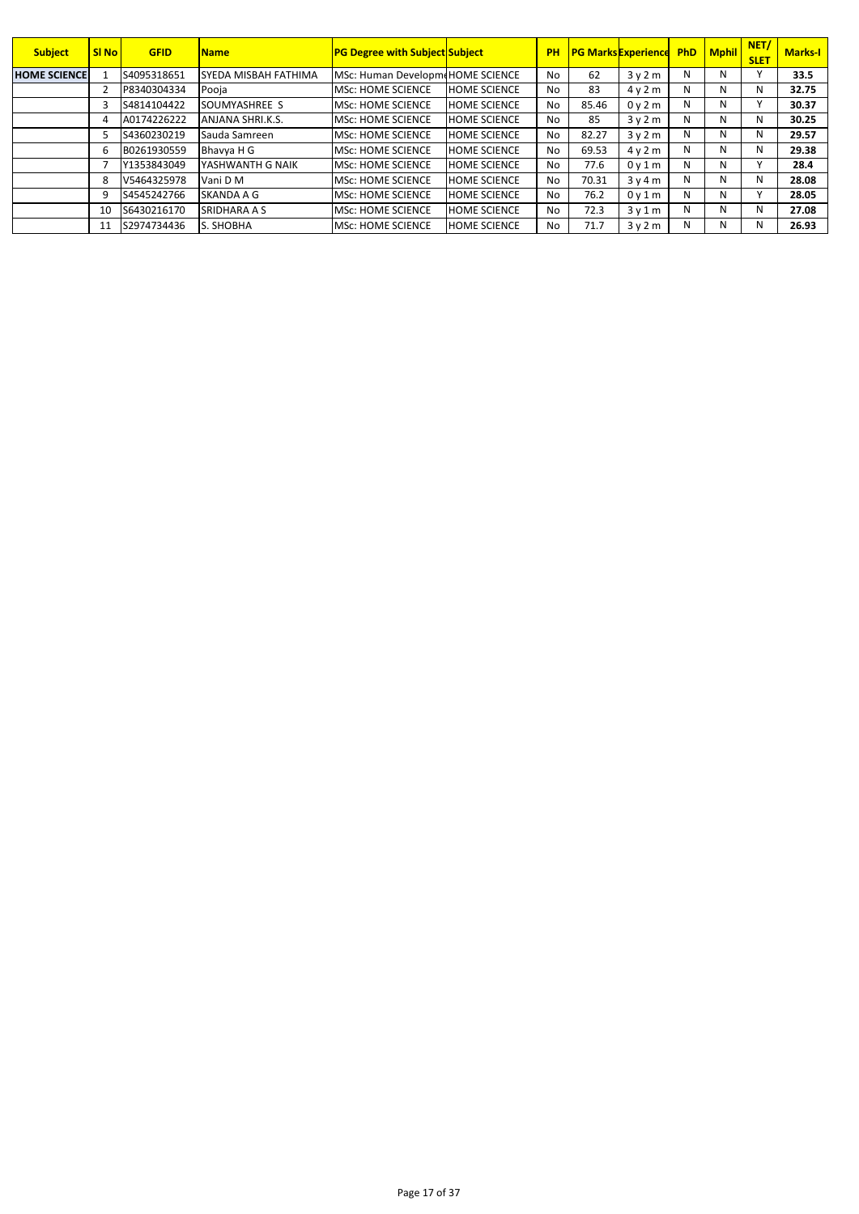| Subject | Sl No | GFID | Name | PG Degree with Subject | Subject | PH | PG Marks | Experience | PhD | Mphil | NET/ SLET | Marks-I |
|---|---|---|---|---|---|---|---|---|---|---|---|---|
| HOME SCIENCE | 1 | S4095318651 | SYEDA MISBAH FATHIMA | MSc: Human Developme | HOME SCIENCE | No | 62 | 3 y 2 m | N | N | Y | 33.5 |
| | 2 | P8340304334 | Pooja | MSc: HOME SCIENCE | HOME SCIENCE | No | 83 | 4 y 2 m | N | N | N | 32.75 |
| | 3 | S4814104422 | SOUMYASHREE S | MSc: HOME SCIENCE | HOME SCIENCE | No | 85.46 | 0 y 2 m | N | N | Y | 30.37 |
| | 4 | A0174226222 | ANJANA SHRI.K.S. | MSc: HOME SCIENCE | HOME SCIENCE | No | 85 | 3 y 2 m | N | N | N | 30.25 |
| | 5 | S4360230219 | Sauda Samreen | MSc: HOME SCIENCE | HOME SCIENCE | No | 82.27 | 3 y 2 m | N | N | N | 29.57 |
| | 6 | B0261930559 | Bhavya H G | MSc: HOME SCIENCE | HOME SCIENCE | No | 69.53 | 4 y 2 m | N | N | N | 29.38 |
| | 7 | Y1353843049 | YASHWANTH G NAIK | MSc: HOME SCIENCE | HOME SCIENCE | No | 77.6 | 0 y 1 m | N | N | Y | 28.4 |
| | 8 | V5464325978 | Vani D M | MSc: HOME SCIENCE | HOME SCIENCE | No | 70.31 | 3 y 4 m | N | N | N | 28.08 |
| | 9 | S4545242766 | SKANDA A G | MSc: HOME SCIENCE | HOME SCIENCE | No | 76.2 | 0 y 1 m | N | N | Y | 28.05 |
| | 10 | S6430216170 | SRIDHARA A S | MSc: HOME SCIENCE | HOME SCIENCE | No | 72.3 | 3 y 1 m | N | N | N | 27.08 |
| | 11 | S2974734436 | S. SHOBHA | MSc: HOME SCIENCE | HOME SCIENCE | No | 71.7 | 3 y 2 m | N | N | N | 26.93 |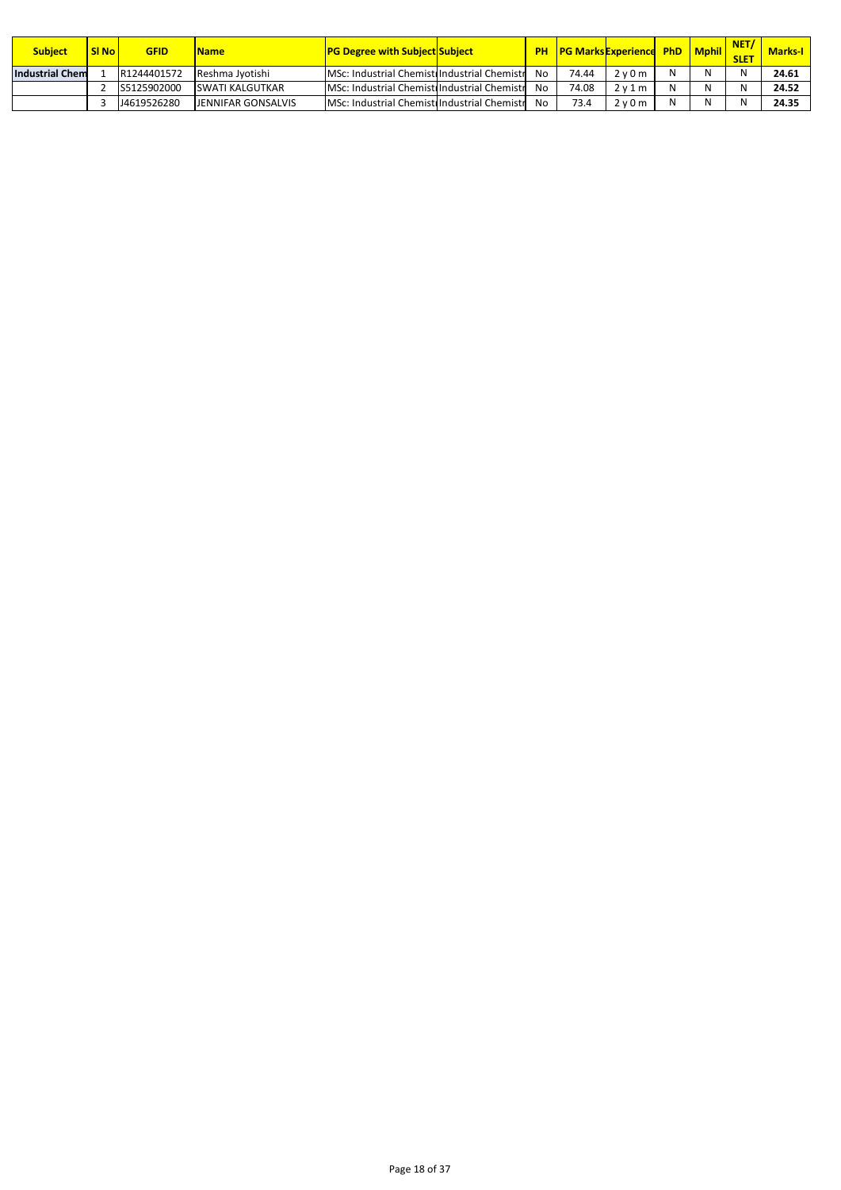| Subject | Sl No | GFID | Name | PG Degree with Subject | Subject | PH | PG Marks | Experience | PhD | Mphil | NET/ SLET | Marks-I |
|---|---|---|---|---|---|---|---|---|---|---|---|---|
| Industrial Chem | 1 | R1244401572 | Reshma Jyotishi | MSc: Industrial Chemist | Industrial Chemistr | No | 74.44 | 2 y 0 m | N | N | N | **24.61** |
| | 2 | S5125902000 | SWATI KALGUTKAR | MSc: Industrial Chemist | Industrial Chemistr | No | 74.08 | 2 y 1 m | N | N | N | **24.52** |
| | 3 | J4619526280 | JENNIFAR GONSALVIS | MSc: Industrial Chemist | Industrial Chemistr | No | 73.4 | 2 y 0 m | N | N | N | **24.35** |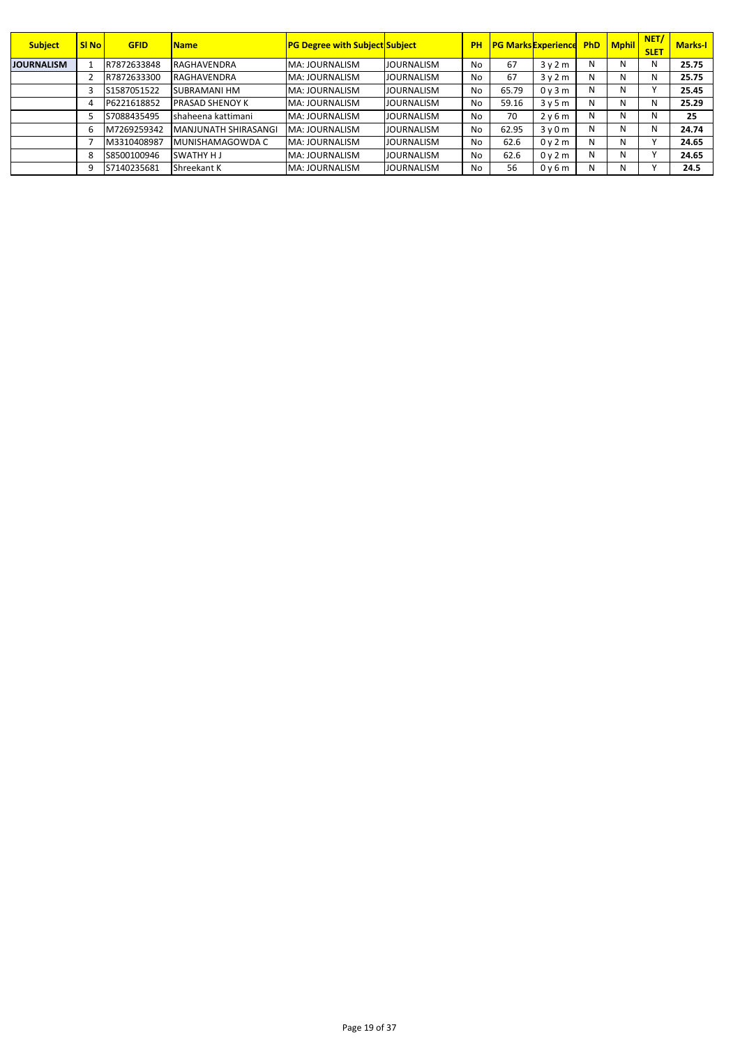| Subject | Sl No | GFID | Name | PG Degree with Subject | Subject | PH | PG Marks | Experience | PhD | Mphil | NET/ SLET | Marks-I |
|---|---|---|---|---|---|---|---|---|---|---|---|---|
| JOURNALISM | 1 | R7872633848 | RAGHAVENDRA | MA: JOURNALISM | JOURNALISM | No | 67 | 3 y 2 m | N | N | N | 25.75 |
| | 2 | R7872633300 | RAGHAVENDRA | MA: JOURNALISM | JOURNALISM | No | 67 | 3 y 2 m | N | N | N | 25.75 |
| | 3 | S1587051522 | SUBRAMANI HM | MA: JOURNALISM | JOURNALISM | No | 65.79 | 0 y 3 m | N | N | Y | 25.45 |
| | 4 | P6221618852 | PRASAD SHENOY K | MA: JOURNALISM | JOURNALISM | No | 59.16 | 3 y 5 m | N | N | N | 25.29 |
| | 5 | S7088435495 | shaheena kattimani | MA: JOURNALISM | JOURNALISM | No | 70 | 2 y 6 m | N | N | N | 25 |
| | 6 | M7269259342 | MANJUNATH SHIRASANGI | MA: JOURNALISM | JOURNALISM | No | 62.95 | 3 y 0 m | N | N | N | 24.74 |
| | 7 | M3310408987 | MUNISHAMAGOWDA C | MA: JOURNALISM | JOURNALISM | No | 62.6 | 0 y 2 m | N | N | Y | 24.65 |
| | 8 | S8500100946 | SWATHY H J | MA: JOURNALISM | JOURNALISM | No | 62.6 | 0 y 2 m | N | N | Y | 24.65 |
| | 9 | S7140235681 | Shreekant K | MA: JOURNALISM | JOURNALISM | No | 56 | 0 y 6 m | N | N | Y | 24.5 |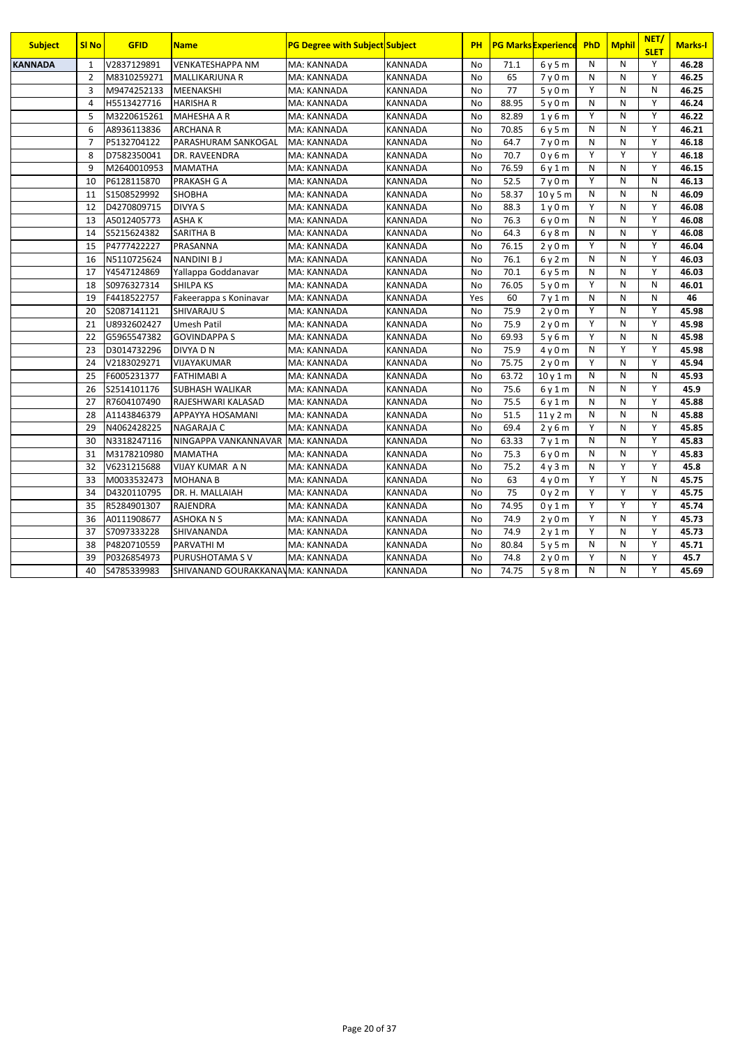| Subject | Sl No | GFID | Name | PG Degree with Subject | Subject | PH | PG Marks | Experience | PhD | Mphil | NET/ SLET | Marks-I |
|---|---|---|---|---|---|---|---|---|---|---|---|---|
| KANNADA | 1 | V2837129891 | VENKATESHAPPA NM | MA: KANNADA | KANNADA | No | 71.1 | 6 y 5 m | N | N | Y | 46.28 |
| | 2 | M8310259271 | MALLIKARJUNA R | MA: KANNADA | KANNADA | No | 65 | 7 y 0 m | N | N | Y | 46.25 |
| | 3 | M9474252133 | MEENAKSHI | MA: KANNADA | KANNADA | No | 77 | 5 y 0 m | Y | N | N | 46.25 |
| | 4 | H5513427716 | HARISHA R | MA: KANNADA | KANNADA | No | 88.95 | 5 y 0 m | N | N | Y | 46.24 |
| | 5 | M3220615261 | MAHESHA A R | MA: KANNADA | KANNADA | No | 82.89 | 1 y 6 m | Y | N | Y | 46.22 |
| | 6 | A8936113836 | ARCHANA R | MA: KANNADA | KANNADA | No | 70.85 | 6 y 5 m | N | N | Y | 46.21 |
| | 7 | P5132704122 | PARASHURAM SANKOGAL | MA: KANNADA | KANNADA | No | 64.7 | 7 y 0 m | N | N | Y | 46.18 |
| | 8 | D7582350041 | DR. RAVEENDRA | MA: KANNADA | KANNADA | No | 70.7 | 0 y 6 m | Y | Y | Y | 46.18 |
| | 9 | M2640010953 | MAMATHA | MA: KANNADA | KANNADA | No | 76.59 | 6 y 1 m | N | N | Y | 46.15 |
| | 10 | P6128115870 | PRAKASH G A | MA: KANNADA | KANNADA | No | 52.5 | 7 y 0 m | Y | N | N | 46.13 |
| | 11 | S1508529992 | SHOBHA | MA: KANNADA | KANNADA | No | 58.37 | 10 y 5 m | N | N | N | 46.09 |
| | 12 | D4270809715 | DIVYA S | MA: KANNADA | KANNADA | No | 88.3 | 1 y 0 m | Y | N | Y | 46.08 |
| | 13 | A5012405773 | ASHA K | MA: KANNADA | KANNADA | No | 76.3 | 6 y 0 m | N | N | Y | 46.08 |
| | 14 | S5215624382 | SARITHA B | MA: KANNADA | KANNADA | No | 64.3 | 6 y 8 m | N | N | Y | 46.08 |
| | 15 | P4777422227 | PRASANNA | MA: KANNADA | KANNADA | No | 76.15 | 2 y 0 m | Y | N | Y | 46.04 |
| | 16 | N5110725624 | NANDINI B J | MA: KANNADA | KANNADA | No | 76.1 | 6 y 2 m | N | N | Y | 46.03 |
| | 17 | Y4547124869 | Yallappa Goddanavar | MA: KANNADA | KANNADA | No | 70.1 | 6 y 5 m | N | N | Y | 46.03 |
| | 18 | S0976327314 | SHILPA KS | MA: KANNADA | KANNADA | No | 76.05 | 5 y 0 m | Y | N | N | 46.01 |
| | 19 | F4418522757 | Fakeerappa s Koninavar | MA: KANNADA | KANNADA | Yes | 60 | 7 y 1 m | N | N | N | 46 |
| | 20 | S2087141121 | SHIVARAJU S | MA: KANNADA | KANNADA | No | 75.9 | 2 y 0 m | Y | N | Y | 45.98 |
| | 21 | U8932602427 | Umesh Patil | MA: KANNADA | KANNADA | No | 75.9 | 2 y 0 m | Y | N | Y | 45.98 |
| | 22 | G5965547382 | GOVINDAPPA S | MA: KANNADA | KANNADA | No | 69.93 | 5 y 6 m | Y | N | N | 45.98 |
| | 23 | D3014732296 | DIVYA D N | MA: KANNADA | KANNADA | No | 75.9 | 4 y 0 m | N | Y | Y | 45.98 |
| | 24 | V2183029271 | VIJAYAKUMAR | MA: KANNADA | KANNADA | No | 75.75 | 2 y 0 m | Y | N | Y | 45.94 |
| | 25 | F6005231377 | FATHIMABI A | MA: KANNADA | KANNADA | No | 63.72 | 10 y 1 m | N | N | N | 45.93 |
| | 26 | S2514101176 | SUBHASH WALIKAR | MA: KANNADA | KANNADA | No | 75.6 | 6 y 1 m | N | N | Y | 45.9 |
| | 27 | R7604107490 | RAJESHWARI KALASAD | MA: KANNADA | KANNADA | No | 75.5 | 6 y 1 m | N | N | Y | 45.88 |
| | 28 | A1143846379 | APPAYYA HOSAMANI | MA: KANNADA | KANNADA | No | 51.5 | 11 y 2 m | N | N | N | 45.88 |
| | 29 | N4062428225 | NAGARAJA C | MA: KANNADA | KANNADA | No | 69.4 | 2 y 6 m | Y | N | Y | 45.85 |
| | 30 | N3318247116 | NINGAPPA VANKANNAVAR | MA: KANNADA | KANNADA | No | 63.33 | 7 y 1 m | N | N | Y | 45.83 |
| | 31 | M3178210980 | MAMATHA | MA: KANNADA | KANNADA | No | 75.3 | 6 y 0 m | N | N | Y | 45.83 |
| | 32 | V6231215688 | VIJAY KUMAR A N | MA: KANNADA | KANNADA | No | 75.2 | 4 y 3 m | N | Y | Y | 45.8 |
| | 33 | M0033532473 | MOHANA B | MA: KANNADA | KANNADA | No | 63 | 4 y 0 m | Y | Y | N | 45.75 |
| | 34 | D4320110795 | DR. H. MALLAIAH | MA: KANNADA | KANNADA | No | 75 | 0 y 2 m | Y | Y | Y | 45.75 |
| | 35 | R5284901307 | RAJENDRA | MA: KANNADA | KANNADA | No | 74.95 | 0 y 1 m | Y | Y | Y | 45.74 |
| | 36 | A0111908677 | ASHOKA N S | MA: KANNADA | KANNADA | No | 74.9 | 2 y 0 m | Y | N | Y | 45.73 |
| | 37 | S7097333228 | SHIVANANDA | MA: KANNADA | KANNADA | No | 74.9 | 2 y 1 m | Y | N | Y | 45.73 |
| | 38 | P4820710559 | PARVATHI M | MA: KANNADA | KANNADA | No | 80.84 | 5 y 5 m | N | N | Y | 45.71 |
| | 39 | P0326854973 | PURUSHOTAMA S V | MA: KANNADA | KANNADA | No | 74.8 | 2 y 0 m | Y | N | Y | 45.7 |
| | 40 | S4785339983 | SHIVANAND GOURAKKANAV | MA: KANNADA | KANNADA | No | 74.75 | 5 y 8 m | N | N | Y | 45.69 |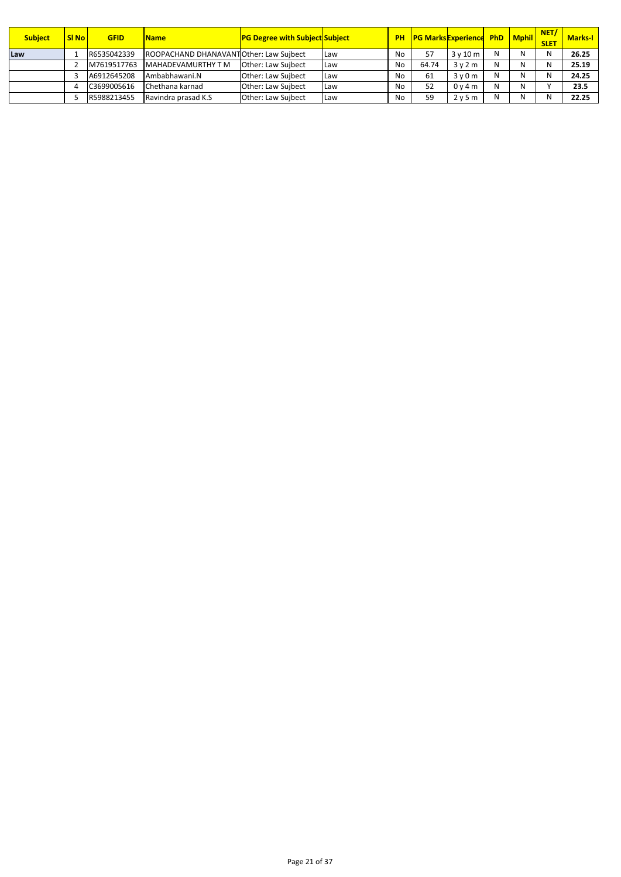| Subject | Sl No | GFID | Name | PG Degree with Subject | Subject | PH | PG Marks | Experience | PhD | Mphil | NET/ SLET | Marks-I |
|---|---|---|---|---|---|---|---|---|---|---|---|---|
| **Law** | 1 | R6535042339 | ROOPACHAND DHANAVANT | Other: Law Sujbect | Law | No | 57 | 3 y 10 m | N | N | N | **26.25** |
| | 2 | M7619517763 | MAHADEVAMURTHY T M | Other: Law Sujbect | Law | No | 64.74 | 3 y 2 m | N | N | N | **25.19** |
| | 3 | A6912645208 | Ambabhawani.N | Other: Law Sujbect | Law | No | 61 | 3 y 0 m | N | N | N | **24.25** |
| | 4 | C3699005616 | Chethana karnad | Other: Law Sujbect | Law | No | 52 | 0 y 4 m | N | N | Y | **23.5** |
| | 5 | R5988213455 | Ravindra prasad K.S | Other: Law Sujbect | Law | No | 59 | 2 y 5 m | N | N | N | **22.25** |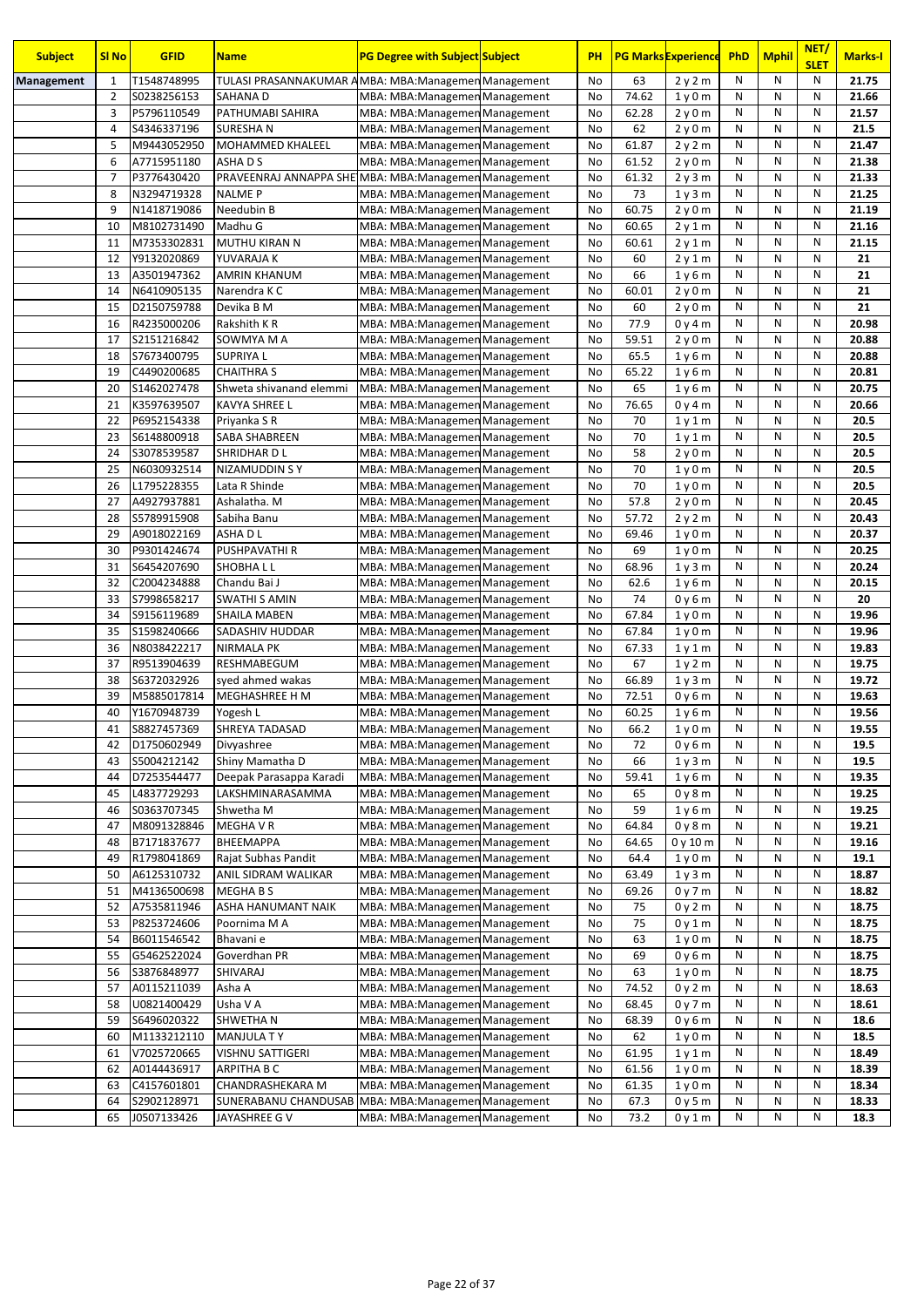| Subject | Sl No | GFID | Name | PG Degree with Subject | Subject | PH | PG Marks | Experience | PhD | Mphil | NET/ SLET | Marks-I |
|---|---|---|---|---|---|---|---|---|---|---|---|---|
| Management | 1 | T1548748995 | TULASI PRASANNAKUMAR A | MBA: MBA:Managemen | Management | No | 63 | 2 y 2 m | N | N | N | 21.75 |
| | 2 | S0238256153 | SAHANA D | MBA: MBA:Managemen | Management | No | 74.62 | 1 y 0 m | N | N | N | 21.66 |
| | 3 | P5796110549 | PATHUMABI SAHIRA | MBA: MBA:Managemen | Management | No | 62.28 | 2 y 0 m | N | N | N | 21.57 |
| | 4 | S4346337196 | SURESHA N | MBA: MBA:Managemen | Management | No | 62 | 2 y 0 m | N | N | N | 21.5 |
| | 5 | M9443052950 | MOHAMMED KHALEEL | MBA: MBA:Managemen | Management | No | 61.87 | 2 y 2 m | N | N | N | 21.47 |
| | 6 | A7715951180 | ASHA D S | MBA: MBA:Managemen | Management | No | 61.52 | 2 y 0 m | N | N | N | 21.38 |
| | 7 | P3776430420 | PRAVEENRAJ ANNAPPA SHE | MBA: MBA:Managemen | Management | No | 61.32 | 2 y 3 m | N | N | N | 21.33 |
| | 8 | N3294719328 | NALME P | MBA: MBA:Managemen | Management | No | 73 | 1 y 3 m | N | N | N | 21.25 |
| | 9 | N1418719086 | Needubin B | MBA: MBA:Managemen | Management | No | 60.75 | 2 y 0 m | N | N | N | 21.19 |
| | 10 | M8102731490 | Madhu G | MBA: MBA:Managemen | Management | No | 60.65 | 2 y 1 m | N | N | N | 21.16 |
| | 11 | M7353302831 | MUTHU KIRAN N | MBA: MBA:Managemen | Management | No | 60.61 | 2 y 1 m | N | N | N | 21.15 |
| | 12 | Y9132020869 | YUVARAJA K | MBA: MBA:Managemen | Management | No | 60 | 2 y 1 m | N | N | N | 21 |
| | 13 | A3501947362 | AMRIN KHANUM | MBA: MBA:Managemen | Management | No | 66 | 1 y 6 m | N | N | N | 21 |
| | 14 | N6410905135 | Narendra K C | MBA: MBA:Managemen | Management | No | 60.01 | 2 y 0 m | N | N | N | 21 |
| | 15 | D2150759788 | Devika B M | MBA: MBA:Managemen | Management | No | 60 | 2 y 0 m | N | N | N | 21 |
| | 16 | R4235000206 | Rakshith K R | MBA: MBA:Managemen | Management | No | 77.9 | 0 y 4 m | N | N | N | 20.98 |
| | 17 | S2151216842 | SOWMYA M A | MBA: MBA:Managemen | Management | No | 59.51 | 2 y 0 m | N | N | N | 20.88 |
| | 18 | S7673400795 | SUPRIYA L | MBA: MBA:Managemen | Management | No | 65.5 | 1 y 6 m | N | N | N | 20.88 |
| | 19 | C4490200685 | CHAITHRA S | MBA: MBA:Managemen | Management | No | 65.22 | 1 y 6 m | N | N | N | 20.81 |
| | 20 | S1462027478 | Shweta shivanand elemmi | MBA: MBA:Managemen | Management | No | 65 | 1 y 6 m | N | N | N | 20.75 |
| | 21 | K3597639507 | KAVYA SHREE L | MBA: MBA:Managemen | Management | No | 76.65 | 0 y 4 m | N | N | N | 20.66 |
| | 22 | P6952154338 | Priyanka S R | MBA: MBA:Managemen | Management | No | 70 | 1 y 1 m | N | N | N | 20.5 |
| | 23 | S6148800918 | SABA SHABREEN | MBA: MBA:Managemen | Management | No | 70 | 1 y 1 m | N | N | N | 20.5 |
| | 24 | S3078539587 | SHRIDHAR D L | MBA: MBA:Managemen | Management | No | 58 | 2 y 0 m | N | N | N | 20.5 |
| | 25 | N6030932514 | NIZAMUDDIN S Y | MBA: MBA:Managemen | Management | No | 70 | 1 y 0 m | N | N | N | 20.5 |
| | 26 | L1795228355 | Lata R Shinde | MBA: MBA:Managemen | Management | No | 70 | 1 y 0 m | N | N | N | 20.5 |
| | 27 | A4927937881 | Ashalatha. M | MBA: MBA:Managemen | Management | No | 57.8 | 2 y 0 m | N | N | N | 20.45 |
| | 28 | S5789915908 | Sabiha Banu | MBA: MBA:Managemen | Management | No | 57.72 | 2 y 2 m | N | N | N | 20.43 |
| | 29 | A9018022169 | ASHA D L | MBA: MBA:Managemen | Management | No | 69.46 | 1 y 0 m | N | N | N | 20.37 |
| | 30 | P9301424674 | PUSHPAVATHI R | MBA: MBA:Managemen | Management | No | 69 | 1 y 0 m | N | N | N | 20.25 |
| | 31 | S6454207690 | SHOBHA L L | MBA: MBA:Managemen | Management | No | 68.96 | 1 y 3 m | N | N | N | 20.24 |
| | 32 | C2004234888 | Chandu Bai J | MBA: MBA:Managemen | Management | No | 62.6 | 1 y 6 m | N | N | N | 20.15 |
| | 33 | S7998658217 | SWATHI S AMIN | MBA: MBA:Managemen | Management | No | 74 | 0 y 6 m | N | N | N | 20 |
| | 34 | S9156119689 | SHAILA MABEN | MBA: MBA:Managemen | Management | No | 67.84 | 1 y 0 m | N | N | N | 19.96 |
| | 35 | S1598240666 | SADASHIV HUDDAR | MBA: MBA:Managemen | Management | No | 67.84 | 1 y 0 m | N | N | N | 19.96 |
| | 36 | N8038422217 | NIRMALA PK | MBA: MBA:Managemen | Management | No | 67.33 | 1 y 1 m | N | N | N | 19.83 |
| | 37 | R9513904639 | RESHMABEGUM | MBA: MBA:Managemen | Management | No | 67 | 1 y 2 m | N | N | N | 19.75 |
| | 38 | S6372032926 | syed ahmed wakas | MBA: MBA:Managemen | Management | No | 66.89 | 1 y 3 m | N | N | N | 19.72 |
| | 39 | M5885017814 | MEGHASHREE H M | MBA: MBA:Managemen | Management | No | 72.51 | 0 y 6 m | N | N | N | 19.63 |
| | 40 | Y1670948739 | Yogesh L | MBA: MBA:Managemen | Management | No | 60.25 | 1 y 6 m | N | N | N | 19.56 |
| | 41 | S8827457369 | SHREYA TADASAD | MBA: MBA:Managemen | Management | No | 66.2 | 1 y 0 m | N | N | N | 19.55 |
| | 42 | D1750602949 | Divyashree | MBA: MBA:Managemen | Management | No | 72 | 0 y 6 m | N | N | N | 19.5 |
| | 43 | S5004212142 | Shiny Mamatha D | MBA: MBA:Managemen | Management | No | 66 | 1 y 3 m | N | N | N | 19.5 |
| | 44 | D7253544477 | Deepak Parasappa Karadi | MBA: MBA:Managemen | Management | No | 59.41 | 1 y 6 m | N | N | N | 19.35 |
| | 45 | L4837729293 | LAKSHMINARASAMMA | MBA: MBA:Managemen | Management | No | 65 | 0 y 8 m | N | N | N | 19.25 |
| | 46 | S0363707345 | Shwetha M | MBA: MBA:Managemen | Management | No | 59 | 1 y 6 m | N | N | N | 19.25 |
| | 47 | M8091328846 | MEGHA V R | MBA: MBA:Managemen | Management | No | 64.84 | 0 y 8 m | N | N | N | 19.21 |
| | 48 | B7171837677 | BHEEMAPPA | MBA: MBA:Managemen | Management | No | 64.65 | 0 y 10 m | N | N | N | 19.16 |
| | 49 | R1798041869 | Rajat Subhas Pandit | MBA: MBA:Managemen | Management | No | 64.4 | 1 y 0 m | N | N | N | 19.1 |
| | 50 | A6125310732 | ANIL SIDRAM WALIKAR | MBA: MBA:Managemen | Management | No | 63.49 | 1 y 3 m | N | N | N | 18.87 |
| | 51 | M4136500698 | MEGHA B S | MBA: MBA:Managemen | Management | No | 69.26 | 0 y 7 m | N | N | N | 18.82 |
| | 52 | A7535811946 | ASHA HANUMANT NAIK | MBA: MBA:Managemen | Management | No | 75 | 0 y 2 m | N | N | N | 18.75 |
| | 53 | P8253724606 | Poornima M A | MBA: MBA:Managemen | Management | No | 75 | 0 y 1 m | N | N | N | 18.75 |
| | 54 | B6011546542 | Bhavani e | MBA: MBA:Managemen | Management | No | 63 | 1 y 0 m | N | N | N | 18.75 |
| | 55 | G5462522024 | Goverdhan PR | MBA: MBA:Managemen | Management | No | 69 | 0 y 6 m | N | N | N | 18.75 |
| | 56 | S3876848977 | SHIVARAJ | MBA: MBA:Managemen | Management | No | 63 | 1 y 0 m | N | N | N | 18.75 |
| | 57 | A0115211039 | Asha A | MBA: MBA:Managemen | Management | No | 74.52 | 0 y 2 m | N | N | N | 18.63 |
| | 58 | U0821400429 | Usha V A | MBA: MBA:Managemen | Management | No | 68.45 | 0 y 7 m | N | N | N | 18.61 |
| | 59 | S6496020322 | SHWETHA N | MBA: MBA:Managemen | Management | No | 68.39 | 0 y 6 m | N | N | N | 18.6 |
| | 60 | M1133212110 | MANJULA T Y | MBA: MBA:Managemen | Management | No | 62 | 1 y 0 m | N | N | N | 18.5 |
| | 61 | V7025720665 | VISHNU SATTIGERI | MBA: MBA:Managemen | Management | No | 61.95 | 1 y 1 m | N | N | N | 18.49 |
| | 62 | A0144436917 | ARPITHA B C | MBA: MBA:Managemen | Management | No | 61.56 | 1 y 0 m | N | N | N | 18.39 |
| | 63 | C4157601801 | CHANDRASHEKARA M | MBA: MBA:Managemen | Management | No | 61.35 | 1 y 0 m | N | N | N | 18.34 |
| | 64 | S2902128971 | SUNERABANU CHANDUSAB | MBA: MBA:Managemen | Management | No | 67.3 | 0 y 5 m | N | N | N | 18.33 |
| | 65 | J0507133426 | JAYASHREE G V | MBA: MBA:Managemen | Management | No | 73.2 | 0 y 1 m | N | N | N | 18.3 |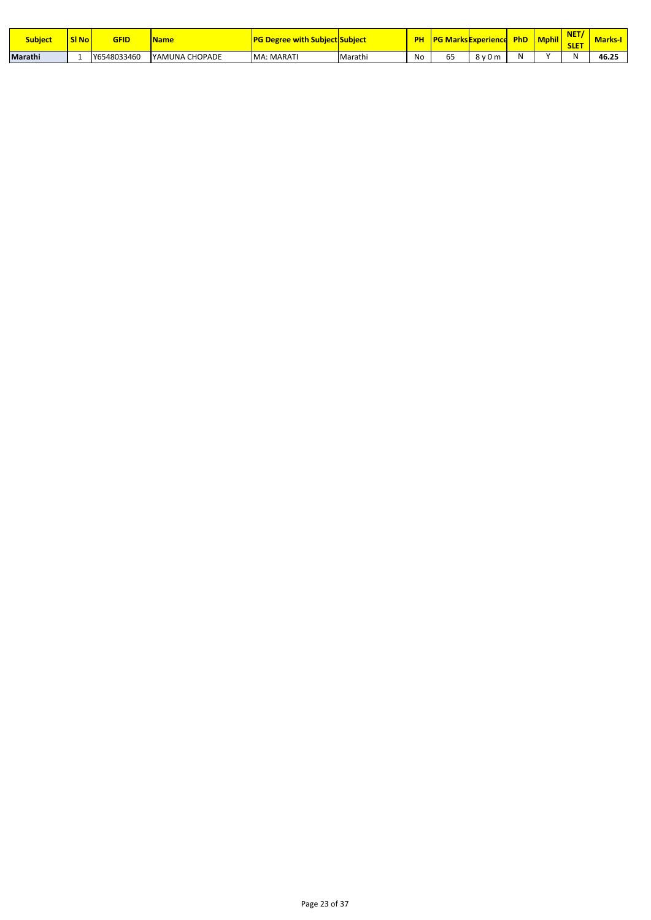| Subject | Sl No | GFID | Name | PG Degree with Subject | Subject | PH | PG Marks | Experience | PhD | Mphil | NET/ SLET | Marks-I |
|---|---|---|---|---|---|---|---|---|---|---|---|---|
| **Marathi** | 1 | Y6548033460 | YAMUNA CHOPADE | MA: MARATI | Marathi | No | 65 | 8 y 0 m | N | Y | N | **46.25** |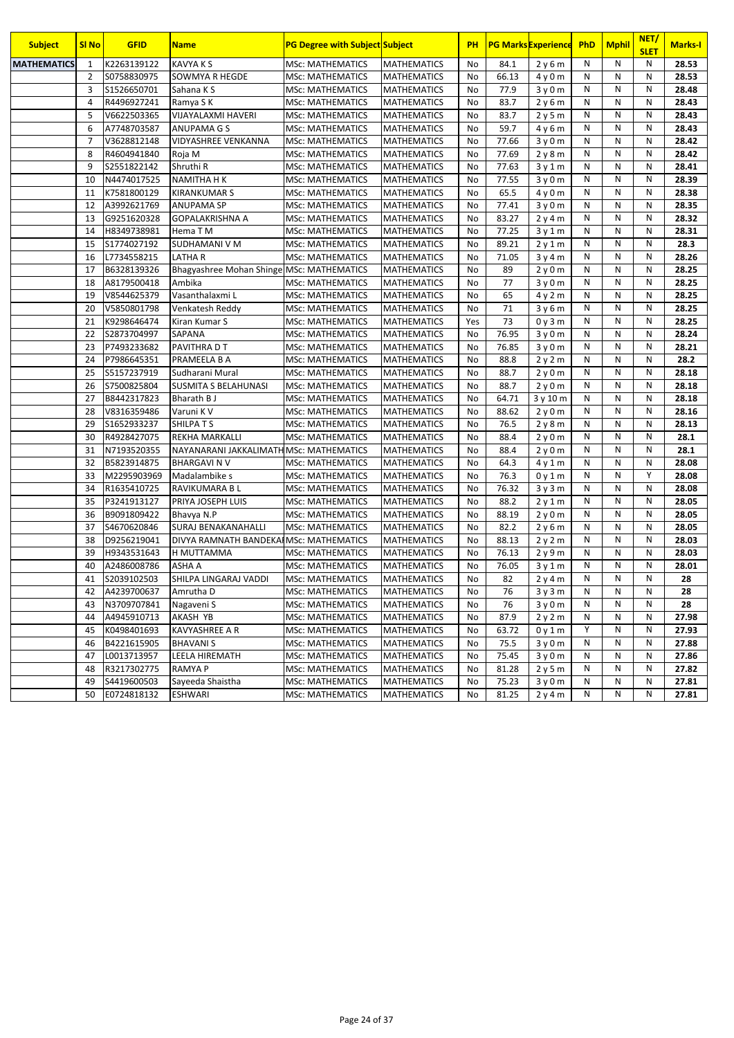| Subject | Sl No | GFID | Name | PG Degree with Subject | Subject | PH | PG Marks | Experience | PhD | Mphil | NET/ SLET | Marks-I |
|---|---|---|---|---|---|---|---|---|---|---|---|---|
| MATHEMATICS | 1 | K2263139122 | KAVYA K S | MSc: MATHEMATICS | MATHEMATICS | No | 84.1 | 2 y 6 m | N | N | N | 28.53 |
| | 2 | S0758830975 | SOWMYA R HEGDE | MSc: MATHEMATICS | MATHEMATICS | No | 66.13 | 4 y 0 m | N | N | N | 28.53 |
| | 3 | S1526650701 | Sahana K S | MSc: MATHEMATICS | MATHEMATICS | No | 77.9 | 3 y 0 m | N | N | N | 28.48 |
| | 4 | R4496927241 | Ramya S K | MSc: MATHEMATICS | MATHEMATICS | No | 83.7 | 2 y 6 m | N | N | N | 28.43 |
| | 5 | V6622503365 | VIJAYALAXMI HAVERI | MSc: MATHEMATICS | MATHEMATICS | No | 83.7 | 2 y 5 m | N | N | N | 28.43 |
| | 6 | A7748703587 | ANUPAMA G S | MSc: MATHEMATICS | MATHEMATICS | No | 59.7 | 4 y 6 m | N | N | N | 28.43 |
| | 7 | V3628812148 | VIDYASHREE VENKANNA | MSc: MATHEMATICS | MATHEMATICS | No | 77.66 | 3 y 0 m | N | N | N | 28.42 |
| | 8 | R4604941840 | Roja M | MSc: MATHEMATICS | MATHEMATICS | No | 77.69 | 2 y 8 m | N | N | N | 28.42 |
| | 9 | S2551822142 | Shruthi R | MSc: MATHEMATICS | MATHEMATICS | No | 77.63 | 3 y 1 m | N | N | N | 28.41 |
| | 10 | N4474017525 | NAMITHA H K | MSc: MATHEMATICS | MATHEMATICS | No | 77.55 | 3 y 0 m | N | N | N | 28.39 |
| | 11 | K7581800129 | KIRANKUMAR S | MSc: MATHEMATICS | MATHEMATICS | No | 65.5 | 4 y 0 m | N | N | N | 28.38 |
| | 12 | A3992621769 | ANUPAMA SP | MSc: MATHEMATICS | MATHEMATICS | No | 77.41 | 3 y 0 m | N | N | N | 28.35 |
| | 13 | G9251620328 | GOPALAKRISHNA A | MSc: MATHEMATICS | MATHEMATICS | No | 83.27 | 2 y 4 m | N | N | N | 28.32 |
| | 14 | H8349738981 | Hema T M | MSc: MATHEMATICS | MATHEMATICS | No | 77.25 | 3 y 1 m | N | N | N | 28.31 |
| | 15 | S1774027192 | SUDHAMANI V M | MSc: MATHEMATICS | MATHEMATICS | No | 89.21 | 2 y 1 m | N | N | N | 28.3 |
| | 16 | L7734558215 | LATHA R | MSc: MATHEMATICS | MATHEMATICS | No | 71.05 | 3 y 4 m | N | N | N | 28.26 |
| | 17 | B6328139326 | Bhagyashree Mohan Shinge | MSc: MATHEMATICS | MATHEMATICS | No | 89 | 2 y 0 m | N | N | N | 28.25 |
| | 18 | A8179500418 | Ambika | MSc: MATHEMATICS | MATHEMATICS | No | 77 | 3 y 0 m | N | N | N | 28.25 |
| | 19 | V8544625379 | Vasanthalaxmi L | MSc: MATHEMATICS | MATHEMATICS | No | 65 | 4 y 2 m | N | N | N | 28.25 |
| | 20 | V5850801798 | Venkatesh Reddy | MSc: MATHEMATICS | MATHEMATICS | No | 71 | 3 y 6 m | N | N | N | 28.25 |
| | 21 | K9298646474 | Kiran Kumar S | MSc: MATHEMATICS | MATHEMATICS | Yes | 73 | 0 y 3 m | N | N | N | 28.25 |
| | 22 | S2873704997 | SAPANA | MSc: MATHEMATICS | MATHEMATICS | No | 76.95 | 3 y 0 m | N | N | N | 28.24 |
| | 23 | P7493233682 | PAVITHRA D T | MSc: MATHEMATICS | MATHEMATICS | No | 76.85 | 3 y 0 m | N | N | N | 28.21 |
| | 24 | P7986645351 | PRAMEELA B A | MSc: MATHEMATICS | MATHEMATICS | No | 88.8 | 2 y 2 m | N | N | N | 28.2 |
| | 25 | S5157237919 | Sudharani Mural | MSc: MATHEMATICS | MATHEMATICS | No | 88.7 | 2 y 0 m | N | N | N | 28.18 |
| | 26 | S7500825804 | SUSMITA S BELAHUNASI | MSc: MATHEMATICS | MATHEMATICS | No | 88.7 | 2 y 0 m | N | N | N | 28.18 |
| | 27 | B8442317823 | Bharath B J | MSc: MATHEMATICS | MATHEMATICS | No | 64.71 | 3 y 10 m | N | N | N | 28.18 |
| | 28 | V8316359486 | Varuni K V | MSc: MATHEMATICS | MATHEMATICS | No | 88.62 | 2 y 0 m | N | N | N | 28.16 |
| | 29 | S1652933237 | SHILPA T S | MSc: MATHEMATICS | MATHEMATICS | No | 76.5 | 2 y 8 m | N | N | N | 28.13 |
| | 30 | R4928427075 | REKHA MARKALLI | MSc: MATHEMATICS | MATHEMATICS | No | 88.4 | 2 y 0 m | N | N | N | 28.1 |
| | 31 | N7193520355 | NAYANARANI JAKKALIMATH | MSc: MATHEMATICS | MATHEMATICS | No | 88.4 | 2 y 0 m | N | N | N | 28.1 |
| | 32 | B5823914875 | BHARGAVI N V | MSc: MATHEMATICS | MATHEMATICS | No | 64.3 | 4 y 1 m | N | N | N | 28.08 |
| | 33 | M2295903969 | Madalambike s | MSc: MATHEMATICS | MATHEMATICS | No | 76.3 | 0 y 1 m | N | N | Y | 28.08 |
| | 34 | R1635410725 | RAVIKUMARA B L | MSc: MATHEMATICS | MATHEMATICS | No | 76.32 | 3 y 3 m | N | N | N | 28.08 |
| | 35 | P3241913127 | PRIYA JOSEPH LUIS | MSc: MATHEMATICS | MATHEMATICS | No | 88.2 | 2 y 1 m | N | N | N | 28.05 |
| | 36 | B9091809422 | Bhavya N.P | MSc: MATHEMATICS | MATHEMATICS | No | 88.19 | 2 y 0 m | N | N | N | 28.05 |
| | 37 | S4670620846 | SURAJ BENAKANAHALLI | MSc: MATHEMATICS | MATHEMATICS | No | 82.2 | 2 y 6 m | N | N | N | 28.05 |
| | 38 | D9256219041 | DIVYA RAMNATH BANDEKAR | MSc: MATHEMATICS | MATHEMATICS | No | 88.13 | 2 y 2 m | N | N | N | 28.03 |
| | 39 | H9343531643 | H MUTTAMMA | MSc: MATHEMATICS | MATHEMATICS | No | 76.13 | 2 y 9 m | N | N | N | 28.03 |
| | 40 | A2486008786 | ASHA A | MSc: MATHEMATICS | MATHEMATICS | No | 76.05 | 3 y 1 m | N | N | N | 28.01 |
| | 41 | S2039102503 | SHILPA LINGARAJ VADDI | MSc: MATHEMATICS | MATHEMATICS | No | 82 | 2 y 4 m | N | N | N | 28 |
| | 42 | A4239700637 | Amrutha D | MSc: MATHEMATICS | MATHEMATICS | No | 76 | 3 y 3 m | N | N | N | 28 |
| | 43 | N3709707841 | Nagaveni S | MSc: MATHEMATICS | MATHEMATICS | No | 76 | 3 y 0 m | N | N | N | 28 |
| | 44 | A4945910713 | AKASH YB | MSc: MATHEMATICS | MATHEMATICS | No | 87.9 | 2 y 2 m | N | N | N | 27.98 |
| | 45 | K0498401693 | KAVYASHREE A R | MSc: MATHEMATICS | MATHEMATICS | No | 63.72 | 0 y 1 m | Y | N | N | 27.93 |
| | 46 | B4221615905 | BHAVANI S | MSc: MATHEMATICS | MATHEMATICS | No | 75.5 | 3 y 0 m | N | N | N | 27.88 |
| | 47 | L0013713957 | LEELA HIREMATH | MSc: MATHEMATICS | MATHEMATICS | No | 75.45 | 3 y 0 m | N | N | N | 27.86 |
| | 48 | R3217302775 | RAMYA P | MSc: MATHEMATICS | MATHEMATICS | No | 81.28 | 2 y 5 m | N | N | N | 27.82 |
| | 49 | S4419600503 | Sayeeda Shaistha | MSc: MATHEMATICS | MATHEMATICS | No | 75.23 | 3 y 0 m | N | N | N | 27.81 |
| | 50 | E0724818132 | ESHWARI | MSc: MATHEMATICS | MATHEMATICS | No | 81.25 | 2 y 4 m | N | N | N | 27.81 |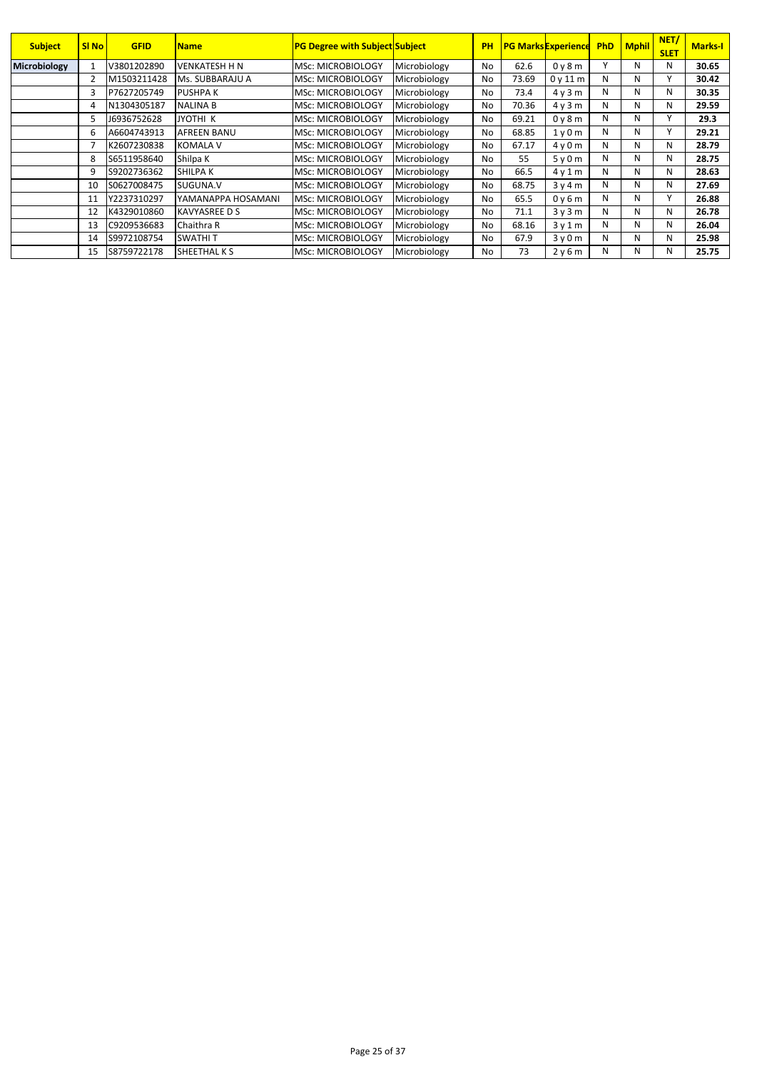| Subject | Sl No | GFID | Name | PG Degree with Subject | Subject | PH | PG Marks | Experience | PhD | Mphil | NET/ SLET | Marks-I |
|---|---|---|---|---|---|---|---|---|---|---|---|---|
| Microbiology | 1 | V3801202890 | VENKATESH H N | MSc: MICROBIOLOGY | Microbiology | No | 62.6 | 0 y 8 m | Y | N | N | 30.65 |
| | 2 | M1503211428 | Ms. SUBBARAJU A | MSc: MICROBIOLOGY | Microbiology | No | 73.69 | 0 y 11 m | N | N | Y | 30.42 |
| | 3 | P7627205749 | PUSHPA K | MSc: MICROBIOLOGY | Microbiology | No | 73.4 | 4 y 3 m | N | N | N | 30.35 |
| | 4 | N1304305187 | NALINA B | MSc: MICROBIOLOGY | Microbiology | No | 70.36 | 4 y 3 m | N | N | N | 29.59 |
| | 5 | J6936752628 | JYOTHI K | MSc: MICROBIOLOGY | Microbiology | No | 69.21 | 0 y 8 m | N | N | Y | 29.3 |
| | 6 | A6604743913 | AFREEN BANU | MSc: MICROBIOLOGY | Microbiology | No | 68.85 | 1 y 0 m | N | N | Y | 29.21 |
| | 7 | K2607230838 | KOMALA V | MSc: MICROBIOLOGY | Microbiology | No | 67.17 | 4 y 0 m | N | N | N | 28.79 |
| | 8 | S6511958640 | Shilpa K | MSc: MICROBIOLOGY | Microbiology | No | 55 | 5 y 0 m | N | N | N | 28.75 |
| | 9 | S9202736362 | SHILPA K | MSc: MICROBIOLOGY | Microbiology | No | 66.5 | 4 y 1 m | N | N | N | 28.63 |
| | 10 | S0627008475 | SUGUNA.V | MSc: MICROBIOLOGY | Microbiology | No | 68.75 | 3 y 4 m | N | N | N | 27.69 |
| | 11 | Y2237310297 | YAMANAPPA HOSAMANI | MSc: MICROBIOLOGY | Microbiology | No | 65.5 | 0 y 6 m | N | N | Y | 26.88 |
| | 12 | K4329010860 | KAVYASREE D S | MSc: MICROBIOLOGY | Microbiology | No | 71.1 | 3 y 3 m | N | N | N | 26.78 |
| | 13 | C9209536683 | Chaithra R | MSc: MICROBIOLOGY | Microbiology | No | 68.16 | 3 y 1 m | N | N | N | 26.04 |
| | 14 | S9972108754 | SWATHI T | MSc: MICROBIOLOGY | Microbiology | No | 67.9 | 3 y 0 m | N | N | N | 25.98 |
| | 15 | S8759722178 | SHEETHAL K S | MSc: MICROBIOLOGY | Microbiology | No | 73 | 2 y 6 m | N | N | N | 25.75 |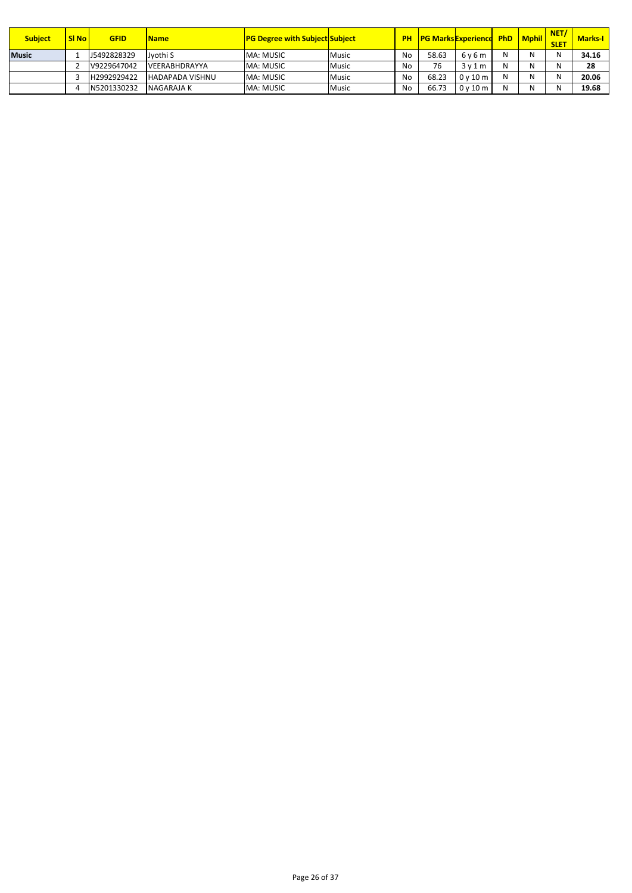| Subject | Sl No | GFID | Name | PG Degree with Subject | Subject | PH | PG Marks | Experience | PhD | Mphil | NET/ SLET | Marks-I |
|---|---|---|---|---|---|---|---|---|---|---|---|---|
| **Music** | 1 | J5492828329 | Jyothi S | MA: MUSIC | Music | No | 58.63 | 6 y 6 m | N | N | N | **34.16** |
| | 2 | V9229647042 | VEERABHDRAYYA | MA: MUSIC | Music | No | 76 | 3 y 1 m | N | N | N | **28** |
| | 3 | H2992929422 | HADAPADA VISHNU | MA: MUSIC | Music | No | 68.23 | 0 y 10 m | N | N | N | **20.06** |
| | 4 | N5201330232 | NAGARAJA K | MA: MUSIC | Music | No | 66.73 | 0 y 10 m | N | N | N | **19.68** |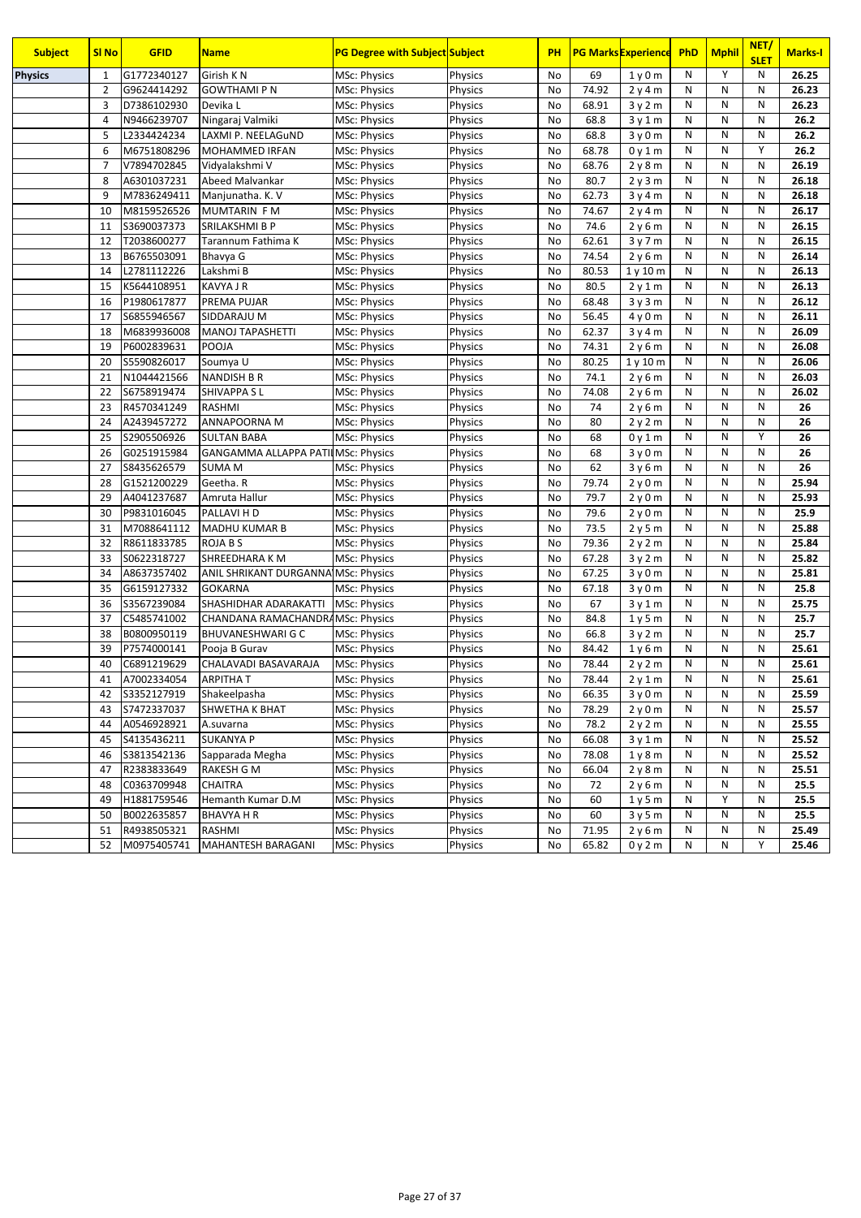| Subject | Sl No | GFID | Name | PG Degree with Subject | Subject | PH | PG Marks | Experience | PhD | Mphil | NET/ SLET | Marks-I |
|---|---|---|---|---|---|---|---|---|---|---|---|---|
| Physics | 1 | G1772340127 | Girish K N | MSc: Physics | Physics | No | 69 | 1 y 0 m | N | Y | N | 26.25 |
| | 2 | G9624414292 | GOWTHAMI P N | MSc: Physics | Physics | No | 74.92 | 2 y 4 m | N | N | N | 26.23 |
| | 3 | D7386102930 | Devika L | MSc: Physics | Physics | No | 68.91 | 3 y 2 m | N | N | N | 26.23 |
| | 4 | N9466239707 | Ningaraj Valmiki | MSc: Physics | Physics | No | 68.8 | 3 y 1 m | N | N | N | 26.2 |
| | 5 | L2334424234 | LAXMI P. NEELAGuND | MSc: Physics | Physics | No | 68.8 | 3 y 0 m | N | N | N | 26.2 |
| | 6 | M6751808296 | MOHAMMED IRFAN | MSc: Physics | Physics | No | 68.78 | 0 y 1 m | N | N | Y | 26.2 |
| | 7 | V7894702845 | Vidyalakshmi V | MSc: Physics | Physics | No | 68.76 | 2 y 8 m | N | N | N | 26.19 |
| | 8 | A6301037231 | Abeed Malvankar | MSc: Physics | Physics | No | 80.7 | 2 y 3 m | N | N | N | 26.18 |
| | 9 | M7836249411 | Manjunatha. K. V | MSc: Physics | Physics | No | 62.73 | 3 y 4 m | N | N | N | 26.18 |
| | 10 | M8159526526 | MUMTARIN F M | MSc: Physics | Physics | No | 74.67 | 2 y 4 m | N | N | N | 26.17 |
| | 11 | S3690037373 | SRILAKSHMI B P | MSc: Physics | Physics | No | 74.6 | 2 y 6 m | N | N | N | 26.15 |
| | 12 | T2038600277 | Tarannum Fathima K | MSc: Physics | Physics | No | 62.61 | 3 y 7 m | N | N | N | 26.15 |
| | 13 | B6765503091 | Bhavya G | MSc: Physics | Physics | No | 74.54 | 2 y 6 m | N | N | N | 26.14 |
| | 14 | L2781112226 | Lakshmi B | MSc: Physics | Physics | No | 80.53 | 1 y 10 m | N | N | N | 26.13 |
| | 15 | K5644108951 | KAVYA J R | MSc: Physics | Physics | No | 80.5 | 2 y 1 m | N | N | N | 26.13 |
| | 16 | P1980617877 | PREMA PUJAR | MSc: Physics | Physics | No | 68.48 | 3 y 3 m | N | N | N | 26.12 |
| | 17 | S6855946567 | SIDDARAJU M | MSc: Physics | Physics | No | 56.45 | 4 y 0 m | N | N | N | 26.11 |
| | 18 | M6839936008 | MANOJ TAPASHETTI | MSc: Physics | Physics | No | 62.37 | 3 y 4 m | N | N | N | 26.09 |
| | 19 | P6002839631 | POOJA | MSc: Physics | Physics | No | 74.31 | 2 y 6 m | N | N | N | 26.08 |
| | 20 | S5590826017 | Soumya U | MSc: Physics | Physics | No | 80.25 | 1 y 10 m | N | N | N | 26.06 |
| | 21 | N1044421566 | NANDISH B R | MSc: Physics | Physics | No | 74.1 | 2 y 6 m | N | N | N | 26.03 |
| | 22 | S6758919474 | SHIVAPPA S L | MSc: Physics | Physics | No | 74.08 | 2 y 6 m | N | N | N | 26.02 |
| | 23 | R4570341249 | RASHMI | MSc: Physics | Physics | No | 74 | 2 y 6 m | N | N | N | 26 |
| | 24 | A2439457272 | ANNAPOORNA M | MSc: Physics | Physics | No | 80 | 2 y 2 m | N | N | N | 26 |
| | 25 | S2905506926 | SULTAN BABA | MSc: Physics | Physics | No | 68 | 0 y 1 m | N | N | Y | 26 |
| | 26 | G0251915984 | GANGAMMA ALLAPPA PATIL | MSc: Physics | Physics | No | 68 | 3 y 0 m | N | N | N | 26 |
| | 27 | S8435626579 | SUMA M | MSc: Physics | Physics | No | 62 | 3 y 6 m | N | N | N | 26 |
| | 28 | G1521200229 | Geetha. R | MSc: Physics | Physics | No | 79.74 | 2 y 0 m | N | N | N | 25.94 |
| | 29 | A4041237687 | Amruta Hallur | MSc: Physics | Physics | No | 79.7 | 2 y 0 m | N | N | N | 25.93 |
| | 30 | P9831016045 | PALLAVI H D | MSc: Physics | Physics | No | 79.6 | 2 y 0 m | N | N | N | 25.9 |
| | 31 | M7088641112 | MADHU KUMAR B | MSc: Physics | Physics | No | 73.5 | 2 y 5 m | N | N | N | 25.88 |
| | 32 | R8611833785 | ROJA B S | MSc: Physics | Physics | No | 79.36 | 2 y 2 m | N | N | N | 25.84 |
| | 33 | S0622318727 | SHREEDHARA K M | MSc: Physics | Physics | No | 67.28 | 3 y 2 m | N | N | N | 25.82 |
| | 34 | A8637357402 | ANIL SHRIKANT DURGANNA | MSc: Physics | Physics | No | 67.25 | 3 y 0 m | N | N | N | 25.81 |
| | 35 | G6159127332 | GOKARNA | MSc: Physics | Physics | No | 67.18 | 3 y 0 m | N | N | N | 25.8 |
| | 36 | S3567239084 | SHASHIDHAR ADARAKATTI | MSc: Physics | Physics | No | 67 | 3 y 1 m | N | N | N | 25.75 |
| | 37 | C5485741002 | CHANDANA RAMACHANDRA | MSc: Physics | Physics | No | 84.8 | 1 y 5 m | N | N | N | 25.7 |
| | 38 | B0800950119 | BHUVANESHWARI G C | MSc: Physics | Physics | No | 66.8 | 3 y 2 m | N | N | N | 25.7 |
| | 39 | P7574000141 | Pooja B Gurav | MSc: Physics | Physics | No | 84.42 | 1 y 6 m | N | N | N | 25.61 |
| | 40 | C6891219629 | CHALAVADI BASAVARAJA | MSc: Physics | Physics | No | 78.44 | 2 y 2 m | N | N | N | 25.61 |
| | 41 | A7002334054 | ARPITHA T | MSc: Physics | Physics | No | 78.44 | 2 y 1 m | N | N | N | 25.61 |
| | 42 | S3352127919 | Shakeelpasha | MSc: Physics | Physics | No | 66.35 | 3 y 0 m | N | N | N | 25.59 |
| | 43 | S7472337037 | SHWETHA K BHAT | MSc: Physics | Physics | No | 78.29 | 2 y 0 m | N | N | N | 25.57 |
| | 44 | A0546928921 | A.suvarna | MSc: Physics | Physics | No | 78.2 | 2 y 2 m | N | N | N | 25.55 |
| | 45 | S4135436211 | SUKANYA P | MSc: Physics | Physics | No | 66.08 | 3 y 1 m | N | N | N | 25.52 |
| | 46 | S3813542136 | Sapparada Megha | MSc: Physics | Physics | No | 78.08 | 1 y 8 m | N | N | N | 25.52 |
| | 47 | R2383833649 | RAKESH G M | MSc: Physics | Physics | No | 66.04 | 2 y 8 m | N | N | N | 25.51 |
| | 48 | C0363709948 | CHAITRA | MSc: Physics | Physics | No | 72 | 2 y 6 m | N | N | N | 25.5 |
| | 49 | H1881759546 | Hemanth Kumar D.M | MSc: Physics | Physics | No | 60 | 1 y 5 m | N | Y | N | 25.5 |
| | 50 | B0022635857 | BHAVYA H R | MSc: Physics | Physics | No | 60 | 3 y 5 m | N | N | N | 25.5 |
| | 51 | R4938505321 | RASHMI | MSc: Physics | Physics | No | 71.95 | 2 y 6 m | N | N | N | 25.49 |
| | 52 | M0975405741 | MAHANTESH BARAGANI | MSc: Physics | Physics | No | 65.82 | 0 y 2 m | N | N | Y | 25.46 |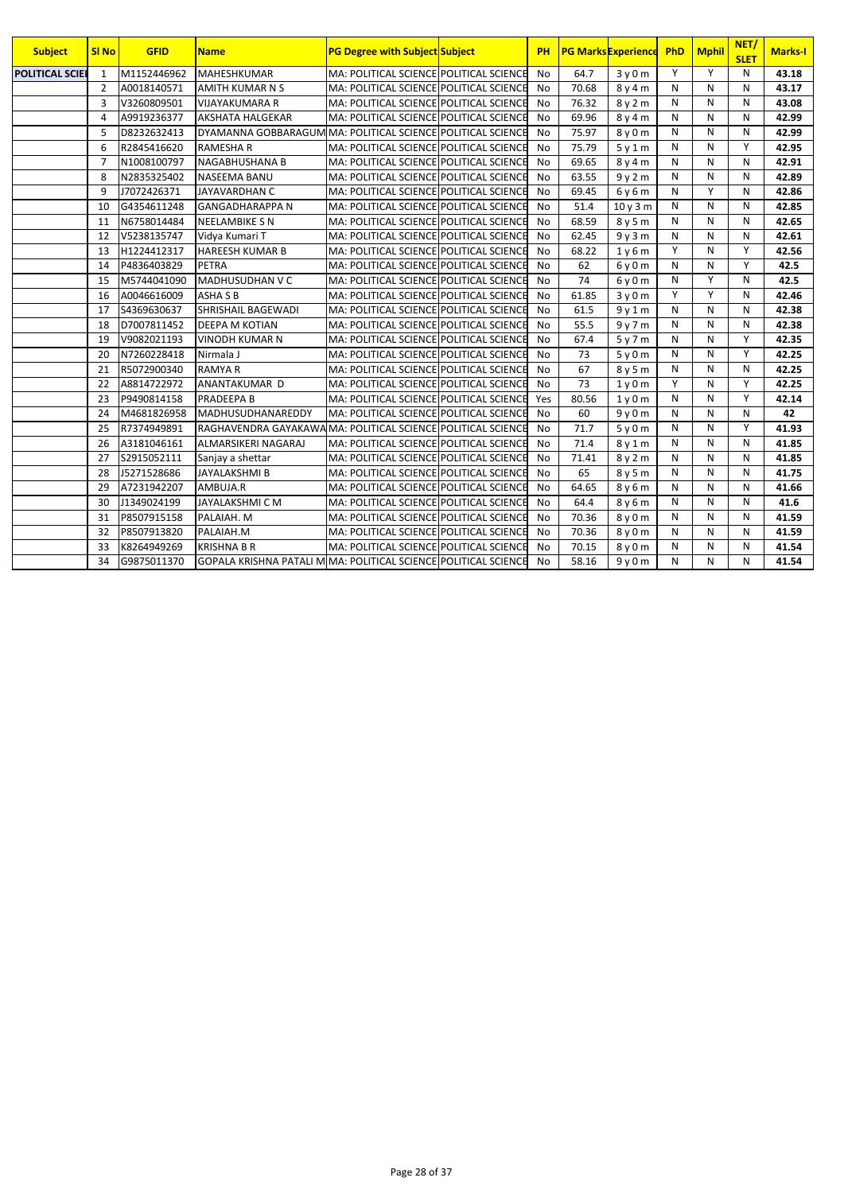| Subject | Sl No | GFID | Name | PG Degree with Subject | Subject | PH | PG Marks | Experience | PhD | Mphil | NET/ SLET | Marks-I |
|---|---|---|---|---|---|---|---|---|---|---|---|---|
| POLITICAL SCIE | 1 | M1152446962 | MAHESHKUMAR | MA: POLITICAL SCIENCE | POLITICAL SCIENCE | No | 64.7 | 3 y 0 m | Y | Y | N | 43.18 |
| | 2 | A0018140571 | AMITH KUMAR N S | MA: POLITICAL SCIENCE | POLITICAL SCIENCE | No | 70.68 | 8 y 4 m | N | N | N | 43.17 |
| | 3 | V3260809501 | VIJAYAKUMARA R | MA: POLITICAL SCIENCE | POLITICAL SCIENCE | No | 76.32 | 8 y 2 m | N | N | N | 43.08 |
| | 4 | A9919236377 | AKSHATA HALGEKAR | MA: POLITICAL SCIENCE | POLITICAL SCIENCE | No | 69.96 | 8 y 4 m | N | N | N | 42.99 |
| | 5 | D8232632413 | DYAMANNA GOBBARAGUM | MA: POLITICAL SCIENCE | POLITICAL SCIENCE | No | 75.97 | 8 y 0 m | N | N | N | 42.99 |
| | 6 | R2845416620 | RAMESHA R | MA: POLITICAL SCIENCE | POLITICAL SCIENCE | No | 75.79 | 5 y 1 m | N | N | Y | 42.95 |
| | 7 | N1008100797 | NAGABHUSHANA B | MA: POLITICAL SCIENCE | POLITICAL SCIENCE | No | 69.65 | 8 y 4 m | N | N | N | 42.91 |
| | 8 | N2835325402 | NASEEMA BANU | MA: POLITICAL SCIENCE | POLITICAL SCIENCE | No | 63.55 | 9 y 2 m | N | N | N | 42.89 |
| | 9 | J7072426371 | JAYAVARDHAN C | MA: POLITICAL SCIENCE | POLITICAL SCIENCE | No | 69.45 | 6 y 6 m | N | Y | N | 42.86 |
| | 10 | G4354611248 | GANGADHARAPPA N | MA: POLITICAL SCIENCE | POLITICAL SCIENCE | No | 51.4 | 10 y 3 m | N | N | N | 42.85 |
| | 11 | N6758014484 | NEELAMBIKE S N | MA: POLITICAL SCIENCE | POLITICAL SCIENCE | No | 68.59 | 8 y 5 m | N | N | N | 42.65 |
| | 12 | V5238135747 | Vidya Kumari T | MA: POLITICAL SCIENCE | POLITICAL SCIENCE | No | 62.45 | 9 y 3 m | N | N | N | 42.61 |
| | 13 | H1224412317 | HAREESH KUMAR B | MA: POLITICAL SCIENCE | POLITICAL SCIENCE | No | 68.22 | 1 y 6 m | Y | N | Y | 42.56 |
| | 14 | P4836403829 | PETRA | MA: POLITICAL SCIENCE | POLITICAL SCIENCE | No | 62 | 6 y 0 m | N | N | Y | 42.5 |
| | 15 | M5744041090 | MADHUSUDHAN V C | MA: POLITICAL SCIENCE | POLITICAL SCIENCE | No | 74 | 6 y 0 m | N | Y | N | 42.5 |
| | 16 | A0046616009 | ASHA S B | MA: POLITICAL SCIENCE | POLITICAL SCIENCE | No | 61.85 | 3 y 0 m | Y | Y | N | 42.46 |
| | 17 | S4369630637 | SHRISHAIL BAGEWADI | MA: POLITICAL SCIENCE | POLITICAL SCIENCE | No | 61.5 | 9 y 1 m | N | N | N | 42.38 |
| | 18 | D7007811452 | DEEPA M KOTIAN | MA: POLITICAL SCIENCE | POLITICAL SCIENCE | No | 55.5 | 9 y 7 m | N | N | N | 42.38 |
| | 19 | V9082021193 | VINODH KUMAR N | MA: POLITICAL SCIENCE | POLITICAL SCIENCE | No | 67.4 | 5 y 7 m | N | N | Y | 42.35 |
| | 20 | N7260228418 | Nirmala J | MA: POLITICAL SCIENCE | POLITICAL SCIENCE | No | 73 | 5 y 0 m | N | N | Y | 42.25 |
| | 21 | R5072900340 | RAMYA R | MA: POLITICAL SCIENCE | POLITICAL SCIENCE | No | 67 | 8 y 5 m | N | N | N | 42.25 |
| | 22 | A8814722972 | ANANTAKUMAR D | MA: POLITICAL SCIENCE | POLITICAL SCIENCE | No | 73 | 1 y 0 m | Y | N | Y | 42.25 |
| | 23 | P9490814158 | PRADEEPA B | MA: POLITICAL SCIENCE | POLITICAL SCIENCE | Yes | 80.56 | 1 y 0 m | N | N | Y | 42.14 |
| | 24 | M4681826958 | MADHUSUDHANAREDDY | MA: POLITICAL SCIENCE | POLITICAL SCIENCE | No | 60 | 9 y 0 m | N | N | N | 42 |
| | 25 | R7374949891 | RAGHAVENDRA GAYAKAWA | MA: POLITICAL SCIENCE | POLITICAL SCIENCE | No | 71.7 | 5 y 0 m | N | N | Y | 41.93 |
| | 26 | A3181046161 | ALMARSIKERI NAGARAJ | MA: POLITICAL SCIENCE | POLITICAL SCIENCE | No | 71.4 | 8 y 1 m | N | N | N | 41.85 |
| | 27 | S2915052111 | Sanjay a shettar | MA: POLITICAL SCIENCE | POLITICAL SCIENCE | No | 71.41 | 8 y 2 m | N | N | N | 41.85 |
| | 28 | J5271528686 | JAYALAKSHMI B | MA: POLITICAL SCIENCE | POLITICAL SCIENCE | No | 65 | 8 y 5 m | N | N | N | 41.75 |
| | 29 | A7231942207 | AMBUJA.R | MA: POLITICAL SCIENCE | POLITICAL SCIENCE | No | 64.65 | 8 y 6 m | N | N | N | 41.66 |
| | 30 | J1349024199 | JAYALAKSHMI C M | MA: POLITICAL SCIENCE | POLITICAL SCIENCE | No | 64.4 | 8 y 6 m | N | N | N | 41.6 |
| | 31 | P8507915158 | PALAIAH. M | MA: POLITICAL SCIENCE | POLITICAL SCIENCE | No | 70.36 | 8 y 0 m | N | N | N | 41.59 |
| | 32 | P8507913820 | PALAIAH.M | MA: POLITICAL SCIENCE | POLITICAL SCIENCE | No | 70.36 | 8 y 0 m | N | N | N | 41.59 |
| | 33 | K8264949269 | KRISHNA B R | MA: POLITICAL SCIENCE | POLITICAL SCIENCE | No | 70.15 | 8 y 0 m | N | N | N | 41.54 |
| | 34 | G9875011370 | GOPALA KRISHNA PATALI M | MA: POLITICAL SCIENCE | POLITICAL SCIENCE | No | 58.16 | 9 y 0 m | N | N | N | 41.54 |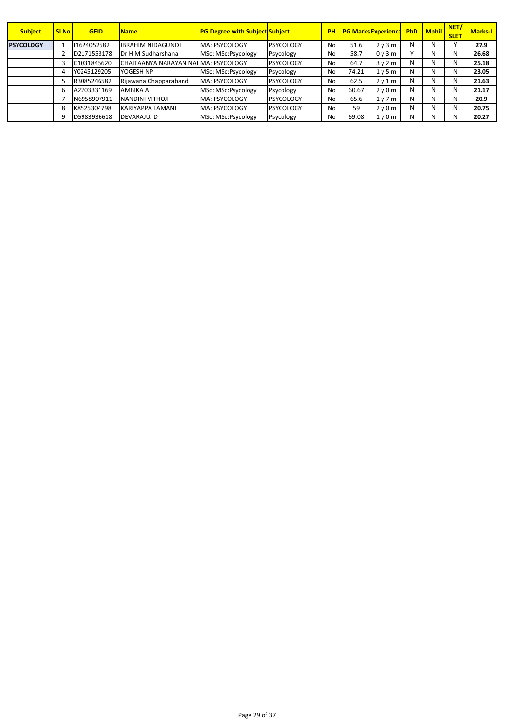| Subject | Sl No | GFID | Name | PG Degree with Subject | Subject | PH | PG Marks | Experience | PhD | Mphil | NET/ SLET | Marks-I |
|---|---|---|---|---|---|---|---|---|---|---|---|---|
| PSYCOLOGY | 1 | I1624052582 | IBRAHIM NIDAGUNDI | MA: PSYCOLOGY | PSYCOLOGY | No | 51.6 | 2 y 3 m | N | N | Y | 27.9 |
| | 2 | D2171553178 | Dr H M Sudharshana | MSc: MSc:Psycology | Psycology | No | 58.7 | 0 y 3 m | Y | N | N | 26.68 |
| | 3 | C1031845620 | CHAITAANYA NARAYAN NAI | MA: PSYCOLOGY | PSYCOLOGY | No | 64.7 | 3 y 2 m | N | N | N | 25.18 |
| | 4 | Y0245129205 | YOGESH NP | MSc: MSc:Psycology | Psycology | No | 74.21 | 1 y 5 m | N | N | N | 23.05 |
| | 5 | R3085246582 | Rijawana Chapparaband | MA: PSYCOLOGY | PSYCOLOGY | No | 62.5 | 2 y 1 m | N | N | N | 21.63 |
| | 6 | A2203331169 | AMBIKA A | MSc: MSc:Psycology | Psycology | No | 60.67 | 2 y 0 m | N | N | N | 21.17 |
| | 7 | N6958907911 | NANDINI VITHOJI | MA: PSYCOLOGY | PSYCOLOGY | No | 65.6 | 1 y 7 m | N | N | N | 20.9 |
| | 8 | K8525304798 | KARIYAPPA LAMANI | MA: PSYCOLOGY | PSYCOLOGY | No | 59 | 2 y 0 m | N | N | N | 20.75 |
| | 9 | D5983936618 | DEVARAJU. D | MSc: MSc:Psycology | Psycology | No | 69.08 | 1 y 0 m | N | N | N | 20.27 |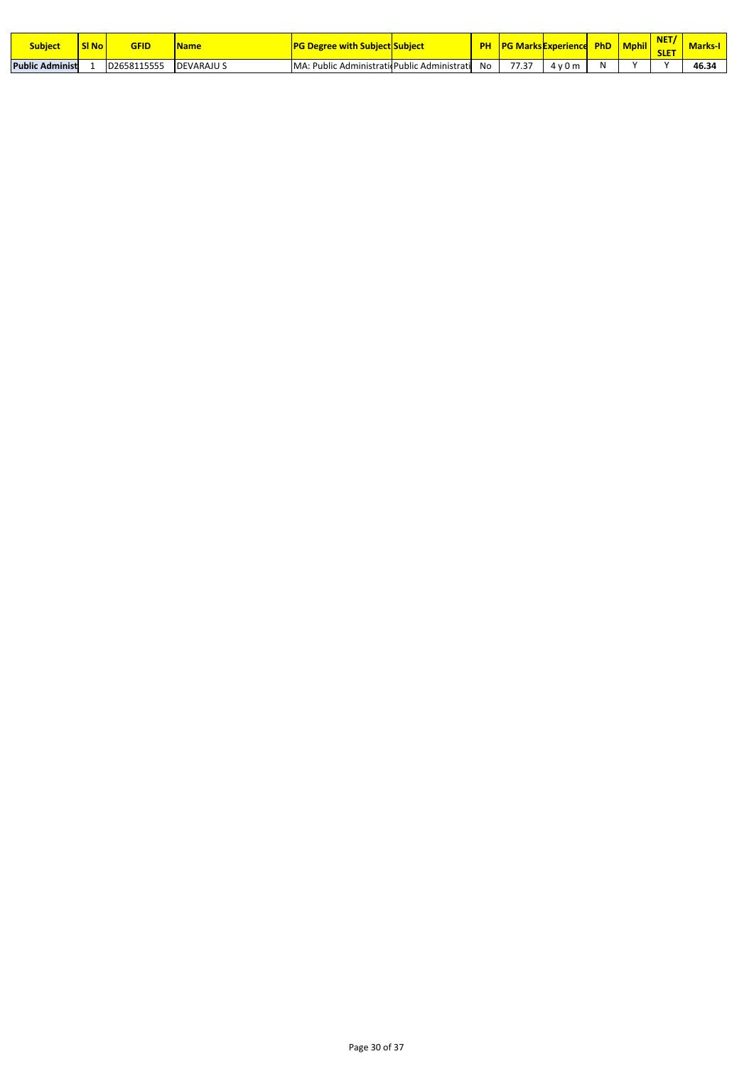| Subject | Sl No | GFID | Name | PG Degree with Subject | Subject | PH | PG Marks | Experience | PhD | Mphil | NET/ SLET | Marks-I |
|---|---|---|---|---|---|---|---|---|---|---|---|---|
| Public Administ | 1 | D2658115555 | DEVARAJU S | MA: Public Administratio | Public Administrati | No | 77.37 | 4 y 0 m | N | Y | Y | 46.34 |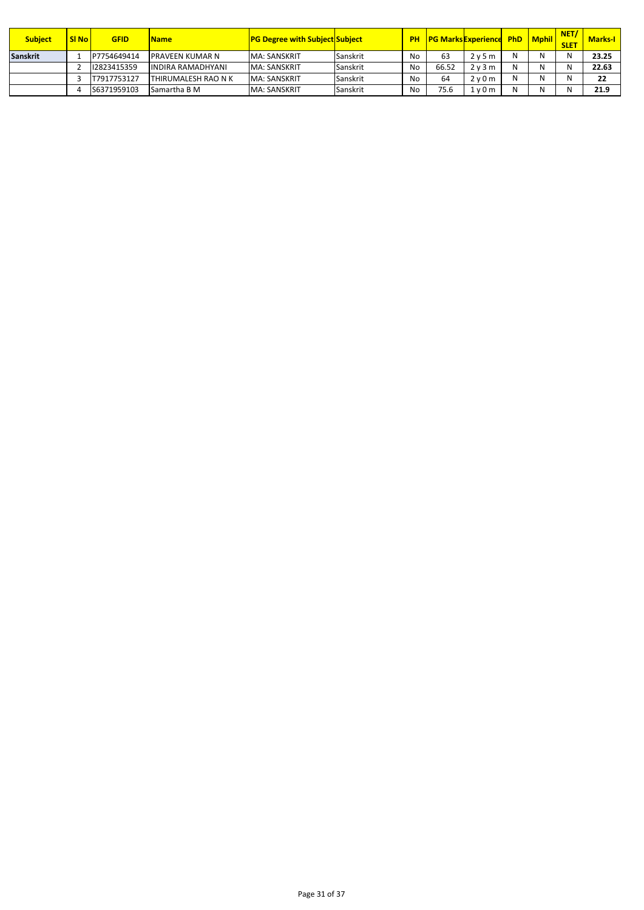| Subject | Sl No | GFID | Name | PG Degree with Subject | Subject | PH | PG Marks | Experience | PhD | Mphil | NET/ SLET | Marks-I |
|---|---|---|---|---|---|---|---|---|---|---|---|---|
| **Sanskrit** | 1 | P7754649414 | PRAVEEN KUMAR N | MA: SANSKRIT | Sanskrit | No | 63 | 2 y 5 m | N | N | N | **23.25** |
| | 2 | I2823415359 | INDIRA RAMADHYANI | MA: SANSKRIT | Sanskrit | No | 66.52 | 2 y 3 m | N | N | N | **22.63** |
| | 3 | T7917753127 | THIRUMALESH RAO N K | MA: SANSKRIT | Sanskrit | No | 64 | 2 y 0 m | N | N | N | **22** |
| | 4 | S6371959103 | Samartha B M | MA: SANSKRIT | Sanskrit | No | 75.6 | 1 y 0 m | N | N | N | **21.9** |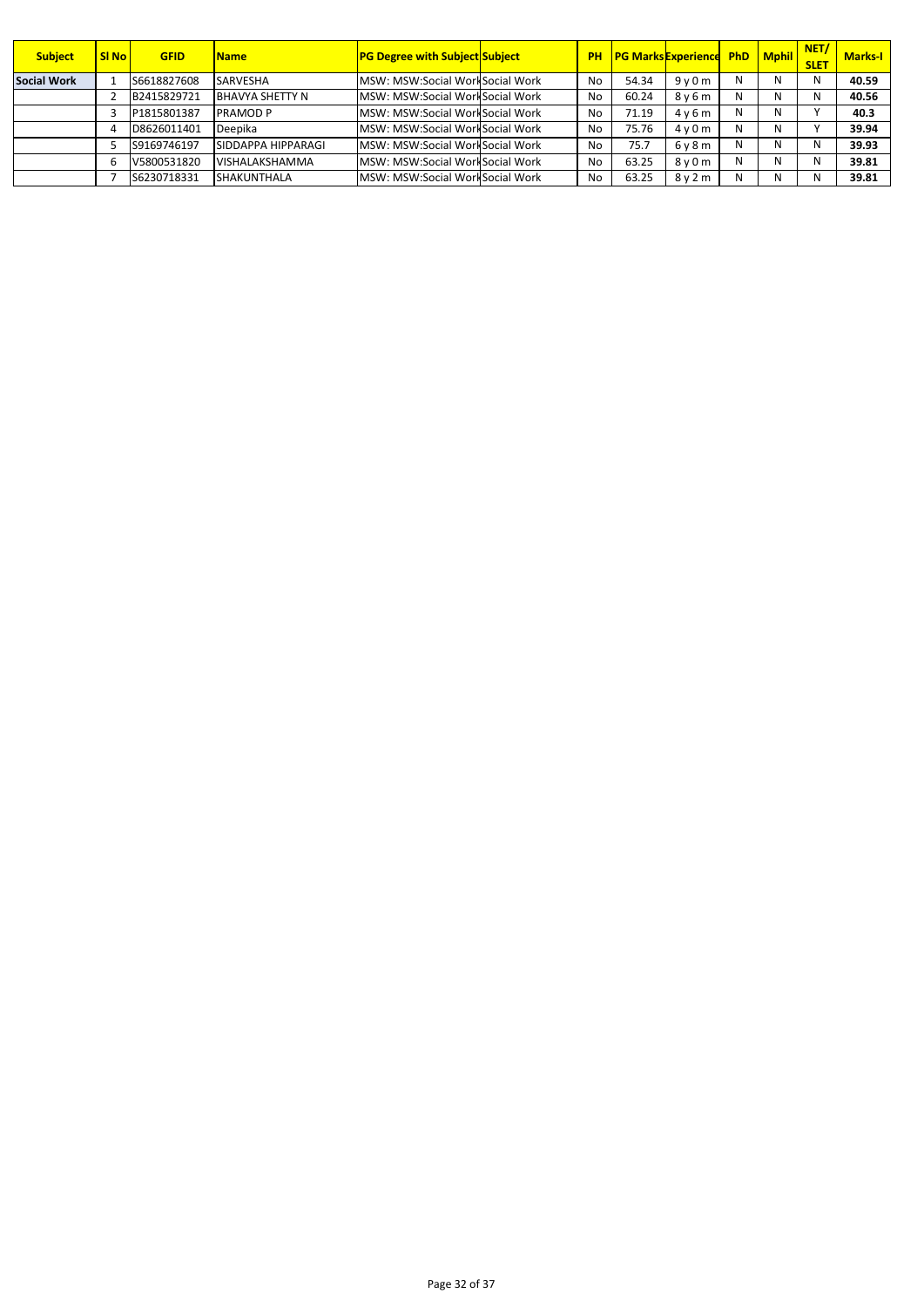| Subject | Sl No | GFID | Name | PG Degree with Subject | Subject | PH | PG Marks | Experience | PhD | Mphil | NET/ SLET | Marks-I |
|---|---|---|---|---|---|---|---|---|---|---|---|---|
| Social Work | 1 | S6618827608 | SARVESHA | MSW: MSW:Social Work | Social Work | No | 54.34 | 9 y 0 m | N | N | N | 40.59 |
| | 2 | B2415829721 | BHAVYA SHETTY N | MSW: MSW:Social Work | Social Work | No | 60.24 | 8 y 6 m | N | N | N | 40.56 |
| | 3 | P1815801387 | PRAMOD P | MSW: MSW:Social Work | Social Work | No | 71.19 | 4 y 6 m | N | N | Y | 40.3 |
| | 4 | D8626011401 | Deepika | MSW: MSW:Social Work | Social Work | No | 75.76 | 4 y 0 m | N | N | Y | 39.94 |
| | 5 | S9169746197 | SIDDAPPA HIPPARAGI | MSW: MSW:Social Work | Social Work | No | 75.7 | 6 y 8 m | N | N | N | 39.93 |
| | 6 | V5800531820 | VISHALAKSHAMMA | MSW: MSW:Social Work | Social Work | No | 63.25 | 8 y 0 m | N | N | N | 39.81 |
| | 7 | S6230718331 | SHAKUNTHALA | MSW: MSW:Social Work | Social Work | No | 63.25 | 8 y 2 m | N | N | N | 39.81 |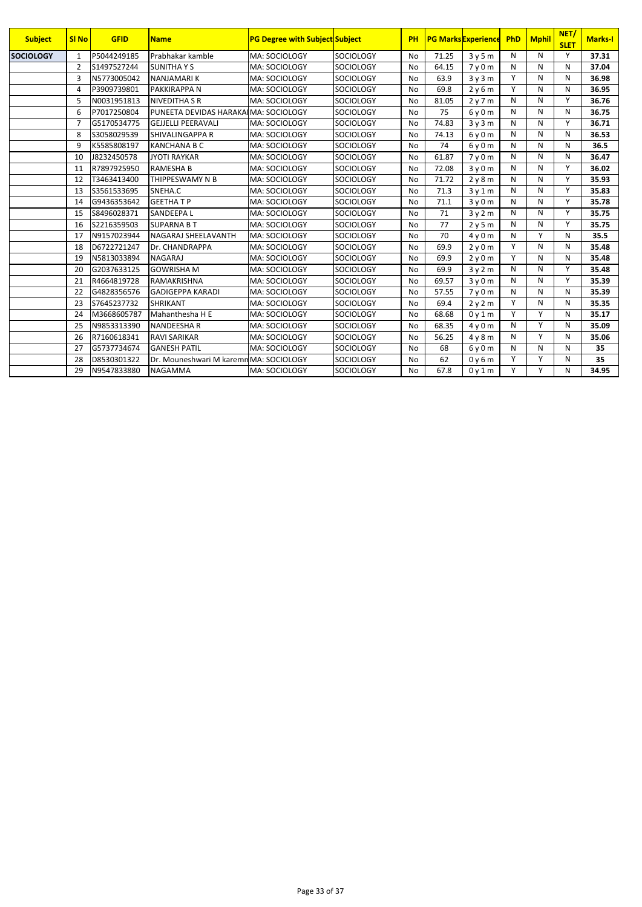| Subject | Sl No | GFID | Name | PG Degree with Subject | Subject | PH | PG Marks | Experience | PhD | Mphil | NET/ SLET | Marks-I |
|---|---|---|---|---|---|---|---|---|---|---|---|---|
| SOCIOLOGY | 1 | P5044249185 | Prabhakar kamble | MA: SOCIOLOGY | SOCIOLOGY | No | 71.25 | 3 y 5 m | N | N | Y | 37.31 |
| | 2 | S1497527244 | SUNITHA Y S | MA: SOCIOLOGY | SOCIOLOGY | No | 64.15 | 7 y 0 m | N | N | N | 37.04 |
| | 3 | N5773005042 | NANJAMARI K | MA: SOCIOLOGY | SOCIOLOGY | No | 63.9 | 3 y 3 m | Y | N | N | 36.98 |
| | 4 | P3909739801 | PAKKIRAPPA N | MA: SOCIOLOGY | SOCIOLOGY | No | 69.8 | 2 y 6 m | Y | N | N | 36.95 |
| | 5 | N0031951813 | NIVEDITHA S R | MA: SOCIOLOGY | SOCIOLOGY | No | 81.05 | 2 y 7 m | N | N | Y | 36.76 |
| | 6 | P7017250804 | PUNEETA DEVIDAS HARAKA | MA: SOCIOLOGY | SOCIOLOGY | No | 75 | 6 y 0 m | N | N | N | 36.75 |
| | 7 | G5170534775 | GEJJELLI PEERAVALI | MA: SOCIOLOGY | SOCIOLOGY | No | 74.83 | 3 y 3 m | N | N | Y | 36.71 |
| | 8 | S3058029539 | SHIVALINGAPPA R | MA: SOCIOLOGY | SOCIOLOGY | No | 74.13 | 6 y 0 m | N | N | N | 36.53 |
| | 9 | K5585808197 | KANCHANA B C | MA: SOCIOLOGY | SOCIOLOGY | No | 74 | 6 y 0 m | N | N | N | 36.5 |
| | 10 | J8232450578 | JYOTI RAYKAR | MA: SOCIOLOGY | SOCIOLOGY | No | 61.87 | 7 y 0 m | N | N | N | 36.47 |
| | 11 | R7897925950 | RAMESHA B | MA: SOCIOLOGY | SOCIOLOGY | No | 72.08 | 3 y 0 m | N | N | Y | 36.02 |
| | 12 | T3463413400 | THIPPESWAMY N B | MA: SOCIOLOGY | SOCIOLOGY | No | 71.72 | 2 y 8 m | N | N | Y | 35.93 |
| | 13 | S3561533695 | SNEHA.C | MA: SOCIOLOGY | SOCIOLOGY | No | 71.3 | 3 y 1 m | N | N | Y | 35.83 |
| | 14 | G9436353642 | GEETHA T P | MA: SOCIOLOGY | SOCIOLOGY | No | 71.1 | 3 y 0 m | N | N | Y | 35.78 |
| | 15 | S8496028371 | SANDEEPA L | MA: SOCIOLOGY | SOCIOLOGY | No | 71 | 3 y 2 m | N | N | Y | 35.75 |
| | 16 | S2216359503 | SUPARNA B T | MA: SOCIOLOGY | SOCIOLOGY | No | 77 | 2 y 5 m | N | N | Y | 35.75 |
| | 17 | N9157023944 | NAGARAJ SHEELAVANTH | MA: SOCIOLOGY | SOCIOLOGY | No | 70 | 4 y 0 m | N | Y | N | 35.5 |
| | 18 | D6722721247 | Dr. CHANDRAPPA | MA: SOCIOLOGY | SOCIOLOGY | No | 69.9 | 2 y 0 m | Y | N | N | 35.48 |
| | 19 | N5813033894 | NAGARAJ | MA: SOCIOLOGY | SOCIOLOGY | No | 69.9 | 2 y 0 m | Y | N | N | 35.48 |
| | 20 | G2037633125 | GOWRISHA M | MA: SOCIOLOGY | SOCIOLOGY | No | 69.9 | 3 y 2 m | N | N | Y | 35.48 |
| | 21 | R4664819728 | RAMAKRISHNA | MA: SOCIOLOGY | SOCIOLOGY | No | 69.57 | 3 y 0 m | N | N | Y | 35.39 |
| | 22 | G4828356576 | GADIGEPPA KARADI | MA: SOCIOLOGY | SOCIOLOGY | No | 57.55 | 7 y 0 m | N | N | N | 35.39 |
| | 23 | S7645237732 | SHRIKANT | MA: SOCIOLOGY | SOCIOLOGY | No | 69.4 | 2 y 2 m | Y | N | N | 35.35 |
| | 24 | M3668605787 | Mahanthesha H E | MA: SOCIOLOGY | SOCIOLOGY | No | 68.68 | 0 y 1 m | Y | Y | N | 35.17 |
| | 25 | N9853313390 | NANDEESHA R | MA: SOCIOLOGY | SOCIOLOGY | No | 68.35 | 4 y 0 m | N | Y | N | 35.09 |
| | 26 | R7160618341 | RAVI SARIKAR | MA: SOCIOLOGY | SOCIOLOGY | No | 56.25 | 4 y 8 m | N | Y | N | 35.06 |
| | 27 | G5737734674 | GANESH PATIL | MA: SOCIOLOGY | SOCIOLOGY | No | 68 | 6 y 0 m | N | N | N | 35 |
| | 28 | D8530301322 | Dr. Mouneshwari M karemn | MA: SOCIOLOGY | SOCIOLOGY | No | 62 | 0 y 6 m | Y | Y | N | 35 |
| | 29 | N9547833880 | NAGAMMA | MA: SOCIOLOGY | SOCIOLOGY | No | 67.8 | 0 y 1 m | Y | Y | N | 34.95 |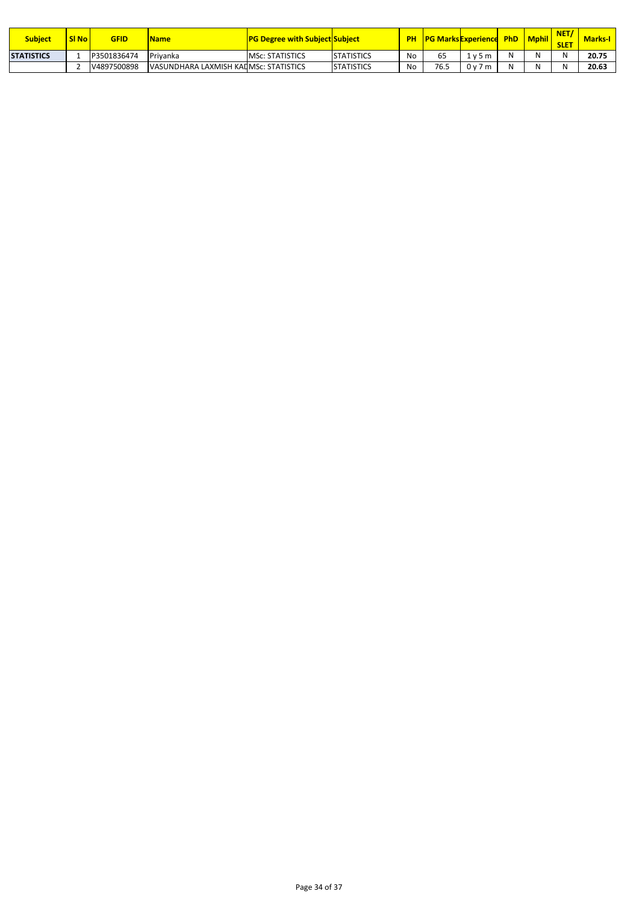| Subject | Sl No | GFID | Name | PG Degree with Subject | Subject | PH | PG Marks | Experience | PhD | Mphil | NET/ SLET | Marks-I |
|---|---|---|---|---|---|---|---|---|---|---|---|---|
| **STATISTICS** | 1 | P3501836474 | Priyanka | MSc: STATISTICS | STATISTICS | No | 65 | 1 y 5 m | N | N | N | **20.75** |
| | 2 | V4897500898 | VASUNDHARA LAXMISH KAD | MSc: STATISTICS | STATISTICS | No | 76.5 | 0 y 7 m | N | N | N | **20.63** |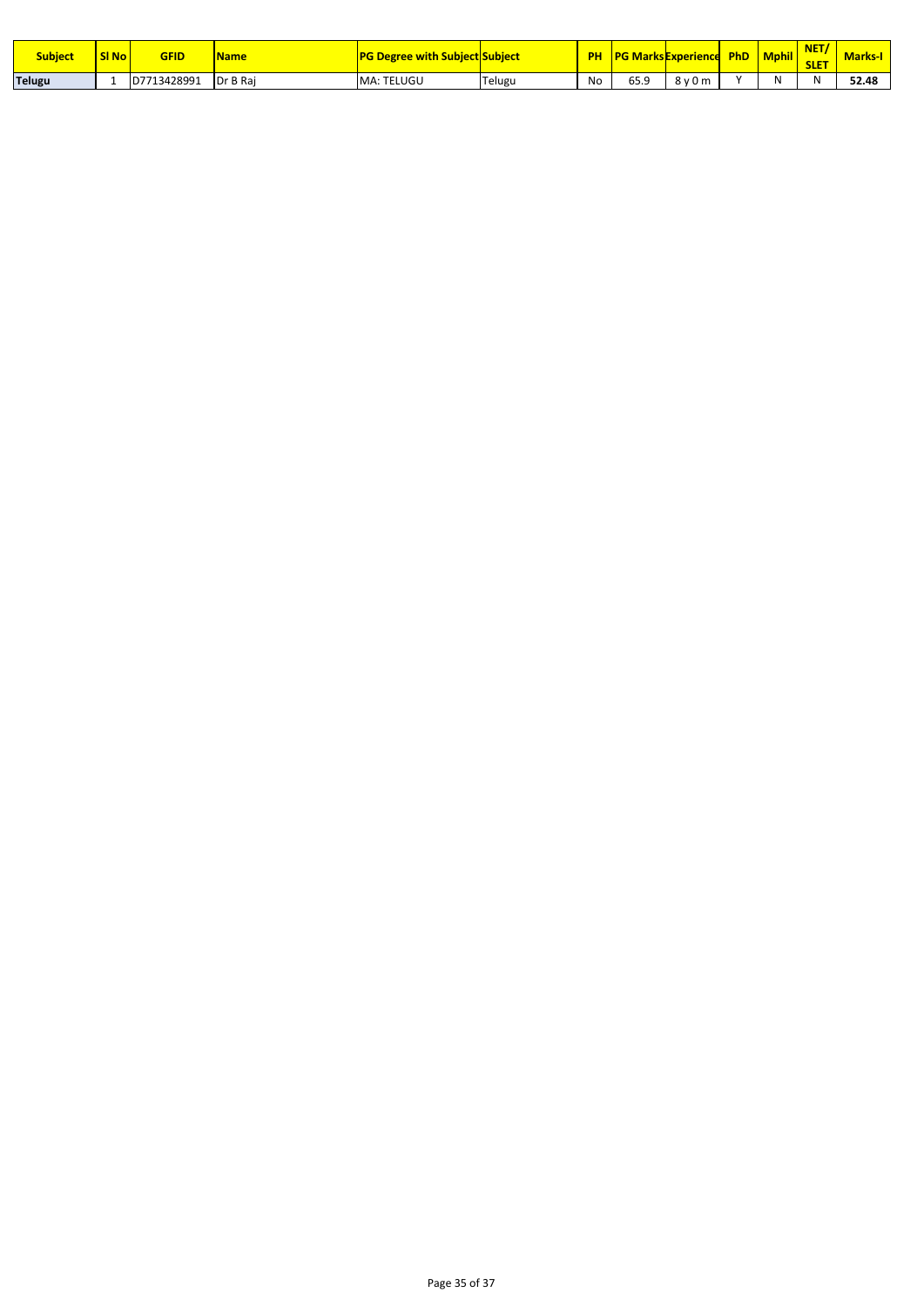| Subject | Sl No | GFID | Name | PG Degree with Subject | Subject | PH | PG Marks | Experience | PhD | Mphil | NET/SLET | Marks-I |
|---|---|---|---|---|---|---|---|---|---|---|---|---|
| **Telugu** | 1 | D7713428991 | Dr B Raj | MA: TELUGU | Telugu | No | 65.9 | 8 y 0 m | Y | N | N | **52.48** |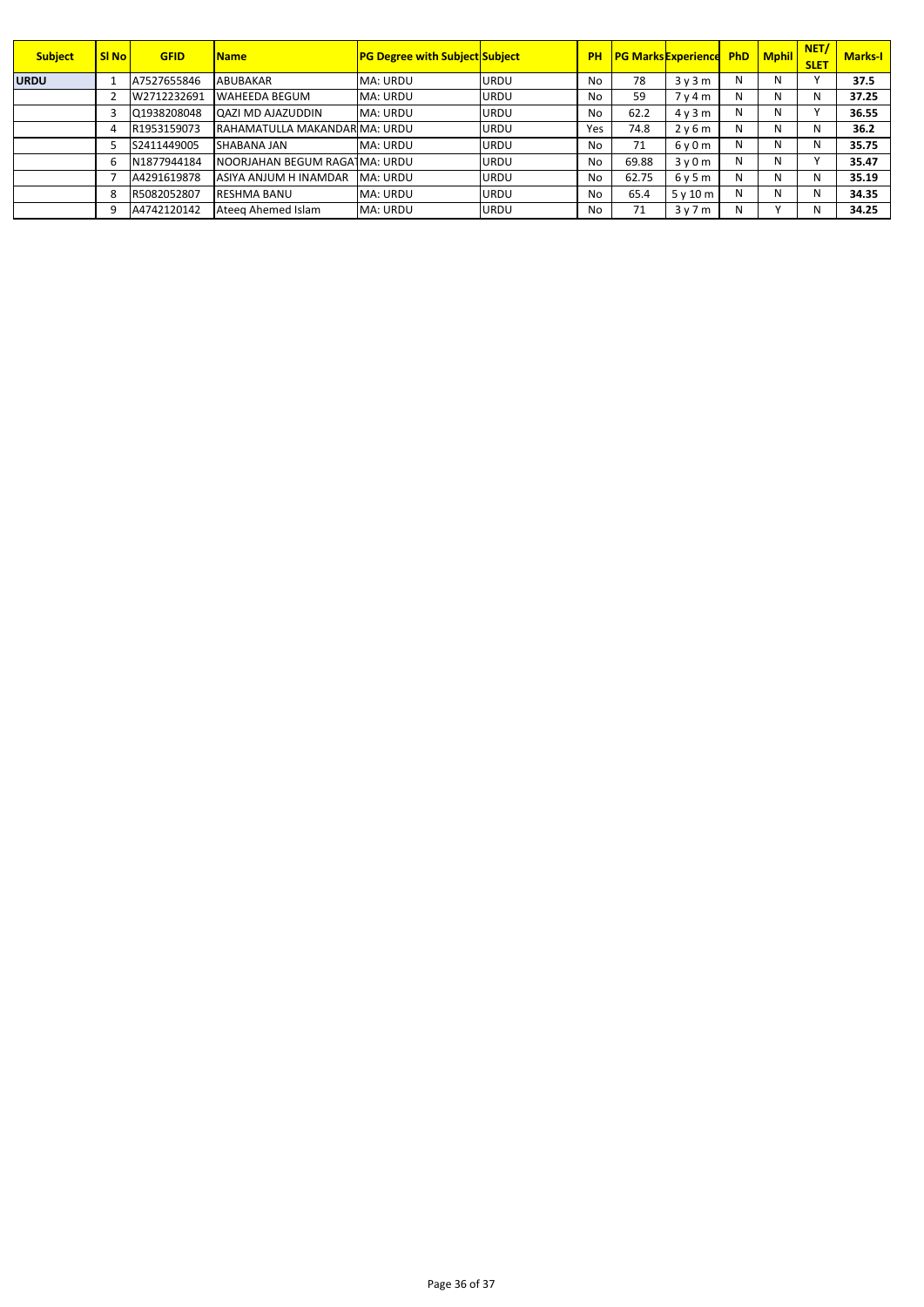| Subject | Sl No | GFID | Name | PG Degree with Subject | Subject | PH | PG Marks | Experience | PhD | Mphil | NET/ SLET | Marks-I |
|---|---|---|---|---|---|---|---|---|---|---|---|---|
| URDU | 1 | A7527655846 | ABUBAKAR | MA: URDU | URDU | No | 78 | 3 y 3 m | N | N | Y | 37.5 |
| | 2 | W2712232691 | WAHEEDA BEGUM | MA: URDU | URDU | No | 59 | 7 y 4 m | N | N | N | 37.25 |
| | 3 | Q1938208048 | QAZI MD AJAZUDDIN | MA: URDU | URDU | No | 62.2 | 4 y 3 m | N | N | Y | 36.55 |
| | 4 | R1953159073 | RAHAMATULLA MAKANDAR | MA: URDU | URDU | Yes | 74.8 | 2 y 6 m | N | N | N | 36.2 |
| | 5 | S2411449005 | SHABANA JAN | MA: URDU | URDU | No | 71 | 6 y 0 m | N | N | N | 35.75 |
| | 6 | N1877944184 | NOORJAHAN BEGUM RAGAT | MA: URDU | URDU | No | 69.88 | 3 y 0 m | N | N | Y | 35.47 |
| | 7 | A4291619878 | ASIYA ANJUM H INAMDAR | MA: URDU | URDU | No | 62.75 | 6 y 5 m | N | N | N | 35.19 |
| | 8 | R5082052807 | RESHMA BANU | MA: URDU | URDU | No | 65.4 | 5 y 10 m | N | N | N | 34.35 |
| | 9 | A4742120142 | Ateeq Ahemed Islam | MA: URDU | URDU | No | 71 | 3 y 7 m | N | Y | N | 34.25 |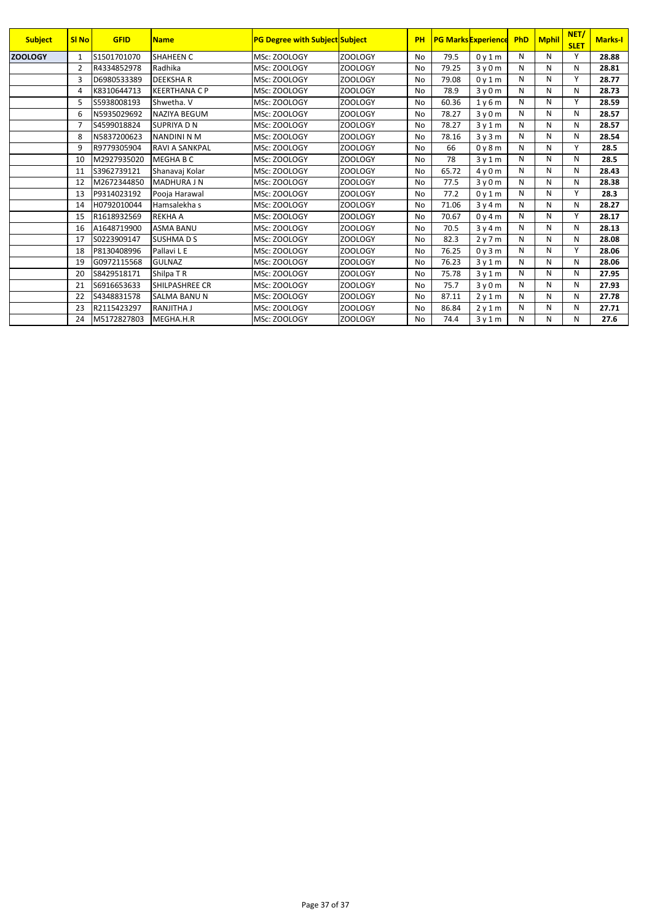| Subject | Sl No | GFID | Name | PG Degree with Subject | Subject | PH | PG Marks | Experience | PhD | Mphil | NET/ SLET | Marks-I |
|---|---|---|---|---|---|---|---|---|---|---|---|---|
| ZOOLOGY | 1 | S1501701070 | SHAHEEN C | MSc: ZOOLOGY | ZOOLOGY | No | 79.5 | 0 y 1 m | N | N | Y | 28.88 |
| | 2 | R4334852978 | Radhika | MSc: ZOOLOGY | ZOOLOGY | No | 79.25 | 3 y 0 m | N | N | N | 28.81 |
| | 3 | D6980533389 | DEEKSHA R | MSc: ZOOLOGY | ZOOLOGY | No | 79.08 | 0 y 1 m | N | N | Y | 28.77 |
| | 4 | K8310644713 | KEERTHANA C P | MSc: ZOOLOGY | ZOOLOGY | No | 78.9 | 3 y 0 m | N | N | N | 28.73 |
| | 5 | S5938008193 | Shwetha. V | MSc: ZOOLOGY | ZOOLOGY | No | 60.36 | 1 y 6 m | N | N | Y | 28.59 |
| | 6 | N5935029692 | NAZIYA BEGUM | MSc: ZOOLOGY | ZOOLOGY | No | 78.27 | 3 y 0 m | N | N | N | 28.57 |
| | 7 | S4599018824 | SUPRIYA D N | MSc: ZOOLOGY | ZOOLOGY | No | 78.27 | 3 y 1 m | N | N | N | 28.57 |
| | 8 | N5837200623 | NANDINI N M | MSc: ZOOLOGY | ZOOLOGY | No | 78.16 | 3 y 3 m | N | N | N | 28.54 |
| | 9 | R9779305904 | RAVI A SANKPAL | MSc: ZOOLOGY | ZOOLOGY | No | 66 | 0 y 8 m | N | N | Y | 28.5 |
| | 10 | M2927935020 | MEGHA B C | MSc: ZOOLOGY | ZOOLOGY | No | 78 | 3 y 1 m | N | N | N | 28.5 |
| | 11 | S3962739121 | Shanavaj Kolar | MSc: ZOOLOGY | ZOOLOGY | No | 65.72 | 4 y 0 m | N | N | N | 28.43 |
| | 12 | M2672344850 | MADHURA J N | MSc: ZOOLOGY | ZOOLOGY | No | 77.5 | 3 y 0 m | N | N | N | 28.38 |
| | 13 | P9314023192 | Pooja Harawal | MSc: ZOOLOGY | ZOOLOGY | No | 77.2 | 0 y 1 m | N | N | Y | 28.3 |
| | 14 | H0792010044 | Hamsalekha s | MSc: ZOOLOGY | ZOOLOGY | No | 71.06 | 3 y 4 m | N | N | N | 28.27 |
| | 15 | R1618932569 | REKHA A | MSc: ZOOLOGY | ZOOLOGY | No | 70.67 | 0 y 4 m | N | N | Y | 28.17 |
| | 16 | A1648719900 | ASMA BANU | MSc: ZOOLOGY | ZOOLOGY | No | 70.5 | 3 y 4 m | N | N | N | 28.13 |
| | 17 | S0223909147 | SUSHMA D S | MSc: ZOOLOGY | ZOOLOGY | No | 82.3 | 2 y 7 m | N | N | N | 28.08 |
| | 18 | P8130408996 | Pallavi L E | MSc: ZOOLOGY | ZOOLOGY | No | 76.25 | 0 y 3 m | N | N | Y | 28.06 |
| | 19 | G0972115568 | GULNAZ | MSc: ZOOLOGY | ZOOLOGY | No | 76.23 | 3 y 1 m | N | N | N | 28.06 |
| | 20 | S8429518171 | Shilpa T R | MSc: ZOOLOGY | ZOOLOGY | No | 75.78 | 3 y 1 m | N | N | N | 27.95 |
| | 21 | S6916653633 | SHILPASHREE CR | MSc: ZOOLOGY | ZOOLOGY | No | 75.7 | 3 y 0 m | N | N | N | 27.93 |
| | 22 | S4348831578 | SALMA BANU N | MSc: ZOOLOGY | ZOOLOGY | No | 87.11 | 2 y 1 m | N | N | N | 27.78 |
| | 23 | R2115423297 | RANJITHA J | MSc: ZOOLOGY | ZOOLOGY | No | 86.84 | 2 y 1 m | N | N | N | 27.71 |
| | 24 | M5172827803 | MEGHA.H.R | MSc: ZOOLOGY | ZOOLOGY | No | 74.4 | 3 y 1 m | N | N | N | 27.6 |